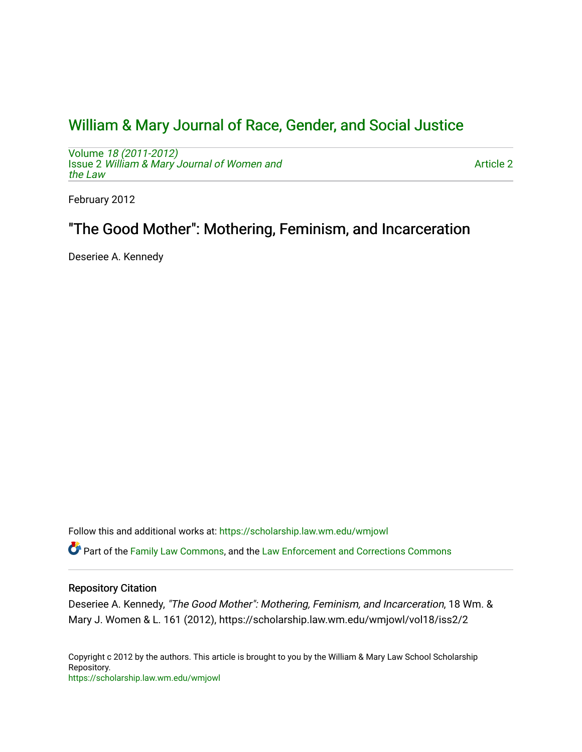# William & Mary Journal of Race, Gender, and Social Justice

Volume *18 (2011-2012)*
Issue 2 *William & Mary Journal of Women and the Law*

Article 2

February 2012

## "The Good Mother": Mothering, Feminism, and Incarceration

Deseriee A. Kennedy

Follow this and additional works at: https://scholarship.law.wm.edu/wmjowl

Part of the Family Law Commons, and the Law Enforcement and Corrections Commons

### Repository Citation

Deseriee A. Kennedy, *"The Good Mother": Mothering, Feminism, and Incarceration*, 18 Wm. & Mary J. Women & L. 161 (2012), https://scholarship.law.wm.edu/wmjowl/vol18/iss2/2

Copyright c 2012 by the authors. This article is brought to you by the William & Mary Law School Scholarship Repository.
https://scholarship.law.wm.edu/wmjowl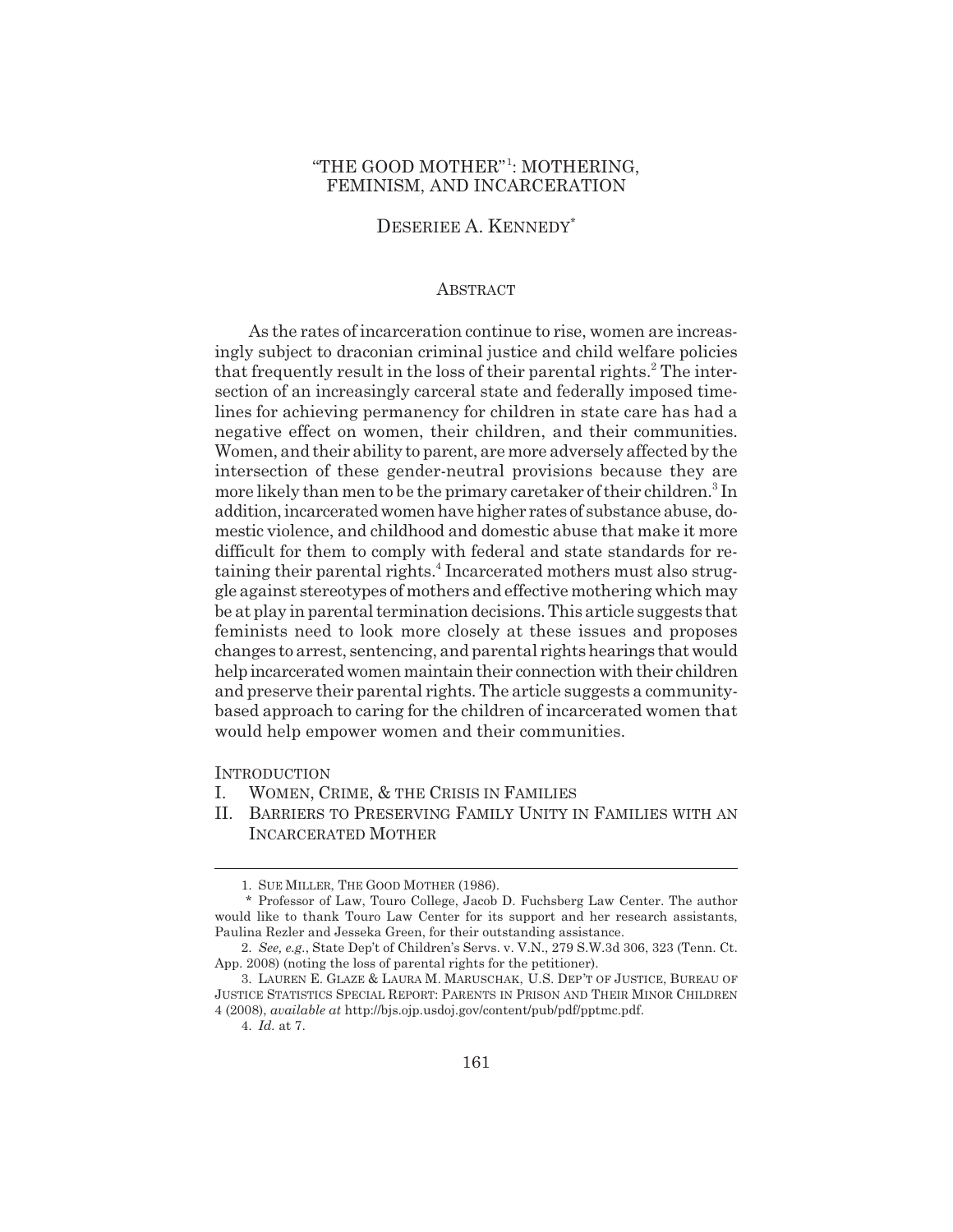# "THE GOOD MOTHER"[1]: MOTHERING, FEMINISM, AND INCARCERATION

DESERIEE A. KENNEDY*

## ABSTRACT

As the rates of incarceration continue to rise, women are increasingly subject to draconian criminal justice and child welfare policies that frequently result in the loss of their parental rights.[2] The intersection of an increasingly carceral state and federally imposed timelines for achieving permanency for children in state care has had a negative effect on women, their children, and their communities. Women, and their ability to parent, are more adversely affected by the intersection of these gender-neutral provisions because they are more likely than men to be the primary caretaker of their children.[3] In addition, incarcerated women have higher rates of substance abuse, domestic violence, and childhood and domestic abuse that make it more difficult for them to comply with federal and state standards for retaining their parental rights.[4] Incarcerated mothers must also struggle against stereotypes of mothers and effective mothering which may be at play in parental termination decisions. This article suggests that feminists need to look more closely at these issues and proposes changes to arrest, sentencing, and parental rights hearings that would help incarcerated women maintain their connection with their children and preserve their parental rights. The article suggests a community-based approach to caring for the children of incarcerated women that would help empower women and their communities.

INTRODUCTION

I. WOMEN, CRIME, & THE CRISIS IN FAMILIES

II. BARRIERS TO PRESERVING FAMILY UNITY IN FAMILIES WITH AN INCARCERATED MOTHER

---

1. SUE MILLER, THE GOOD MOTHER (1986).

\* Professor of Law, Touro College, Jacob D. Fuchsberg Law Center. The author would like to thank Touro Law Center for its support and her research assistants, Paulina Rezler and Jesseka Green, for their outstanding assistance.

2. *See, e.g.*, State Dep't of Children's Servs. v. V.N., 279 S.W.3d 306, 323 (Tenn. Ct. App. 2008) (noting the loss of parental rights for the petitioner).

3. LAUREN E. GLAZE & LAURA M. MARUSCHAK, U.S. DEP'T OF JUSTICE, BUREAU OF JUSTICE STATISTICS SPECIAL REPORT: PARENTS IN PRISON AND THEIR MINOR CHILDREN 4 (2008), *available at* http://bjs.ojp.usdoj.gov/content/pub/pdf/pptmc.pdf.

4. *Id.* at 7.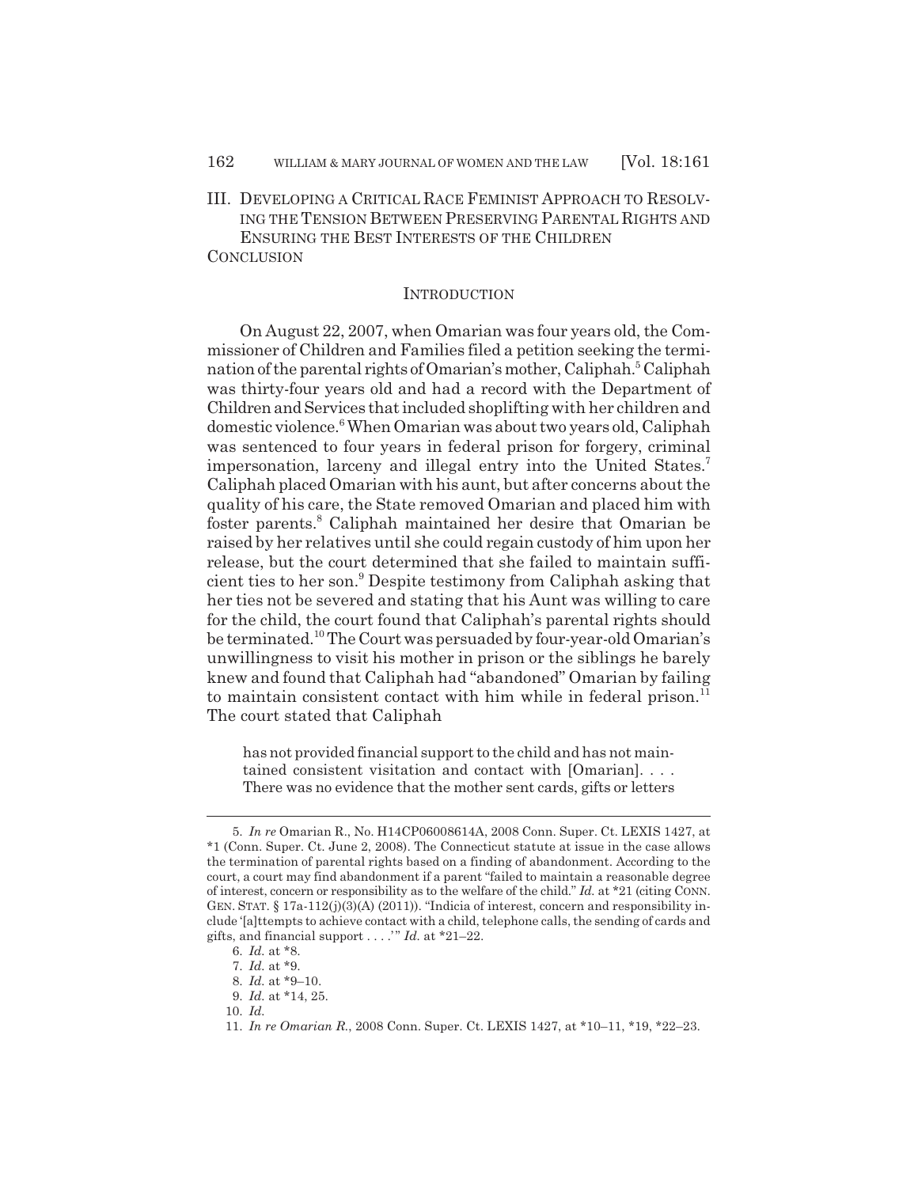III. DEVELOPING A CRITICAL RACE FEMINIST APPROACH TO RESOLVING THE TENSION BETWEEN PRESERVING PARENTAL RIGHTS AND ENSURING THE BEST INTERESTS OF THE CHILDREN

CONCLUSION

## INTRODUCTION

On August 22, 2007, when Omarian was four years old, the Commissioner of Children and Families filed a petition seeking the termination of the parental rights of Omarian's mother, Caliphah.[5] Caliphah was thirty-four years old and had a record with the Department of Children and Services that included shoplifting with her children and domestic violence.[6] When Omarian was about two years old, Caliphah was sentenced to four years in federal prison for forgery, criminal impersonation, larceny and illegal entry into the United States.[7] Caliphah placed Omarian with his aunt, but after concerns about the quality of his care, the State removed Omarian and placed him with foster parents.[8] Caliphah maintained her desire that Omarian be raised by her relatives until she could regain custody of him upon her release, but the court determined that she failed to maintain sufficient ties to her son.[9] Despite testimony from Caliphah asking that her ties not be severed and stating that his Aunt was willing to care for the child, the court found that Caliphah's parental rights should be terminated.[10] The Court was persuaded by four-year-old Omarian's unwillingness to visit his mother in prison or the siblings he barely knew and found that Caliphah had "abandoned" Omarian by failing to maintain consistent contact with him while in federal prison.[11] The court stated that Caliphah

> has not provided financial support to the child and has not maintained consistent visitation and contact with [Omarian]. . . . There was no evidence that the mother sent cards, gifts or letters

---

5. *In re* Omarian R., No. H14CP06008614A, 2008 Conn. Super. Ct. LEXIS 1427, at *1 (Conn. Super. Ct. June 2, 2008). The Connecticut statute at issue in the case allows the termination of parental rights based on a finding of abandonment. According to the court, a court may find abandonment if a parent "failed to maintain a reasonable degree of interest, concern or responsibility as to the welfare of the child." *Id.* at *21 (citing CONN. GEN. STAT. § 17a-112(j)(3)(A) (2011)). "Indicia of interest, concern and responsibility include '[a]ttempts to achieve contact with a child, telephone calls, the sending of cards and gifts, and financial support . . . .'" *Id.* at *21–22.

6. *Id.* at *8.

7. *Id.* at *9.

8. *Id.* at *9–10.

9. *Id.* at *14, 25.

10. *Id.*

11. *In re Omarian R.*, 2008 Conn. Super. Ct. LEXIS 1427, at *10–11, *19, *22–23.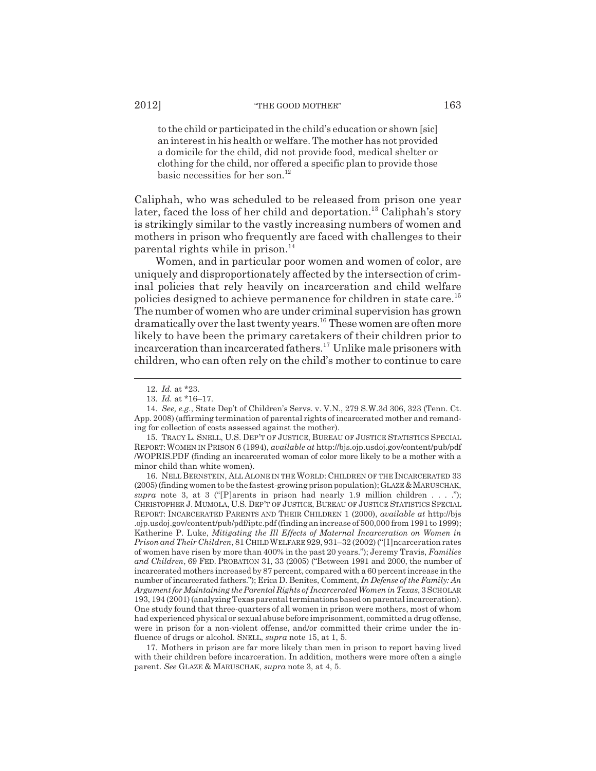to the child or participated in the child's education or shown [sic] an interest in his health or welfare. The mother has not provided a domicile for the child, did not provide food, medical shelter or clothing for the child, nor offered a specific plan to provide those basic necessities for her son.[12]

Caliphah, who was scheduled to be released from prison one year later, faced the loss of her child and deportation.[13] Caliphah's story is strikingly similar to the vastly increasing numbers of women and mothers in prison who frequently are faced with challenges to their parental rights while in prison.[14]

Women, and in particular poor women and women of color, are uniquely and disproportionately affected by the intersection of criminal policies that rely heavily on incarceration and child welfare policies designed to achieve permanence for children in state care.[15] The number of women who are under criminal supervision has grown dramatically over the last twenty years.[16] These women are often more likely to have been the primary caretakers of their children prior to incarceration than incarcerated fathers.[17] Unlike male prisoners with children, who can often rely on the child's mother to continue to care

---

12. *Id.* at *23.

13. *Id.* at *16–17.

14. *See, e.g.*, State Dep't of Children's Servs. v. V.N., 279 S.W.3d 306, 323 (Tenn. Ct. App. 2008) (affirming termination of parental rights of incarcerated mother and remanding for collection of costs assessed against the mother).

15. TRACY L. SNELL, U.S. DEP'T OF JUSTICE, BUREAU OF JUSTICE STATISTICS SPECIAL REPORT: WOMEN IN PRISON 6 (1994), *available at* http://bjs.ojp.usdoj.gov/content/pub/pdf/WOPRIS.PDF (finding an incarcerated woman of color more likely to be a mother with a minor child than white women).

16. NELL BERNSTEIN, ALL ALONE IN THE WORLD: CHILDREN OF THE INCARCERATED 33 (2005) (finding women to be the fastest-growing prison population); GLAZE & MARUSCHAK, *supra* note 3, at 3 ("[P]arents in prison had nearly 1.9 million children . . . ."); CHRISTOPHER J. MUMOLA, U.S. DEP'T OF JUSTICE, BUREAU OF JUSTICE STATISTICS SPECIAL REPORT: INCARCERATED PARENTS AND THEIR CHILDREN 1 (2000), *available at* http://bjs.ojp.usdoj.gov/content/pub/pdf/iptc.pdf (finding an increase of 500,000 from 1991 to 1999); Katherine P. Luke, *Mitigating the Ill Effects of Maternal Incarceration on Women in Prison and Their Children*, 81 CHILD WELFARE 929, 931–32 (2002) ("[I]ncarceration rates of women have risen by more than 400% in the past 20 years."); Jeremy Travis, *Families and Children*, 69 FED. PROBATION 31, 33 (2005) ("Between 1991 and 2000, the number of incarcerated mothers increased by 87 percent, compared with a 60 percent increase in the number of incarcerated fathers."); Erica D. Benites, Comment, *In Defense of the Family: An Argument for Maintaining the Parental Rights of Incarcerated Women in Texas*, 3 SCHOLAR 193, 194 (2001) (analyzing Texas parental terminations based on parental incarceration). One study found that three-quarters of all women in prison were mothers, most of whom had experienced physical or sexual abuse before imprisonment, committed a drug offense, were in prison for a non-violent offense, and/or committed their crime under the influence of drugs or alcohol. SNELL, *supra* note 15, at 1, 5.

17. Mothers in prison are far more likely than men in prison to report having lived with their children before incarceration. In addition, mothers were more often a single parent. *See* GLAZE & MARUSCHAK, *supra* note 3, at 4, 5.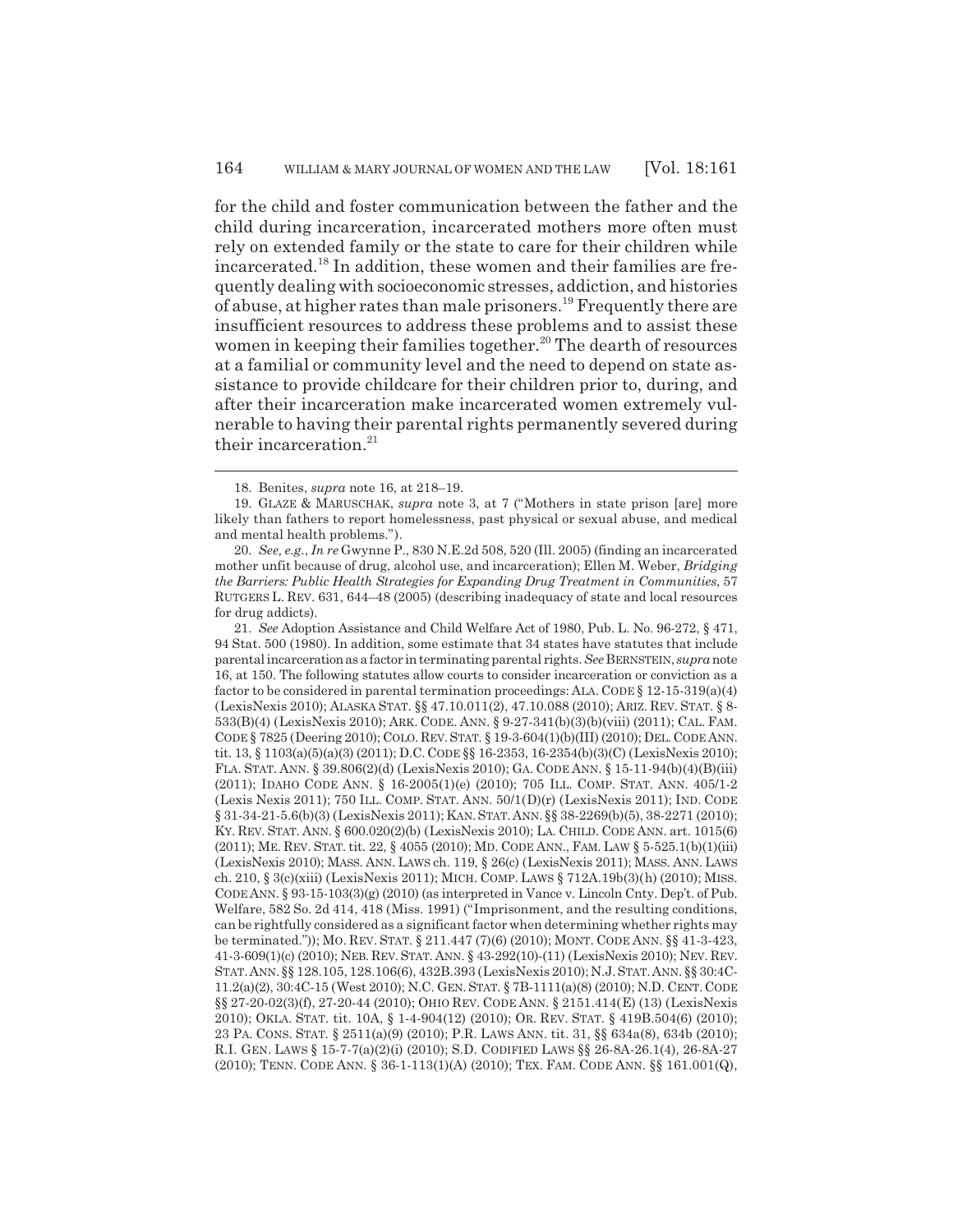for the child and foster communication between the father and the child during incarceration, incarcerated mothers more often must rely on extended family or the state to care for their children while incarcerated.[18] In addition, these women and their families are frequently dealing with socioeconomic stresses, addiction, and histories of abuse, at higher rates than male prisoners.[19] Frequently there are insufficient resources to address these problems and to assist these women in keeping their families together.[20] The dearth of resources at a familial or community level and the need to depend on state assistance to provide childcare for their children prior to, during, and after their incarceration make incarcerated women extremely vulnerable to having their parental rights permanently severed during their incarceration.[21]

---

18. Benites, *supra* note 16, at 218–19.

19. GLAZE & MARUSCHAK, *supra* note 3, at 7 ("Mothers in state prison [are] more likely than fathers to report homelessness, past physical or sexual abuse, and medical and mental health problems.").

20. *See, e.g.*, *In re* Gwynne P., 830 N.E.2d 508, 520 (Ill. 2005) (finding an incarcerated mother unfit because of drug, alcohol use, and incarceration); Ellen M. Weber, *Bridging the Barriers: Public Health Strategies for Expanding Drug Treatment in Communities*, 57 RUTGERS L. REV. 631, 644–48 (2005) (describing inadequacy of state and local resources for drug addicts).

21. *See* Adoption Assistance and Child Welfare Act of 1980, Pub. L. No. 96-272, § 471, 94 Stat. 500 (1980). In addition, some estimate that 34 states have statutes that include parental incarceration as a factor in terminating parental rights. *See* BERNSTEIN, *supra* note 16, at 150. The following statutes allow courts to consider incarceration or conviction as a factor to be considered in parental termination proceedings: ALA. CODE § 12-15-319(a)(4) (LexisNexis 2010); ALASKA STAT. §§ 47.10.011(2), 47.10.088 (2010); ARIZ. REV. STAT. § 8-533(B)(4) (LexisNexis 2010); ARK. CODE. ANN. § 9-27-341(b)(3)(b)(viii) (2011); CAL. FAM. CODE § 7825 (Deering 2010); COLO. REV. STAT. § 19-3-604(1)(b)(III) (2010); DEL. CODE ANN. tit. 13, § 1103(a)(5)(a)(3) (2011); D.C. CODE §§ 16-2353, 16-2354(b)(3)(C) (LexisNexis 2010); FLA. STAT. ANN. § 39.806(2)(d) (LexisNexis 2010); GA. CODE ANN. § 15-11-94(b)(4)(B)(iii) (2011); IDAHO CODE ANN. § 16-2005(1)(e) (2010); 705 ILL. COMP. STAT. ANN. 405/1-2 (Lexis Nexis 2011); 750 ILL. COMP. STAT. ANN. 50/1(D)(r) (LexisNexis 2011); IND. CODE § 31-34-21-5.6(b)(3) (LexisNexis 2011); KAN. STAT. ANN. §§ 38-2269(b)(5), 38-2271 (2010); KY. REV. STAT. ANN. § 600.020(2)(b) (LexisNexis 2010); LA. CHILD. CODE ANN. art. 1015(6) (2011); ME. REV. STAT. tit. 22, § 4055 (2010); MD. CODE ANN., FAM. LAW § 5-525.1(b)(1)(iii) (LexisNexis 2010); MASS. ANN. LAWS ch. 119, § 26(c) (LexisNexis 2011); MASS. ANN. LAWS ch. 210, § 3(c)(xiii) (LexisNexis 2011); MICH. COMP. LAWS § 712A.19b(3)(h) (2010); MISS. CODE ANN. § 93-15-103(3)(g) (2010) (as interpreted in Vance v. Lincoln Cnty. Dep't. of Pub. Welfare, 582 So. 2d 414, 418 (Miss. 1991) ("Imprisonment, and the resulting conditions, can be rightfully considered as a significant factor when determining whether rights may be terminated.")); MO. REV. STAT. § 211.447 (7)(6) (2010); MONT. CODE ANN. §§ 41-3-423, 41-3-609(1)(c) (2010); NEB. REV. STAT. ANN. § 43-292(10)-(11) (LexisNexis 2010); NEV. REV. STAT. ANN. §§ 128.105, 128.106(6), 432B.393 (LexisNexis 2010); N.J. STAT. ANN. §§ 30:4C-11.2(a)(2), 30:4C-15 (West 2010); N.C. GEN. STAT. § 7B-1111(a)(8) (2010); N.D. CENT. CODE §§ 27-20-02(3)(f), 27-20-44 (2010); OHIO REV. CODE ANN. § 2151.414(E) (13) (LexisNexis 2010); OKLA. STAT. tit. 10A, § 1-4-904(12) (2010); OR. REV. STAT. § 419B.504(6) (2010); 23 PA. CONS. STAT. § 2511(a)(9) (2010); P.R. LAWS ANN. tit. 31, §§ 634a(8), 634b (2010); R.I. GEN. LAWS § 15-7-7(a)(2)(i) (2010); S.D. CODIFIED LAWS §§ 26-8A-26.1(4), 26-8A-27 (2010); TENN. CODE ANN. § 36-1-113(1)(A) (2010); TEX. FAM. CODE ANN. §§ 161.001(Q),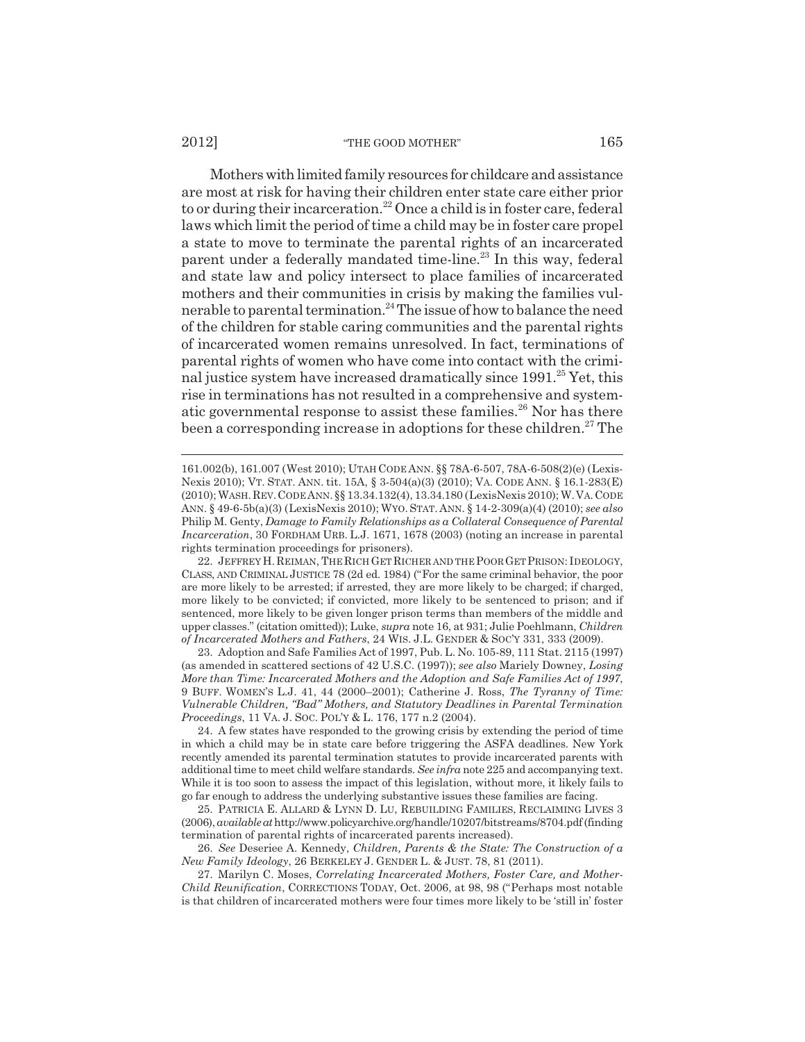Mothers with limited family resources for childcare and assistance are most at risk for having their children enter state care either prior to or during their incarceration.[22] Once a child is in foster care, federal laws which limit the period of time a child may be in foster care propel a state to move to terminate the parental rights of an incarcerated parent under a federally mandated time-line.[23] In this way, federal and state law and policy intersect to place families of incarcerated mothers and their communities in crisis by making the families vulnerable to parental termination.[24] The issue of how to balance the need of the children for stable caring communities and the parental rights of incarcerated women remains unresolved. In fact, terminations of parental rights of women who have come into contact with the criminal justice system have increased dramatically since 1991.[25] Yet, this rise in terminations has not resulted in a comprehensive and systematic governmental response to assist these families.[26] Nor has there been a corresponding increase in adoptions for these children.[27] The

---

161.002(b), 161.007 (West 2010); UTAH CODE ANN. §§ 78A-6-507, 78A-6-508(2)(e) (LexisNexis 2010); VT. STAT. ANN. tit. 15A, § 3-504(a)(3) (2010); VA. CODE ANN. § 16.1-283(E) (2010); WASH. REV. CODE ANN. §§ 13.34.132(4), 13.34.180 (LexisNexis 2010); W. VA. CODE ANN. § 49-6-5b(a)(3) (LexisNexis 2010); WYO. STAT. ANN. § 14-2-309(a)(4) (2010); *see also* Philip M. Genty, *Damage to Family Relationships as a Collateral Consequence of Parental Incarceration*, 30 FORDHAM URB. L.J. 1671, 1678 (2003) (noting an increase in parental rights termination proceedings for prisoners).

22. JEFFREY H. REIMAN, THE RICH GET RICHER AND THE POOR GET PRISON: IDEOLOGY, CLASS, AND CRIMINAL JUSTICE 78 (2d ed. 1984) ("For the same criminal behavior, the poor are more likely to be arrested; if arrested, they are more likely to be charged; if charged, more likely to be convicted; if convicted, more likely to be sentenced to prison; and if sentenced, more likely to be given longer prison terms than members of the middle and upper classes." (citation omitted)); Luke, *supra* note 16, at 931; Julie Poehlmann, *Children of Incarcerated Mothers and Fathers*, 24 WIS. J.L. GENDER & SOC'Y 331, 333 (2009).

23. Adoption and Safe Families Act of 1997, Pub. L. No. 105-89, 111 Stat. 2115 (1997) (as amended in scattered sections of 42 U.S.C. (1997)); *see also* Mariely Downey, *Losing More than Time: Incarcerated Mothers and the Adoption and Safe Families Act of 1997*, 9 BUFF. WOMEN'S L.J. 41, 44 (2000–2001); Catherine J. Ross, *The Tyranny of Time: Vulnerable Children, "Bad" Mothers, and Statutory Deadlines in Parental Termination Proceedings*, 11 VA. J. SOC. POL'Y & L. 176, 177 n.2 (2004).

24. A few states have responded to the growing crisis by extending the period of time in which a child may be in state care before triggering the ASFA deadlines. New York recently amended its parental termination statutes to provide incarcerated parents with additional time to meet child welfare standards. *See infra* note 225 and accompanying text. While it is too soon to assess the impact of this legislation, without more, it likely fails to go far enough to address the underlying substantive issues these families are facing.

25. PATRICIA E. ALLARD & LYNN D. LU, REBUILDING FAMILIES, RECLAIMING LIVES 3 (2006), *available at* http://www.policyarchive.org/handle/10207/bitstreams/8704.pdf (finding termination of parental rights of incarcerated parents increased).

26. *See* Deseriee A. Kennedy, *Children, Parents & the State: The Construction of a New Family Ideology*, 26 BERKELEY J. GENDER L. & JUST. 78, 81 (2011).

27. Marilyn C. Moses, *Correlating Incarcerated Mothers, Foster Care, and Mother-Child Reunification*, CORRECTIONS TODAY, Oct. 2006, at 98, 98 ("Perhaps most notable is that children of incarcerated mothers were four times more likely to be 'still in' foster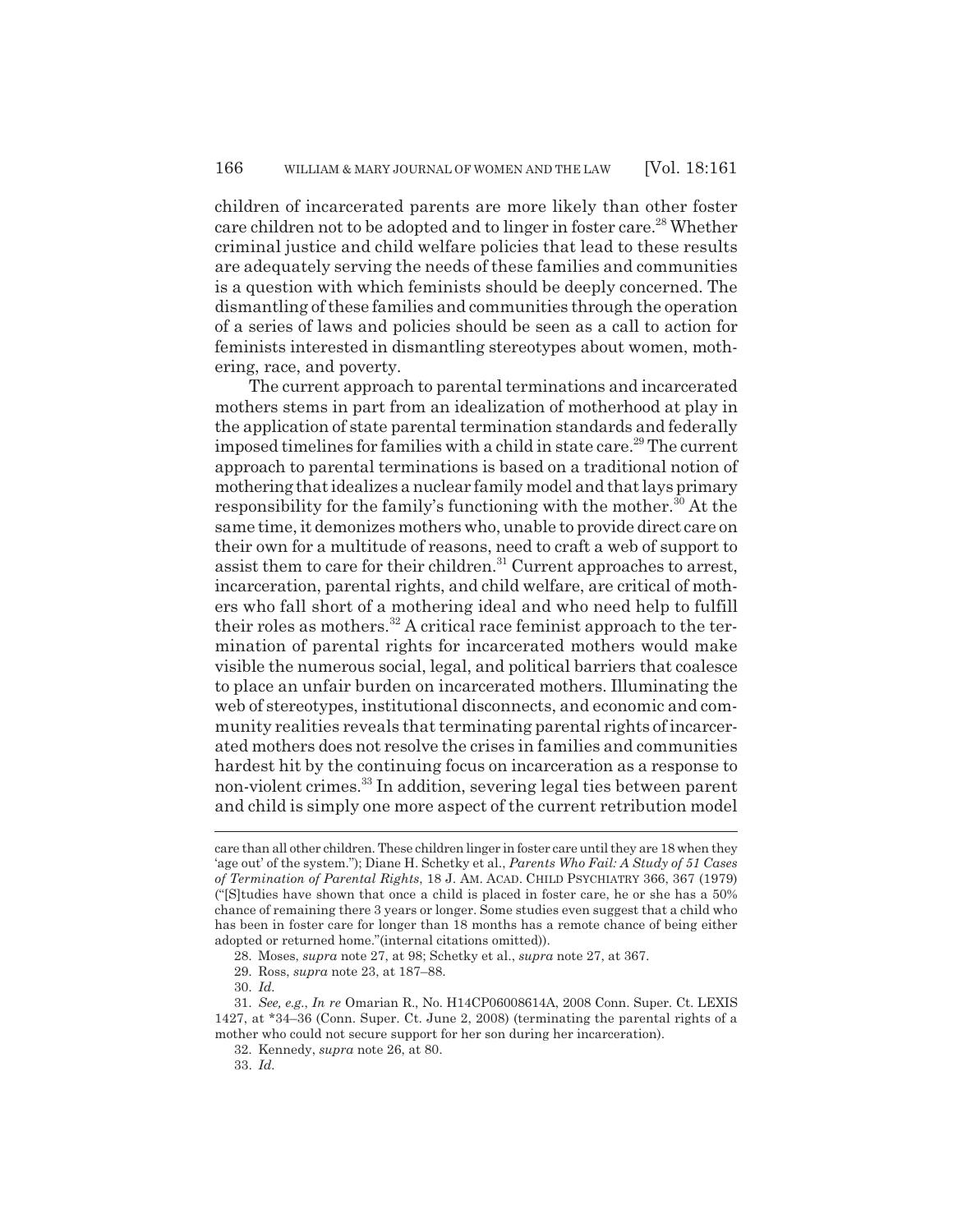children of incarcerated parents are more likely than other foster care children not to be adopted and to linger in foster care.[28] Whether criminal justice and child welfare policies that lead to these results are adequately serving the needs of these families and communities is a question with which feminists should be deeply concerned. The dismantling of these families and communities through the operation of a series of laws and policies should be seen as a call to action for feminists interested in dismantling stereotypes about women, mothering, race, and poverty.

The current approach to parental terminations and incarcerated mothers stems in part from an idealization of motherhood at play in the application of state parental termination standards and federally imposed timelines for families with a child in state care.[29] The current approach to parental terminations is based on a traditional notion of mothering that idealizes a nuclear family model and that lays primary responsibility for the family's functioning with the mother.[30] At the same time, it demonizes mothers who, unable to provide direct care on their own for a multitude of reasons, need to craft a web of support to assist them to care for their children.[31] Current approaches to arrest, incarceration, parental rights, and child welfare, are critical of mothers who fall short of a mothering ideal and who need help to fulfill their roles as mothers.[32] A critical race feminist approach to the termination of parental rights for incarcerated mothers would make visible the numerous social, legal, and political barriers that coalesce to place an unfair burden on incarcerated mothers. Illuminating the web of stereotypes, institutional disconnects, and economic and community realities reveals that terminating parental rights of incarcerated mothers does not resolve the crises in families and communities hardest hit by the continuing focus on incarceration as a response to non-violent crimes.[33] In addition, severing legal ties between parent and child is simply one more aspect of the current retribution model

---

care than all other children. These children linger in foster care until they are 18 when they 'age out' of the system."); Diane H. Schetky et al., *Parents Who Fail: A Study of 51 Cases of Termination of Parental Rights*, 18 J. AM. ACAD. CHILD PSYCHIATRY 366, 367 (1979) ("[S]tudies have shown that once a child is placed in foster care, he or she has a 50% chance of remaining there 3 years or longer. Some studies even suggest that a child who has been in foster care for longer than 18 months has a remote chance of being either adopted or returned home."(internal citations omitted)).

28. Moses, *supra* note 27, at 98; Schetky et al., *supra* note 27, at 367.

29. Ross, *supra* note 23, at 187–88.

30. *Id.*

31. *See, e.g.*, *In re* Omarian R., No. H14CP06008614A, 2008 Conn. Super. Ct. LEXIS 1427, at *34–36 (Conn. Super. Ct. June 2, 2008) (terminating the parental rights of a mother who could not secure support for her son during her incarceration).

32. Kennedy, *supra* note 26, at 80.

33. *Id.*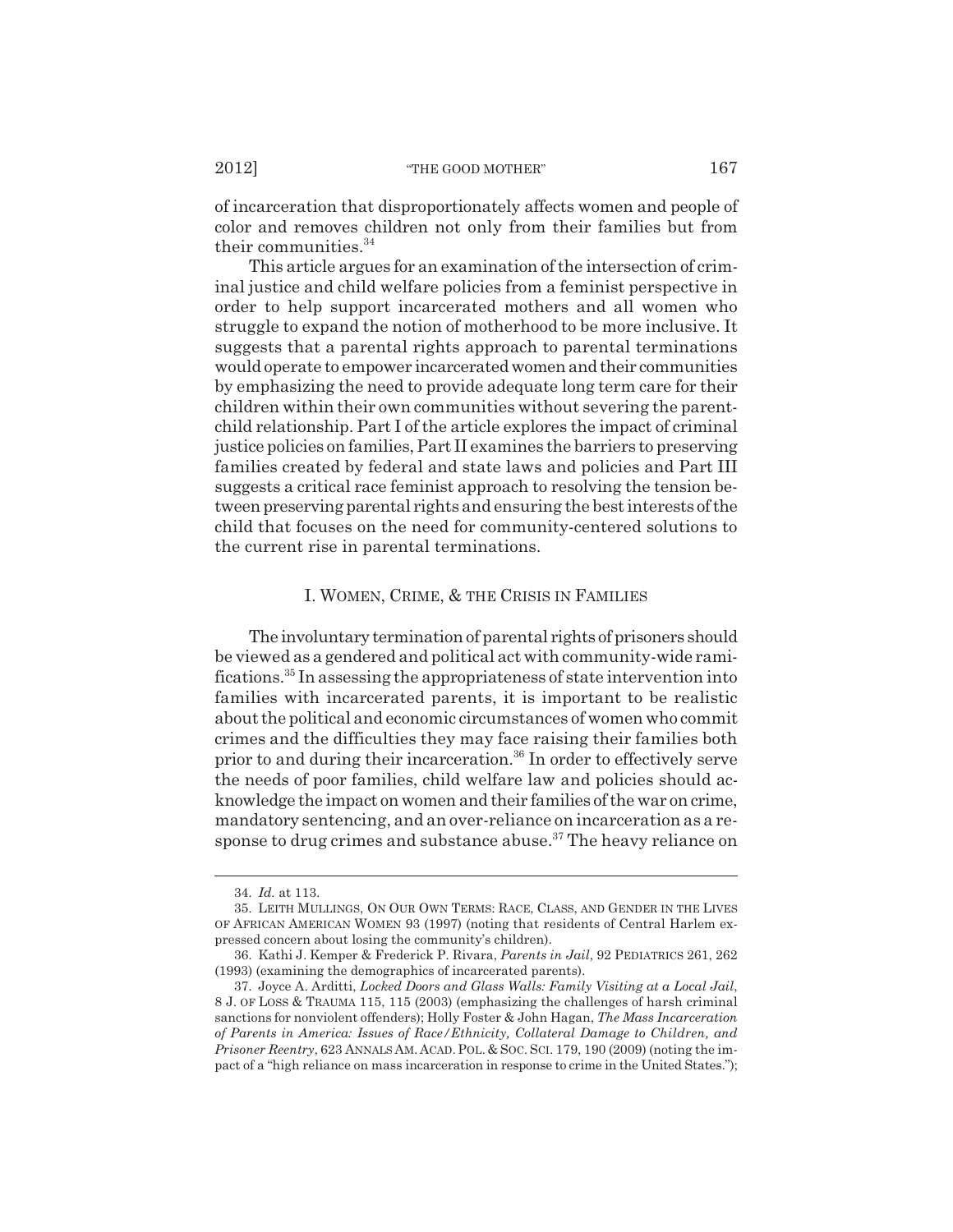of incarceration that disproportionately affects women and people of color and removes children not only from their families but from their communities.[34]

This article argues for an examination of the intersection of criminal justice and child welfare policies from a feminist perspective in order to help support incarcerated mothers and all women who struggle to expand the notion of motherhood to be more inclusive. It suggests that a parental rights approach to parental terminations would operate to empower incarcerated women and their communities by emphasizing the need to provide adequate long term care for their children within their own communities without severing the parent-child relationship. Part I of the article explores the impact of criminal justice policies on families, Part II examines the barriers to preserving families created by federal and state laws and policies and Part III suggests a critical race feminist approach to resolving the tension between preserving parental rights and ensuring the best interests of the child that focuses on the need for community-centered solutions to the current rise in parental terminations.

## I. WOMEN, CRIME, & THE CRISIS IN FAMILIES

The involuntary termination of parental rights of prisoners should be viewed as a gendered and political act with community-wide ramifications.[35] In assessing the appropriateness of state intervention into families with incarcerated parents, it is important to be realistic about the political and economic circumstances of women who commit crimes and the difficulties they may face raising their families both prior to and during their incarceration.[36] In order to effectively serve the needs of poor families, child welfare law and policies should acknowledge the impact on women and their families of the war on crime, mandatory sentencing, and an over-reliance on incarceration as a response to drug crimes and substance abuse.[37] The heavy reliance on

---

34. *Id.* at 113.

35. LEITH MULLINGS, ON OUR OWN TERMS: RACE, CLASS, AND GENDER IN THE LIVES OF AFRICAN AMERICAN WOMEN 93 (1997) (noting that residents of Central Harlem expressed concern about losing the community's children).

36. Kathi J. Kemper & Frederick P. Rivara, *Parents in Jail*, 92 PEDIATRICS 261, 262 (1993) (examining the demographics of incarcerated parents).

37. Joyce A. Arditti, *Locked Doors and Glass Walls: Family Visiting at a Local Jail*, 8 J. OF LOSS & TRAUMA 115, 115 (2003) (emphasizing the challenges of harsh criminal sanctions for nonviolent offenders); Holly Foster & John Hagan, *The Mass Incarceration of Parents in America: Issues of Race/Ethnicity, Collateral Damage to Children, and Prisoner Reentry*, 623 ANNALS AM. ACAD. POL. & SOC. SCI. 179, 190 (2009) (noting the impact of a "high reliance on mass incarceration in response to crime in the United States.");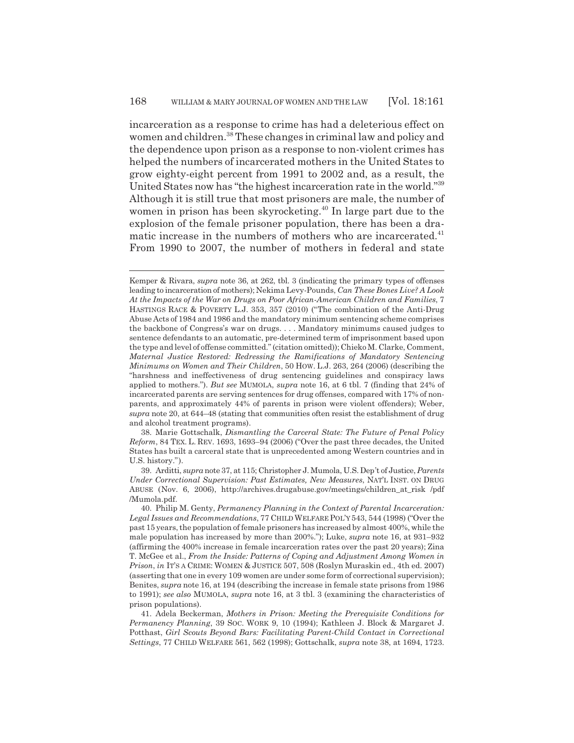incarceration as a response to crime has had a deleterious effect on women and children.[38] These changes in criminal law and policy and the dependence upon prison as a response to non-violent crimes has helped the numbers of incarcerated mothers in the United States to grow eighty-eight percent from 1991 to 2002 and, as a result, the United States now has "the highest incarceration rate in the world."[39] Although it is still true that most prisoners are male, the number of women in prison has been skyrocketing.[40] In large part due to the explosion of the female prisoner population, there has been a dramatic increase in the numbers of mothers who are incarcerated.[41] From 1990 to 2007, the number of mothers in federal and state

---

Kemper & Rivara, *supra* note 36, at 262, tbl. 3 (indicating the primary types of offenses leading to incarceration of mothers); Nekima Levy-Pounds, *Can These Bones Live? A Look At the Impacts of the War on Drugs on Poor African-American Children and Families*, 7 HASTINGS RACE & POVERTY L.J. 353, 357 (2010) ("The combination of the Anti-Drug Abuse Acts of 1984 and 1986 and the mandatory minimum sentencing scheme comprises the backbone of Congress's war on drugs. . . . Mandatory minimums caused judges to sentence defendants to an automatic, pre-determined term of imprisonment based upon the type and level of offense committed." (citation omitted)); Chieko M. Clarke, Comment, *Maternal Justice Restored: Redressing the Ramifications of Mandatory Sentencing Minimums on Women and Their Children*, 50 HOW. L.J. 263, 264 (2006) (describing the "harshness and ineffectiveness of drug sentencing guidelines and conspiracy laws applied to mothers."). *But see* MUMOLA, *supra* note 16, at 6 tbl. 7 (finding that 24% of incarcerated parents are serving sentences for drug offenses, compared with 17% of non-parents, and approximately 44% of parents in prison were violent offenders); Weber, *supra* note 20, at 644–48 (stating that communities often resist the establishment of drug and alcohol treatment programs).

38. Marie Gottschalk, *Dismantling the Carceral State: The Future of Penal Policy Reform*, 84 TEX. L. REV. 1693, 1693–94 (2006) ("Over the past three decades, the United States has built a carceral state that is unprecedented among Western countries and in U.S. history.").

39. Arditti, *supra* note 37, at 115; Christopher J. Mumola, U.S. Dep't of Justice, *Parents Under Correctional Supervision: Past Estimates, New Measures*, NAT'L INST. ON DRUG ABUSE (Nov. 6, 2006), http://archives.drugabuse.gov/meetings/children_at_risk /pdf /Mumola.pdf.

40. Philip M. Genty, *Permanency Planning in the Context of Parental Incarceration: Legal Issues and Recommendations*, 77 CHILD WELFARE POL'Y 543, 544 (1998) ("Over the past 15 years, the population of female prisoners has increased by almost 400%, while the male population has increased by more than 200%."); Luke, *supra* note 16, at 931–932 (affirming the 400% increase in female incarceration rates over the past 20 years); Zina T. McGee et al., *From the Inside: Patterns of Coping and Adjustment Among Women in Prison*, *in* IT'S A CRIME: WOMEN & JUSTICE 507, 508 (Roslyn Muraskin ed., 4th ed. 2007) (asserting that one in every 109 women are under some form of correctional supervision); Benites, *supra* note 16, at 194 (describing the increase in female state prisons from 1986 to 1991); *see also* MUMOLA, *supra* note 16, at 3 tbl. 3 (examining the characteristics of prison populations).

41. Adela Beckerman, *Mothers in Prison: Meeting the Prerequisite Conditions for Permanency Planning*, 39 SOC. WORK 9, 10 (1994); Kathleen J. Block & Margaret J. Potthast, *Girl Scouts Beyond Bars: Facilitating Parent-Child Contact in Correctional Settings*, 77 CHILD WELFARE 561, 562 (1998); Gottschalk, *supra* note 38, at 1694, 1723.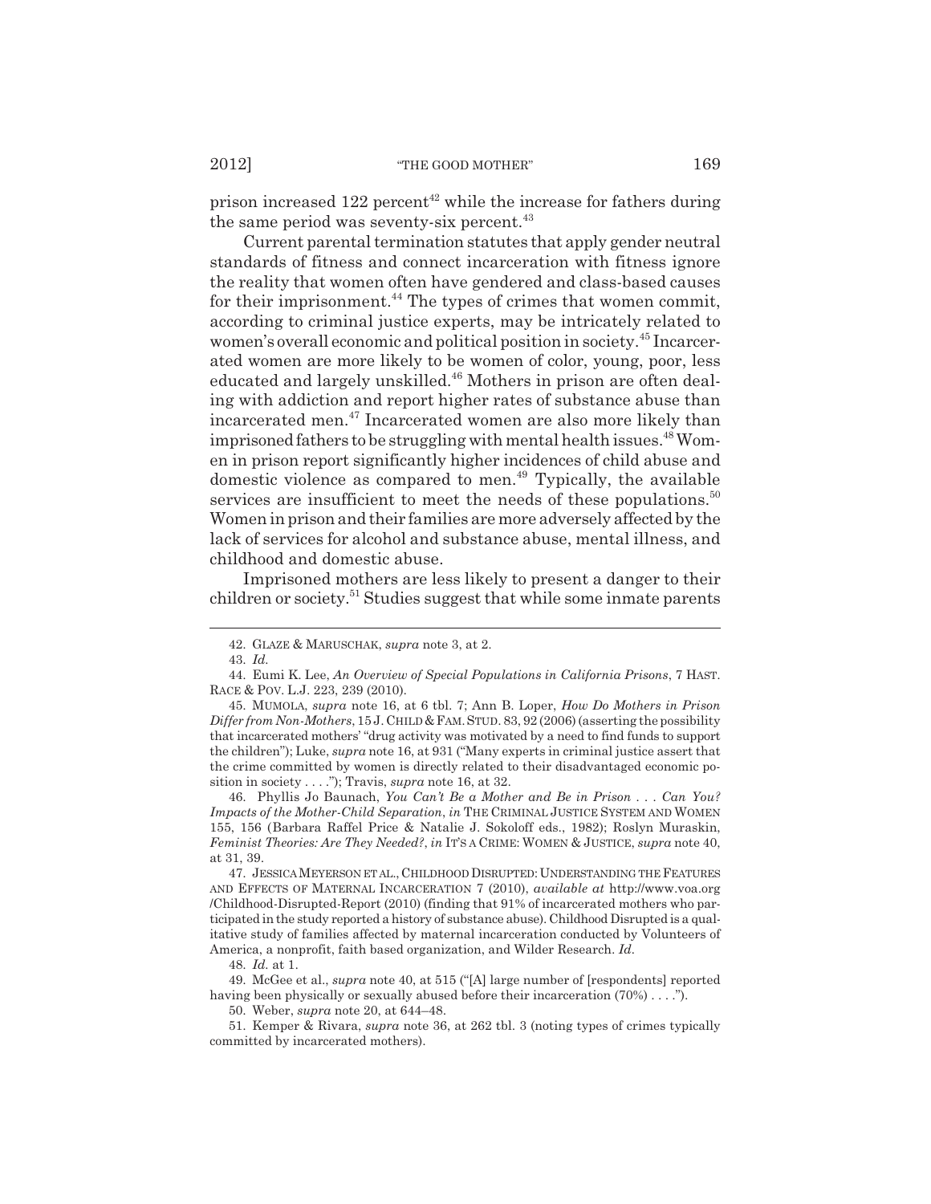prison increased 122 percent[42] while the increase for fathers during the same period was seventy-six percent.[43]

Current parental termination statutes that apply gender neutral standards of fitness and connect incarceration with fitness ignore the reality that women often have gendered and class-based causes for their imprisonment.[44] The types of crimes that women commit, according to criminal justice experts, may be intricately related to women's overall economic and political position in society.[45] Incarcerated women are more likely to be women of color, young, poor, less educated and largely unskilled.[46] Mothers in prison are often dealing with addiction and report higher rates of substance abuse than incarcerated men.[47] Incarcerated women are also more likely than imprisoned fathers to be struggling with mental health issues.[48] Women in prison report significantly higher incidences of child abuse and domestic violence as compared to men.[49] Typically, the available services are insufficient to meet the needs of these populations.[50] Women in prison and their families are more adversely affected by the lack of services for alcohol and substance abuse, mental illness, and childhood and domestic abuse.

Imprisoned mothers are less likely to present a danger to their children or society.[51] Studies suggest that while some inmate parents

---

42. GLAZE & MARUSCHAK, *supra* note 3, at 2.

43. *Id.*

44. Eumi K. Lee, *An Overview of Special Populations in California Prisons*, 7 HAST. RACE & POV. L.J. 223, 239 (2010).

45. MUMOLA, *supra* note 16, at 6 tbl. 7; Ann B. Loper, *How Do Mothers in Prison Differ from Non-Mothers*, 15 J. CHILD & FAM. STUD. 83, 92 (2006) (asserting the possibility that incarcerated mothers' "drug activity was motivated by a need to find funds to support the children"); Luke, *supra* note 16, at 931 ("Many experts in criminal justice assert that the crime committed by women is directly related to their disadvantaged economic position in society . . . ."); Travis, *supra* note 16, at 32.

46. Phyllis Jo Baunach, *You Can't Be a Mother and Be in Prison . . . Can You? Impacts of the Mother-Child Separation*, *in* THE CRIMINAL JUSTICE SYSTEM AND WOMEN 155, 156 (Barbara Raffel Price & Natalie J. Sokoloff eds., 1982); Roslyn Muraskin, *Feminist Theories: Are They Needed?*, *in* IT'S A CRIME: WOMEN & JUSTICE, *supra* note 40, at 31, 39.

47. JESSICA MEYERSON ET AL., CHILDHOOD DISRUPTED: UNDERSTANDING THE FEATURES AND EFFECTS OF MATERNAL INCARCERATION 7 (2010), *available at* http://www.voa.org/Childhood-Disrupted-Report (2010) (finding that 91% of incarcerated mothers who participated in the study reported a history of substance abuse). Childhood Disrupted is a qualitative study of families affected by maternal incarceration conducted by Volunteers of America, a nonprofit, faith based organization, and Wilder Research. *Id.*

48. *Id.* at 1.

49. McGee et al., *supra* note 40, at 515 ("[A] large number of [respondents] reported having been physically or sexually abused before their incarceration (70%) . . . .").

50. Weber, *supra* note 20, at 644–48.

51. Kemper & Rivara, *supra* note 36, at 262 tbl. 3 (noting types of crimes typically committed by incarcerated mothers).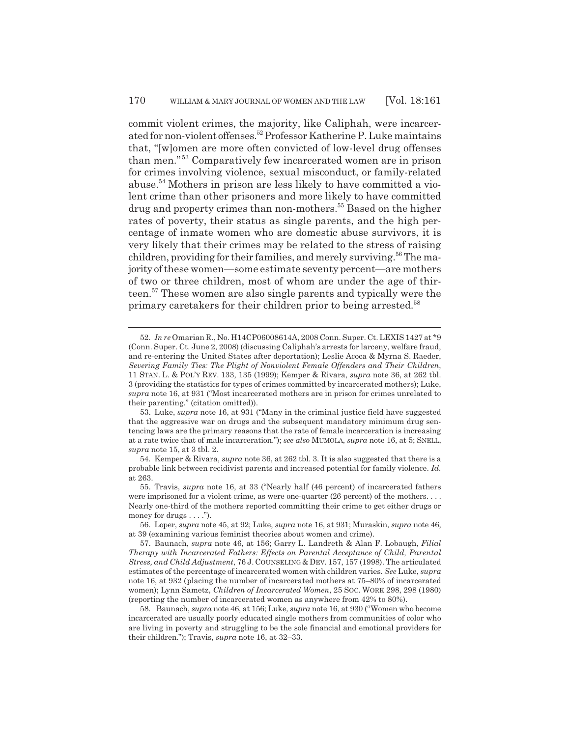commit violent crimes, the majority, like Caliphah, were incarcerated for non-violent offenses.[52] Professor Katherine P. Luke maintains that, "[w]omen are more often convicted of low-level drug offenses than men."[53] Comparatively few incarcerated women are in prison for crimes involving violence, sexual misconduct, or family-related abuse.[54] Mothers in prison are less likely to have committed a violent crime than other prisoners and more likely to have committed drug and property crimes than non-mothers.[55] Based on the higher rates of poverty, their status as single parents, and the high percentage of inmate women who are domestic abuse survivors, it is very likely that their crimes may be related to the stress of raising children, providing for their families, and merely surviving.[56] The majority of these women—some estimate seventy percent—are mothers of two or three children, most of whom are under the age of thirteen.[57] These women are also single parents and typically were the primary caretakers for their children prior to being arrested.[58]

---

52. *In re* Omarian R., No. H14CP06008614A, 2008 Conn. Super. Ct. LEXIS 1427 at *9 (Conn. Super. Ct. June 2, 2008) (discussing Caliphah's arrests for larceny, welfare fraud, and re-entering the United States after deportation); Leslie Acoca & Myrna S. Raeder, *Severing Family Ties: The Plight of Nonviolent Female Offenders and Their Children*, 11 STAN. L. & POL'Y REV. 133, 135 (1999); Kemper & Rivara, *supra* note 36, at 262 tbl. 3 (providing the statistics for types of crimes committed by incarcerated mothers); Luke, *supra* note 16, at 931 ("Most incarcerated mothers are in prison for crimes unrelated to their parenting." (citation omitted)).

53. Luke, *supra* note 16, at 931 ("Many in the criminal justice field have suggested that the aggressive war on drugs and the subsequent mandatory minimum drug sentencing laws are the primary reasons that the rate of female incarceration is increasing at a rate twice that of male incarceration."); *see also* MUMOLA, *supra* note 16, at 5; SNELL, *supra* note 15, at 3 tbl. 2.

54. Kemper & Rivara, *supra* note 36, at 262 tbl. 3. It is also suggested that there is a probable link between recidivist parents and increased potential for family violence. *Id.* at 263.

55. Travis, *supra* note 16, at 33 ("Nearly half (46 percent) of incarcerated fathers were imprisoned for a violent crime, as were one-quarter (26 percent) of the mothers. . . . Nearly one-third of the mothers reported committing their crime to get either drugs or money for drugs . . . .").

56. Loper, *supra* note 45, at 92; Luke, *supra* note 16, at 931; Muraskin, *supra* note 46, at 39 (examining various feminist theories about women and crime).

57. Baunach, *supra* note 46, at 156; Garry L. Landreth & Alan F. Lobaugh, *Filial Therapy with Incarcerated Fathers: Effects on Parental Acceptance of Child, Parental Stress, and Child Adjustment*, 76 J. COUNSELING & DEV. 157, 157 (1998). The articulated estimates of the percentage of incarcerated women with children varies. *See* Luke, *supra* note 16, at 932 (placing the number of incarcerated mothers at 75–80% of incarcerated women); Lynn Sametz, *Children of Incarcerated Women*, 25 SOC. WORK 298, 298 (1980) (reporting the number of incarcerated women as anywhere from 42% to 80%).

58. Baunach, *supra* note 46, at 156; Luke, *supra* note 16, at 930 ("Women who become incarcerated are usually poorly educated single mothers from communities of color who are living in poverty and struggling to be the sole financial and emotional providers for their children."); Travis, *supra* note 16, at 32–33.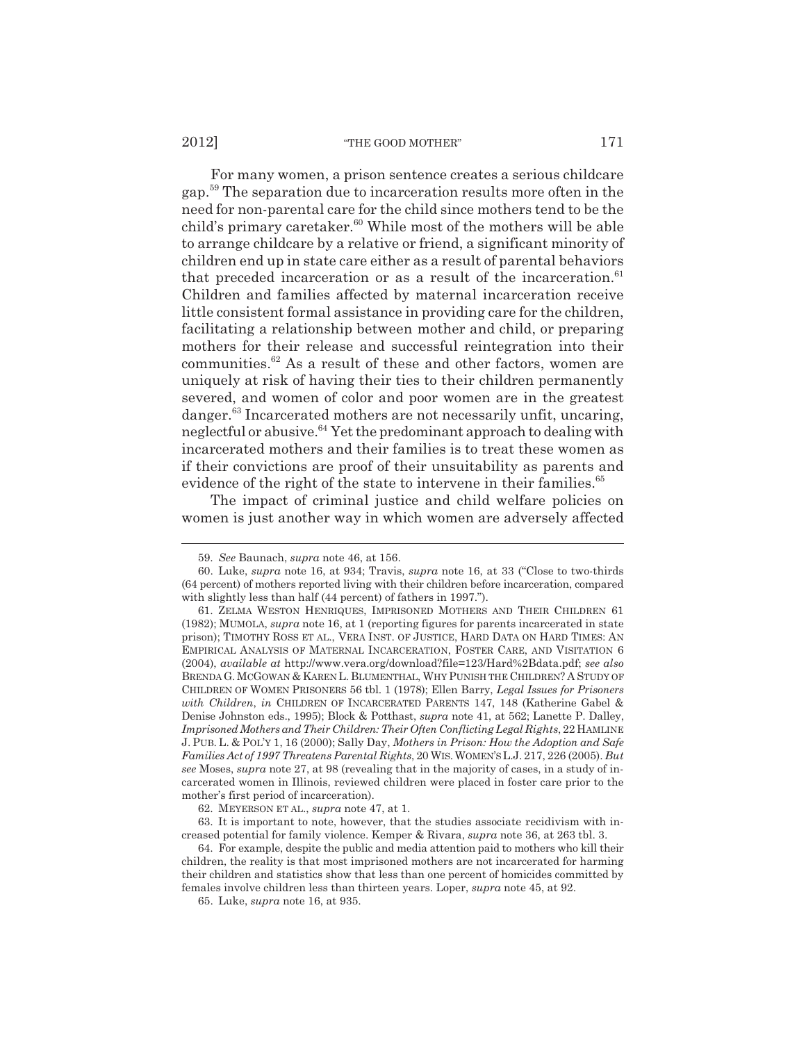For many women, a prison sentence creates a serious childcare gap.[59] The separation due to incarceration results more often in the need for non-parental care for the child since mothers tend to be the child's primary caretaker.[60] While most of the mothers will be able to arrange childcare by a relative or friend, a significant minority of children end up in state care either as a result of parental behaviors that preceded incarceration or as a result of the incarceration.[61] Children and families affected by maternal incarceration receive little consistent formal assistance in providing care for the children, facilitating a relationship between mother and child, or preparing mothers for their release and successful reintegration into their communities.[62] As a result of these and other factors, women are uniquely at risk of having their ties to their children permanently severed, and women of color and poor women are in the greatest danger.[63] Incarcerated mothers are not necessarily unfit, uncaring, neglectful or abusive.[64] Yet the predominant approach to dealing with incarcerated mothers and their families is to treat these women as if their convictions are proof of their unsuitability as parents and evidence of the right of the state to intervene in their families.[65]

The impact of criminal justice and child welfare policies on women is just another way in which women are adversely affected

---

59. *See* Baunach, *supra* note 46, at 156.

60. Luke, *supra* note 16, at 934; Travis, *supra* note 16, at 33 ("Close to two-thirds (64 percent) of mothers reported living with their children before incarceration, compared with slightly less than half (44 percent) of fathers in 1997.").

61. ZELMA WESTON HENRIQUES, IMPRISONED MOTHERS AND THEIR CHILDREN 61 (1982); MUMOLA, *supra* note 16, at 1 (reporting figures for parents incarcerated in state prison); TIMOTHY ROSS ET AL., VERA INST. OF JUSTICE, HARD DATA ON HARD TIMES: AN EMPIRICAL ANALYSIS OF MATERNAL INCARCERATION, FOSTER CARE, AND VISITATION 6 (2004), *available at* http://www.vera.org/download?file=123/Hard%2Bdata.pdf; *see also* BRENDA G. MCGOWAN & KAREN L. BLUMENTHAL, WHY PUNISH THE CHILDREN? A STUDY OF CHILDREN OF WOMEN PRISONERS 56 tbl. 1 (1978); Ellen Barry, *Legal Issues for Prisoners with Children*, *in* CHILDREN OF INCARCERATED PARENTS 147, 148 (Katherine Gabel & Denise Johnston eds., 1995); Block & Potthast, *supra* note 41, at 562; Lanette P. Dalley, *Imprisoned Mothers and Their Children: Their Often Conflicting Legal Rights*, 22 HAMLINE J. PUB. L. & POL'Y 1, 16 (2000); Sally Day, *Mothers in Prison: How the Adoption and Safe Families Act of 1997 Threatens Parental Rights*, 20 WIS. WOMEN'S L.J. 217, 226 (2005). *But see* Moses, *supra* note 27, at 98 (revealing that in the majority of cases, in a study of incarcerated women in Illinois, reviewed children were placed in foster care prior to the mother's first period of incarceration).

62. MEYERSON ET AL., *supra* note 47, at 1.

63. It is important to note, however, that the studies associate recidivism with increased potential for family violence. Kemper & Rivara, *supra* note 36, at 263 tbl. 3.

64. For example, despite the public and media attention paid to mothers who kill their children, the reality is that most imprisoned mothers are not incarcerated for harming their children and statistics show that less than one percent of homicides committed by females involve children less than thirteen years. Loper, *supra* note 45, at 92.

65. Luke, *supra* note 16, at 935.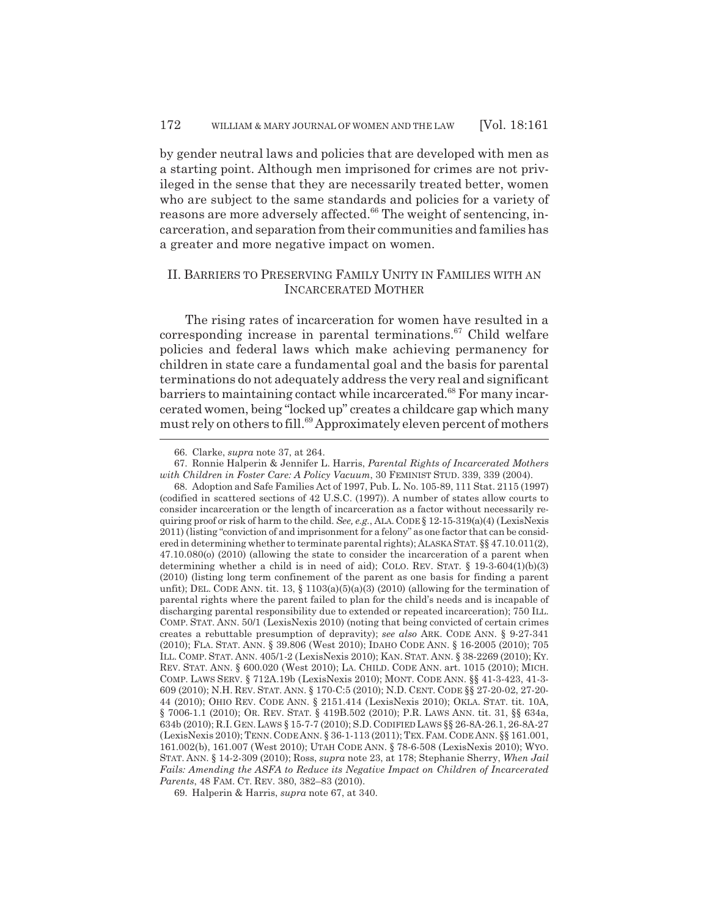by gender neutral laws and policies that are developed with men as a starting point. Although men imprisoned for crimes are not privileged in the sense that they are necessarily treated better, women who are subject to the same standards and policies for a variety of reasons are more adversely affected.[66] The weight of sentencing, incarceration, and separation from their communities and families has a greater and more negative impact on women.

## II. BARRIERS TO PRESERVING FAMILY UNITY IN FAMILIES WITH AN INCARCERATED MOTHER

The rising rates of incarceration for women have resulted in a corresponding increase in parental terminations.[67] Child welfare policies and federal laws which make achieving permanency for children in state care a fundamental goal and the basis for parental terminations do not adequately address the very real and significant barriers to maintaining contact while incarcerated.[68] For many incarcerated women, being "locked up" creates a childcare gap which many must rely on others to fill.[69] Approximately eleven percent of mothers

---

66. Clarke, *supra* note 37, at 264.

67. Ronnie Halperin & Jennifer L. Harris, *Parental Rights of Incarcerated Mothers with Children in Foster Care: A Policy Vacuum*, 30 FEMINIST STUD. 339, 339 (2004).

68. Adoption and Safe Families Act of 1997, Pub. L. No. 105-89, 111 Stat. 2115 (1997) (codified in scattered sections of 42 U.S.C. (1997)). A number of states allow courts to consider incarceration or the length of incarceration as a factor without necessarily requiring proof or risk of harm to the child. *See, e.g.*, ALA. CODE § 12-15-319(a)(4) (LexisNexis 2011) (listing "conviction of and imprisonment for a felony" as one factor that can be considered in determining whether to terminate parental rights); ALASKA STAT. §§ 47.10.011(2), 47.10.080(o) (2010) (allowing the state to consider the incarceration of a parent when determining whether a child is in need of aid); COLO. REV. STAT. § 19-3-604(1)(b)(3) (2010) (listing long term confinement of the parent as one basis for finding a parent unfit); DEL. CODE ANN. tit. 13, § 1103(a)(5)(a)(3) (2010) (allowing for the termination of parental rights where the parent failed to plan for the child's needs and is incapable of discharging parental responsibility due to extended or repeated incarceration); 750 ILL. COMP. STAT. ANN. 50/1 (LexisNexis 2010) (noting that being convicted of certain crimes creates a rebuttable presumption of depravity); *see also* ARK. CODE ANN. § 9-27-341 (2010); FLA. STAT. ANN. § 39.806 (West 2010); IDAHO CODE ANN. § 16-2005 (2010); 705 ILL. COMP. STAT. ANN. 405/1-2 (LexisNexis 2010); KAN. STAT. ANN. § 38-2269 (2010); KY. REV. STAT. ANN. § 600.020 (West 2010); LA. CHILD. CODE ANN. art. 1015 (2010); MICH. COMP. LAWS SERV. § 712A.19b (LexisNexis 2010); MONT. CODE ANN. §§ 41-3-423, 41-3-609 (2010); N.H. REV. STAT. ANN. § 170-C:5 (2010); N.D. CENT. CODE §§ 27-20-02, 27-20-44 (2010); OHIO REV. CODE ANN. § 2151.414 (LexisNexis 2010); OKLA. STAT. tit. 10A, § 7006-1.1 (2010); OR. REV. STAT. § 419B.502 (2010); P.R. LAWS ANN. tit. 31, §§ 634a, 634b (2010); R.I. GEN. LAWS § 15-7-7 (2010); S.D. CODIFIED LAWS §§ 26-8A-26.1, 26-8A-27 (LexisNexis 2010); TENN. CODE ANN. § 36-1-113 (2011); TEX. FAM. CODE ANN. §§ 161.001, 161.002(b), 161.007 (West 2010); UTAH CODE ANN. § 78-6-508 (LexisNexis 2010); WYO. STAT. ANN. § 14-2-309 (2010); Ross, *supra* note 23, at 178; Stephanie Sherry, *When Jail Fails: Amending the ASFA to Reduce its Negative Impact on Children of Incarcerated Parents*, 48 FAM. CT. REV. 380, 382–83 (2010).

69. Halperin & Harris, *supra* note 67, at 340.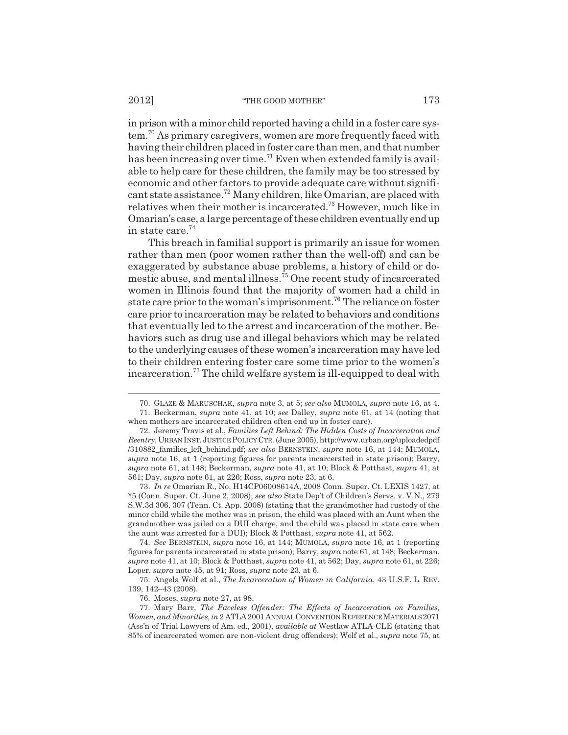in prison with a minor child reported having a child in a foster care system.[70] As primary caregivers, women are more frequently faced with having their children placed in foster care than men, and that number has been increasing over time.[71] Even when extended family is available to help care for these children, the family may be too stressed by economic and other factors to provide adequate care without significant state assistance.[72] Many children, like Omarian, are placed with relatives when their mother is incarcerated.[73] However, much like in Omarian's case, a large percentage of these children eventually end up in state care.[74]

This breach in familial support is primarily an issue for women rather than men (poor women rather than the well-off) and can be exaggerated by substance abuse problems, a history of child or domestic abuse, and mental illness.[75] One recent study of incarcerated women in Illinois found that the majority of women had a child in state care prior to the woman's imprisonment.[76] The reliance on foster care prior to incarceration may be related to behaviors and conditions that eventually led to the arrest and incarceration of the mother. Behaviors such as drug use and illegal behaviors which may be related to the underlying causes of these women's incarceration may have led to their children entering foster care some time prior to the women's incarceration.[77] The child welfare system is ill-equipped to deal with

---

70. GLAZE & MARUSCHAK, *supra* note 3, at 5; *see also* MUMOLA, *supra* note 16, at 4.

71. Beckerman, *supra* note 41, at 10; *see* Dalley, *supra* note 61, at 14 (noting that when mothers are incarcerated children often end up in foster care).

72. Jeremy Travis et al., *Families Left Behind: The Hidden Costs of Incarceration and Reentry*, URBAN INST. JUSTICE POLICY CTR. (June 2005), http://www.urban.org/uploadedpdf/310882_families_left_behind.pdf; *see also* BERNSTEIN, *supra* note 16, at 144; MUMOLA, *supra* note 16, at 1 (reporting figures for parents incarcerated in state prison); Barry, *supra* note 61, at 148; Beckerman, *supra* note 41, at 10; Block & Potthast, *supra* 41, at 561; Day, *supra* note 61, at 226; Ross, *supra* note 23, at 6.

73. *In re* Omarian R., No. H14CP06008614A, 2008 Conn. Super. Ct. LEXIS 1427, at *5 (Conn. Super. Ct. June 2, 2008); *see also* State Dep't of Children's Servs. v. V.N., 279 S.W.3d 306, 307 (Tenn. Ct. App. 2008) (stating that the grandmother had custody of the minor child while the mother was in prison, the child was placed with an Aunt when the grandmother was jailed on a DUI charge, and the child was placed in state care when the aunt was arrested for a DUI); Block & Potthast, *supra* note 41, at 562.

74. *See* BERNSTEIN, *supra* note 16, at 144; MUMOLA, *supra* note 16, at 1 (reporting figures for parents incarcerated in state prison); Barry, *supra* note 61, at 148; Beckerman, *supra* note 41, at 10; Block & Potthast, *supra* note 41, at 562; Day, *supra* note 61, at 226; Loper, *supra* note 45, at 91; Ross, *supra* note 23, at 6.

75. Angela Wolf et al., *The Incarceration of Women in California*, 43 U.S.F. L. REV. 139, 142–43 (2008).

76. Moses, *supra* note 27, at 98.

77. Mary Barr, *The Faceless Offender: The Effects of Incarceration on Families, Women, and Minorities*, *in* 2 ATLA 2001 ANNUAL CONVENTION REFERENCE MATERIALS 2071 (Ass'n of Trial Lawyers of Am. ed., 2001), *available at* Westlaw ATLA-CLE (stating that 85% of incarcerated women are non-violent drug offenders); Wolf et al., *supra* note 75, at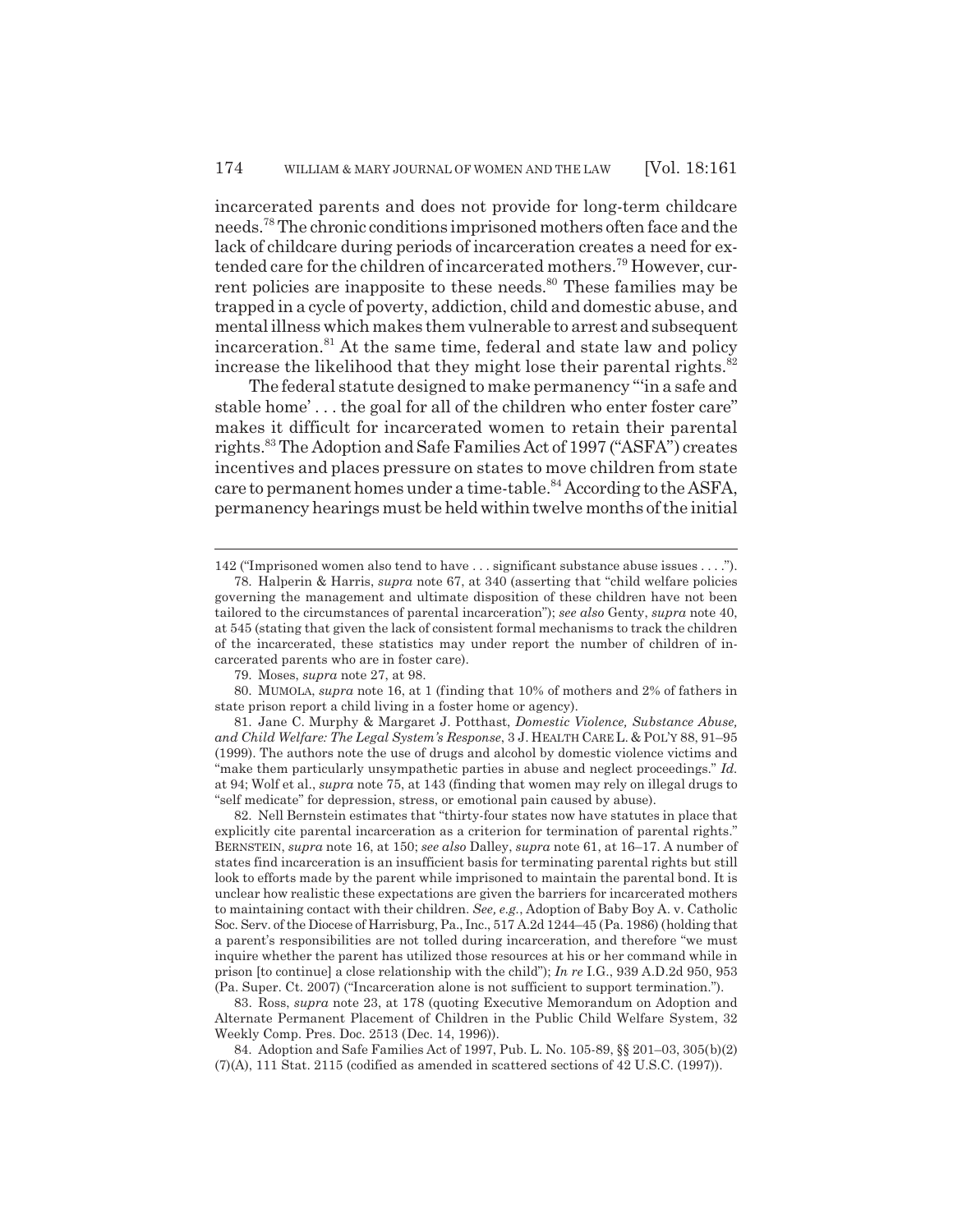incarcerated parents and does not provide for long-term childcare needs.[78] The chronic conditions imprisoned mothers often face and the lack of childcare during periods of incarceration creates a need for extended care for the children of incarcerated mothers.[79] However, current policies are inapposite to these needs.[80] These families may be trapped in a cycle of poverty, addiction, child and domestic abuse, and mental illness which makes them vulnerable to arrest and subsequent incarceration.[81] At the same time, federal and state law and policy increase the likelihood that they might lose their parental rights.[82]

The federal statute designed to make permanency "'in a safe and stable home' . . . the goal for all of the children who enter foster care" makes it difficult for incarcerated women to retain their parental rights.[83] The Adoption and Safe Families Act of 1997 ("ASFA") creates incentives and places pressure on states to move children from state care to permanent homes under a time-table.[84] According to the ASFA, permanency hearings must be held within twelve months of the initial

---

142 ("Imprisoned women also tend to have . . . significant substance abuse issues . . . .").

78. Halperin & Harris, *supra* note 67, at 340 (asserting that "child welfare policies governing the management and ultimate disposition of these children have not been tailored to the circumstances of parental incarceration"); *see also* Genty, *supra* note 40, at 545 (stating that given the lack of consistent formal mechanisms to track the children of the incarcerated, these statistics may under report the number of children of incarcerated parents who are in foster care).

79. Moses, *supra* note 27, at 98.

80. MUMOLA, *supra* note 16, at 1 (finding that 10% of mothers and 2% of fathers in state prison report a child living in a foster home or agency).

81. Jane C. Murphy & Margaret J. Potthast, *Domestic Violence, Substance Abuse, and Child Welfare: The Legal System's Response*, 3 J. HEALTH CARE L. & POL'Y 88, 91–95 (1999). The authors note the use of drugs and alcohol by domestic violence victims and "make them particularly unsympathetic parties in abuse and neglect proceedings." *Id.* at 94; Wolf et al., *supra* note 75, at 143 (finding that women may rely on illegal drugs to "self medicate" for depression, stress, or emotional pain caused by abuse).

82. Nell Bernstein estimates that "thirty-four states now have statutes in place that explicitly cite parental incarceration as a criterion for termination of parental rights." BERNSTEIN, *supra* note 16, at 150; *see also* Dalley, *supra* note 61, at 16–17. A number of states find incarceration is an insufficient basis for terminating parental rights but still look to efforts made by the parent while imprisoned to maintain the parental bond. It is unclear how realistic these expectations are given the barriers for incarcerated mothers to maintaining contact with their children. *See, e.g.*, Adoption of Baby Boy A. v. Catholic Soc. Serv. of the Diocese of Harrisburg, Pa., Inc., 517 A.2d 1244–45 (Pa. 1986) (holding that a parent's responsibilities are not tolled during incarceration, and therefore "we must inquire whether the parent has utilized those resources at his or her command while in prison [to continue] a close relationship with the child"); *In re* I.G., 939 A.D.2d 950, 953 (Pa. Super. Ct. 2007) ("Incarceration alone is not sufficient to support termination.").

83. Ross, *supra* note 23, at 178 (quoting Executive Memorandum on Adoption and Alternate Permanent Placement of Children in the Public Child Welfare System, 32 Weekly Comp. Pres. Doc. 2513 (Dec. 14, 1996)).

84. Adoption and Safe Families Act of 1997, Pub. L. No. 105-89, §§ 201–03, 305(b)(2)(7)(A), 111 Stat. 2115 (codified as amended in scattered sections of 42 U.S.C. (1997)).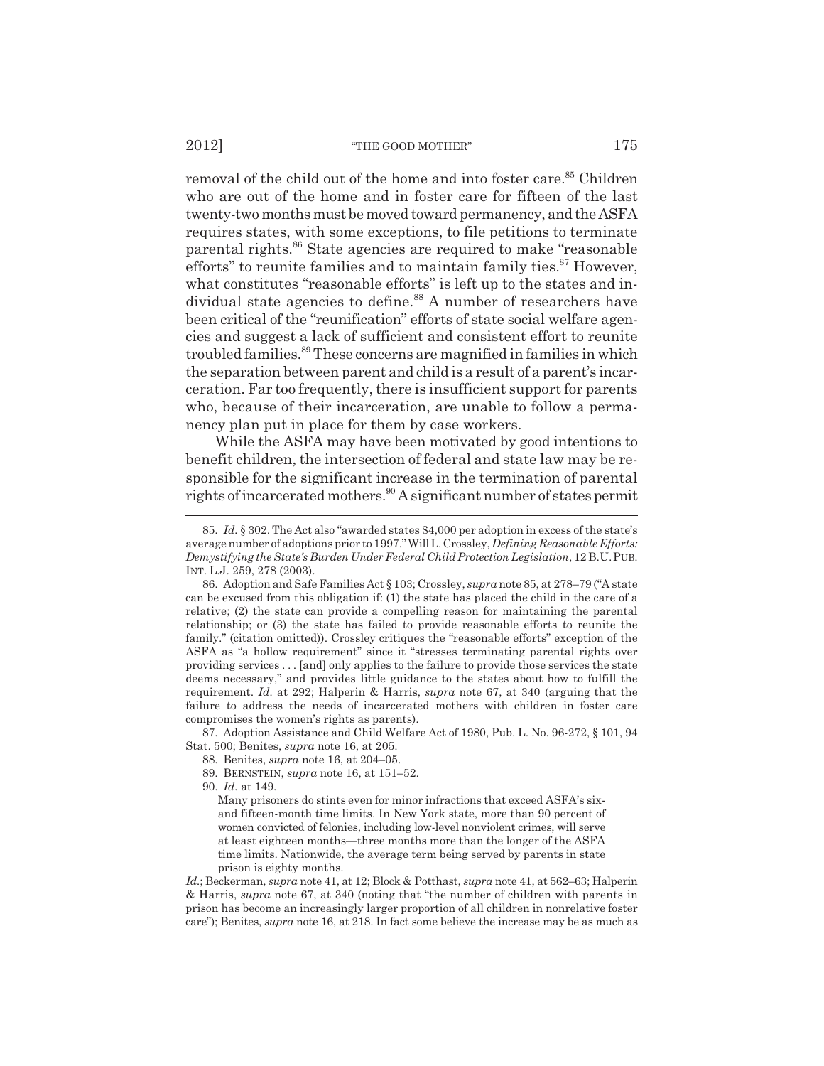removal of the child out of the home and into foster care.[85] Children who are out of the home and in foster care for fifteen of the last twenty-two months must be moved toward permanency, and the ASFA requires states, with some exceptions, to file petitions to terminate parental rights.[86] State agencies are required to make "reasonable efforts" to reunite families and to maintain family ties.[87] However, what constitutes "reasonable efforts" is left up to the states and individual state agencies to define.[88] A number of researchers have been critical of the "reunification" efforts of state social welfare agencies and suggest a lack of sufficient and consistent effort to reunite troubled families.[89] These concerns are magnified in families in which the separation between parent and child is a result of a parent's incarceration. Far too frequently, there is insufficient support for parents who, because of their incarceration, are unable to follow a permanency plan put in place for them by case workers.

While the ASFA may have been motivated by good intentions to benefit children, the intersection of federal and state law may be responsible for the significant increase in the termination of parental rights of incarcerated mothers.[90] A significant number of states permit

---

85. *Id.* § 302. The Act also "awarded states $4,000 per adoption in excess of the state's average number of adoptions prior to 1997." Will L. Crossley, *Defining Reasonable Efforts: Demystifying the State's Burden Under Federal Child Protection Legislation*, 12 B.U. PUB. INT. L.J. 259, 278 (2003).

86. Adoption and Safe Families Act § 103; Crossley, *supra* note 85, at 278–79 ("A state can be excused from this obligation if: (1) the state has placed the child in the care of a relative; (2) the state can provide a compelling reason for maintaining the parental relationship; or (3) the state has failed to provide reasonable efforts to reunite the family." (citation omitted)). Crossley critiques the "reasonable efforts" exception of the ASFA as "a hollow requirement" since it "stresses terminating parental rights over providing services . . . [and] only applies to the failure to provide those services the state deems necessary," and provides little guidance to the states about how to fulfill the requirement. *Id.* at 292; Halperin & Harris, *supra* note 67, at 340 (arguing that the failure to address the needs of incarcerated mothers with children in foster care compromises the women's rights as parents).

87. Adoption Assistance and Child Welfare Act of 1980, Pub. L. No. 96-272, § 101, 94 Stat. 500; Benites, *supra* note 16, at 205.

88. Benites, *supra* note 16, at 204–05.

89. BERNSTEIN, *supra* note 16, at 151–52.

90. *Id.* at 149.

> Many prisoners do stints even for minor infractions that exceed ASFA's six- and fifteen-month time limits. In New York state, more than 90 percent of women convicted of felonies, including low-level nonviolent crimes, will serve at least eighteen months—three months more than the longer of the ASFA time limits. Nationwide, the average term being served by parents in state prison is eighty months.

*Id.*; Beckerman, *supra* note 41, at 12; Block & Potthast, *supra* note 41, at 562–63; Halperin & Harris, *supra* note 67, at 340 (noting that "the number of children with parents in prison has become an increasingly larger proportion of all children in nonrelative foster care"); Benites, *supra* note 16, at 218. In fact some believe the increase may be as much as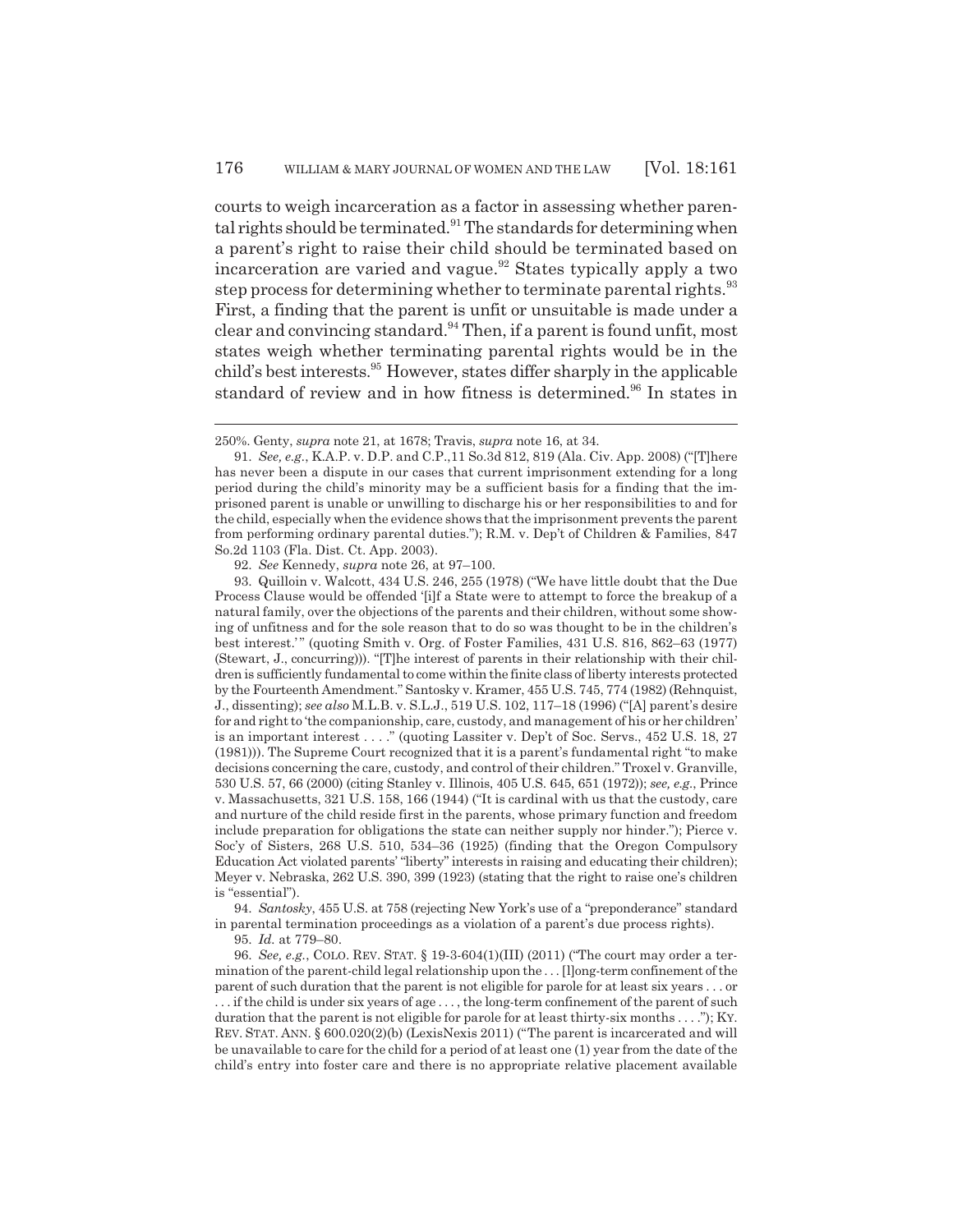courts to weigh incarceration as a factor in assessing whether parental rights should be terminated.[91] The standards for determining when a parent's right to raise their child should be terminated based on incarceration are varied and vague.[92] States typically apply a two step process for determining whether to terminate parental rights.[93] First, a finding that the parent is unfit or unsuitable is made under a clear and convincing standard.[94] Then, if a parent is found unfit, most states weigh whether terminating parental rights would be in the child's best interests.[95] However, states differ sharply in the applicable standard of review and in how fitness is determined.[96] In states in

---

250%. Genty, *supra* note 21, at 1678; Travis, *supra* note 16, at 34.

91. *See, e.g.*, K.A.P. v. D.P. and C.P.,11 So.3d 812, 819 (Ala. Civ. App. 2008) ("[T]here has never been a dispute in our cases that current imprisonment extending for a long period during the child's minority may be a sufficient basis for a finding that the imprisoned parent is unable or unwilling to discharge his or her responsibilities to and for the child, especially when the evidence shows that the imprisonment prevents the parent from performing ordinary parental duties."); R.M. v. Dep't of Children & Families, 847 So.2d 1103 (Fla. Dist. Ct. App. 2003).

92. *See* Kennedy, *supra* note 26, at 97–100.

93. Quilloin v. Walcott, 434 U.S. 246, 255 (1978) ("We have little doubt that the Due Process Clause would be offended '[i]f a State were to attempt to force the breakup of a natural family, over the objections of the parents and their children, without some showing of unfitness and for the sole reason that to do so was thought to be in the children's best interest.'" (quoting Smith v. Org. of Foster Families, 431 U.S. 816, 862–63 (1977) (Stewart, J., concurring))). "[T]he interest of parents in their relationship with their children is sufficiently fundamental to come within the finite class of liberty interests protected by the Fourteenth Amendment." Santosky v. Kramer, 455 U.S. 745, 774 (1982) (Rehnquist, J., dissenting); *see also* M.L.B. v. S.L.J., 519 U.S. 102, 117–18 (1996) ("[A] parent's desire for and right to 'the companionship, care, custody, and management of his or her children' is an important interest . . . ." (quoting Lassiter v. Dep't of Soc. Servs., 452 U.S. 18, 27 (1981))). The Supreme Court recognized that it is a parent's fundamental right "to make decisions concerning the care, custody, and control of their children." Troxel v. Granville, 530 U.S. 57, 66 (2000) (citing Stanley v. Illinois, 405 U.S. 645, 651 (1972)); *see, e.g.*, Prince v. Massachusetts, 321 U.S. 158, 166 (1944) ("It is cardinal with us that the custody, care and nurture of the child reside first in the parents, whose primary function and freedom include preparation for obligations the state can neither supply nor hinder."); Pierce v. Soc'y of Sisters, 268 U.S. 510, 534–36 (1925) (finding that the Oregon Compulsory Education Act violated parents' "liberty" interests in raising and educating their children); Meyer v. Nebraska, 262 U.S. 390, 399 (1923) (stating that the right to raise one's children is "essential").

94. *Santosky*, 455 U.S. at 758 (rejecting New York's use of a "preponderance" standard in parental termination proceedings as a violation of a parent's due process rights).

95. *Id.* at 779–80.

96. *See, e.g.*, COLO. REV. STAT. § 19-3-604(1)(III) (2011) ("The court may order a termination of the parent-child legal relationship upon the . . . [l]ong-term confinement of the parent of such duration that the parent is not eligible for parole for at least six years . . . or . . . if the child is under six years of age . . . , the long-term confinement of the parent of such duration that the parent is not eligible for parole for at least thirty-six months . . . ."); KY. REV. STAT. ANN. § 600.020(2)(b) (LexisNexis 2011) ("The parent is incarcerated and will be unavailable to care for the child for a period of at least one (1) year from the date of the child's entry into foster care and there is no appropriate relative placement available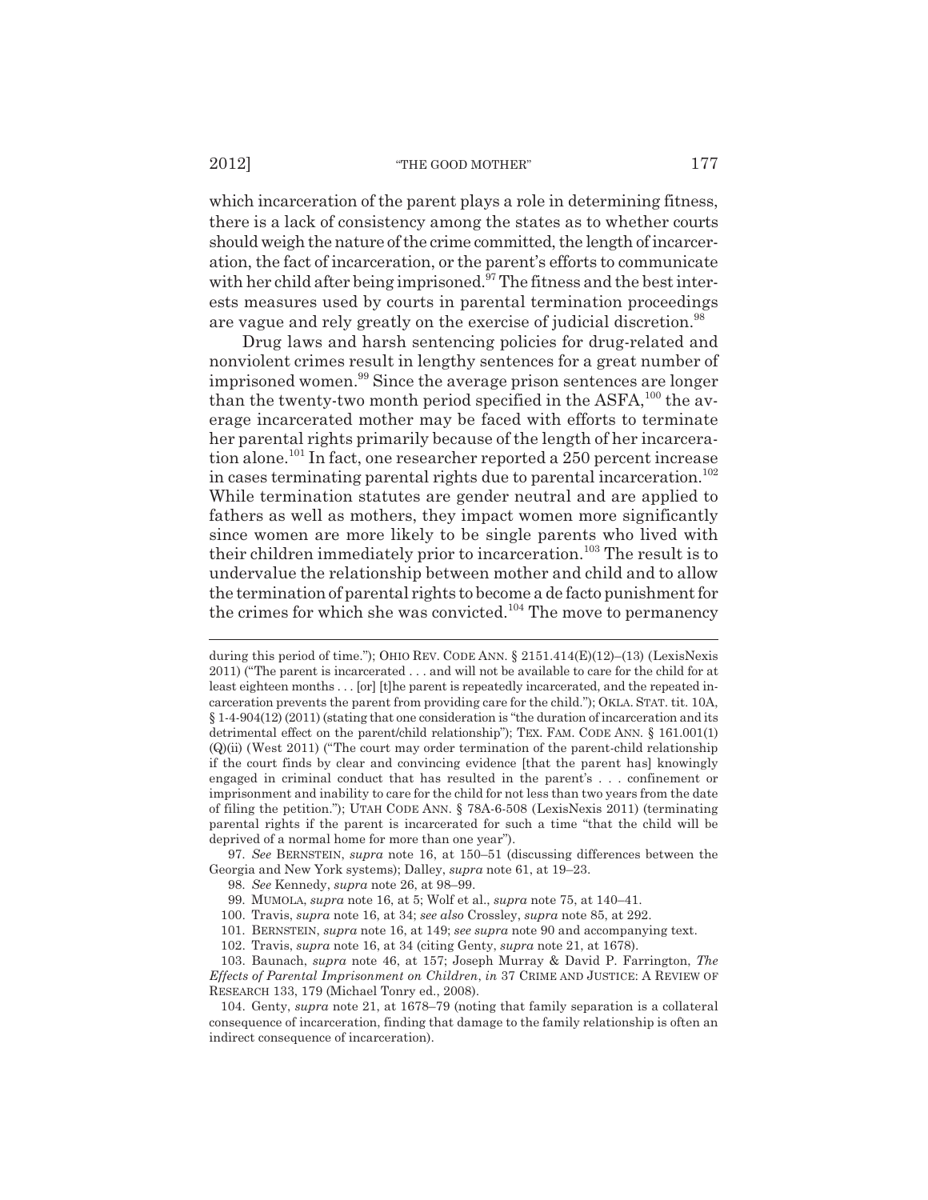which incarceration of the parent plays a role in determining fitness, there is a lack of consistency among the states as to whether courts should weigh the nature of the crime committed, the length of incarceration, the fact of incarceration, or the parent's efforts to communicate with her child after being imprisoned.[97] The fitness and the best interests measures used by courts in parental termination proceedings are vague and rely greatly on the exercise of judicial discretion.[98]

Drug laws and harsh sentencing policies for drug-related and nonviolent crimes result in lengthy sentences for a great number of imprisoned women.[99] Since the average prison sentences are longer than the twenty-two month period specified in the ASFA,[100] the average incarcerated mother may be faced with efforts to terminate her parental rights primarily because of the length of her incarceration alone.[101] In fact, one researcher reported a 250 percent increase in cases terminating parental rights due to parental incarceration.[102] While termination statutes are gender neutral and are applied to fathers as well as mothers, they impact women more significantly since women are more likely to be single parents who lived with their children immediately prior to incarceration.[103] The result is to undervalue the relationship between mother and child and to allow the termination of parental rights to become a de facto punishment for the crimes for which she was convicted.[104] The move to permanency

---

during this period of time."); OHIO REV. CODE ANN. § 2151.414(E)(12)–(13) (LexisNexis 2011) ("The parent is incarcerated . . . and will not be available to care for the child for at least eighteen months . . . [or] [t]he parent is repeatedly incarcerated, and the repeated incarceration prevents the parent from providing care for the child."); OKLA. STAT. tit. 10A, § 1-4-904(12) (2011) (stating that one consideration is "the duration of incarceration and its detrimental effect on the parent/child relationship"); TEX. FAM. CODE ANN. § 161.001(1)(Q)(ii) (West 2011) ("The court may order termination of the parent-child relationship if the court finds by clear and convincing evidence [that the parent has] knowingly engaged in criminal conduct that has resulted in the parent's . . . confinement or imprisonment and inability to care for the child for not less than two years from the date of filing the petition."); UTAH CODE ANN. § 78A-6-508 (LexisNexis 2011) (terminating parental rights if the parent is incarcerated for such a time "that the child will be deprived of a normal home for more than one year").

97. *See* BERNSTEIN, *supra* note 16, at 150–51 (discussing differences between the Georgia and New York systems); Dalley, *supra* note 61, at 19–23.

98. *See* Kennedy, *supra* note 26, at 98–99.

99. MUMOLA, *supra* note 16, at 5; Wolf et al., *supra* note 75, at 140–41.

100. Travis, *supra* note 16, at 34; *see also* Crossley, *supra* note 85, at 292.

101. BERNSTEIN, *supra* note 16, at 149; *see supra* note 90 and accompanying text.

102. Travis, *supra* note 16, at 34 (citing Genty, *supra* note 21, at 1678).

103. Baunach, *supra* note 46, at 157; Joseph Murray & David P. Farrington, *The Effects of Parental Imprisonment on Children*, *in* 37 CRIME AND JUSTICE: A REVIEW OF RESEARCH 133, 179 (Michael Tonry ed., 2008).

104. Genty, *supra* note 21, at 1678–79 (noting that family separation is a collateral consequence of incarceration, finding that damage to the family relationship is often an indirect consequence of incarceration).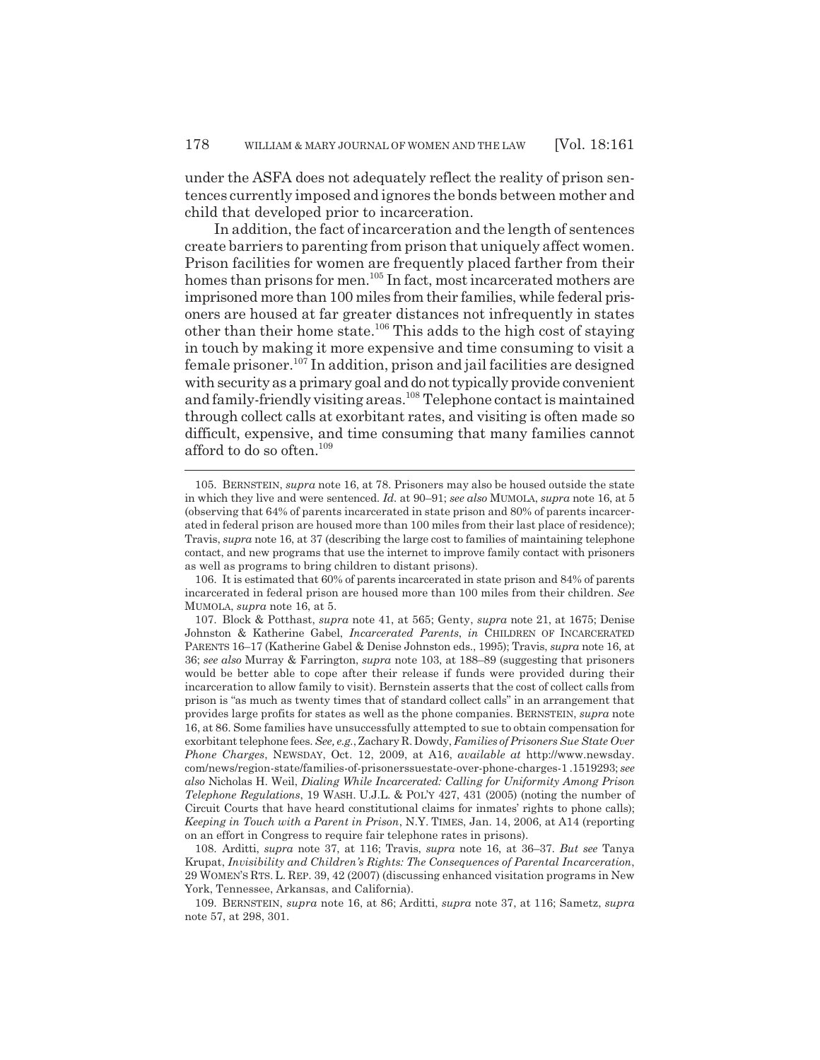under the ASFA does not adequately reflect the reality of prison sentences currently imposed and ignores the bonds between mother and child that developed prior to incarceration.

In addition, the fact of incarceration and the length of sentences create barriers to parenting from prison that uniquely affect women. Prison facilities for women are frequently placed farther from their homes than prisons for men.[105] In fact, most incarcerated mothers are imprisoned more than 100 miles from their families, while federal prisoners are housed at far greater distances not infrequently in states other than their home state.[106] This adds to the high cost of staying in touch by making it more expensive and time consuming to visit a female prisoner.[107] In addition, prison and jail facilities are designed with security as a primary goal and do not typically provide convenient and family-friendly visiting areas.[108] Telephone contact is maintained through collect calls at exorbitant rates, and visiting is often made so difficult, expensive, and time consuming that many families cannot afford to do so often.[109]

---

105. BERNSTEIN, *supra* note 16, at 78. Prisoners may also be housed outside the state in which they live and were sentenced. *Id.* at 90–91; *see also* MUMOLA, *supra* note 16, at 5 (observing that 64% of parents incarcerated in state prison and 80% of parents incarcerated in federal prison are housed more than 100 miles from their last place of residence); Travis, *supra* note 16, at 37 (describing the large cost to families of maintaining telephone contact, and new programs that use the internet to improve family contact with prisoners as well as programs to bring children to distant prisons).

106. It is estimated that 60% of parents incarcerated in state prison and 84% of parents incarcerated in federal prison are housed more than 100 miles from their children. *See* MUMOLA, *supra* note 16, at 5.

107. Block & Potthast, *supra* note 41, at 565; Genty, *supra* note 21, at 1675; Denise Johnston & Katherine Gabel, *Incarcerated Parents*, *in* CHILDREN OF INCARCERATED PARENTS 16–17 (Katherine Gabel & Denise Johnston eds., 1995); Travis, *supra* note 16, at 36; *see also* Murray & Farrington, *supra* note 103, at 188–89 (suggesting that prisoners would be better able to cope after their release if funds were provided during their incarceration to allow family to visit). Bernstein asserts that the cost of collect calls from prison is "as much as twenty times that of standard collect calls" in an arrangement that provides large profits for states as well as the phone companies. BERNSTEIN, *supra* note 16, at 86. Some families have unsuccessfully attempted to sue to obtain compensation for exorbitant telephone fees. *See, e.g.*, Zachary R. Dowdy, *Families of Prisoners Sue State Over Phone Charges*, NEWSDAY, Oct. 12, 2009, at A16, *available at* http://www.newsday.com/news/region-state/families-of-prisonerssuestate-over-phone-charges-1.1519293; *see also* Nicholas H. Weil, *Dialing While Incarcerated: Calling for Uniformity Among Prison Telephone Regulations*, 19 WASH. U.J.L. & POL'Y 427, 431 (2005) (noting the number of Circuit Courts that have heard constitutional claims for inmates' rights to phone calls); *Keeping in Touch with a Parent in Prison*, N.Y. TIMES, Jan. 14, 2006, at A14 (reporting on an effort in Congress to require fair telephone rates in prisons).

108. Arditti, *supra* note 37, at 116; Travis, *supra* note 16, at 36–37. *But see* Tanya Krupat, *Invisibility and Children's Rights: The Consequences of Parental Incarceration*, 29 WOMEN'S RTS. L. REP. 39, 42 (2007) (discussing enhanced visitation programs in New York, Tennessee, Arkansas, and California).

109. BERNSTEIN, *supra* note 16, at 86; Arditti, *supra* note 37, at 116; Sametz, *supra* note 57, at 298, 301.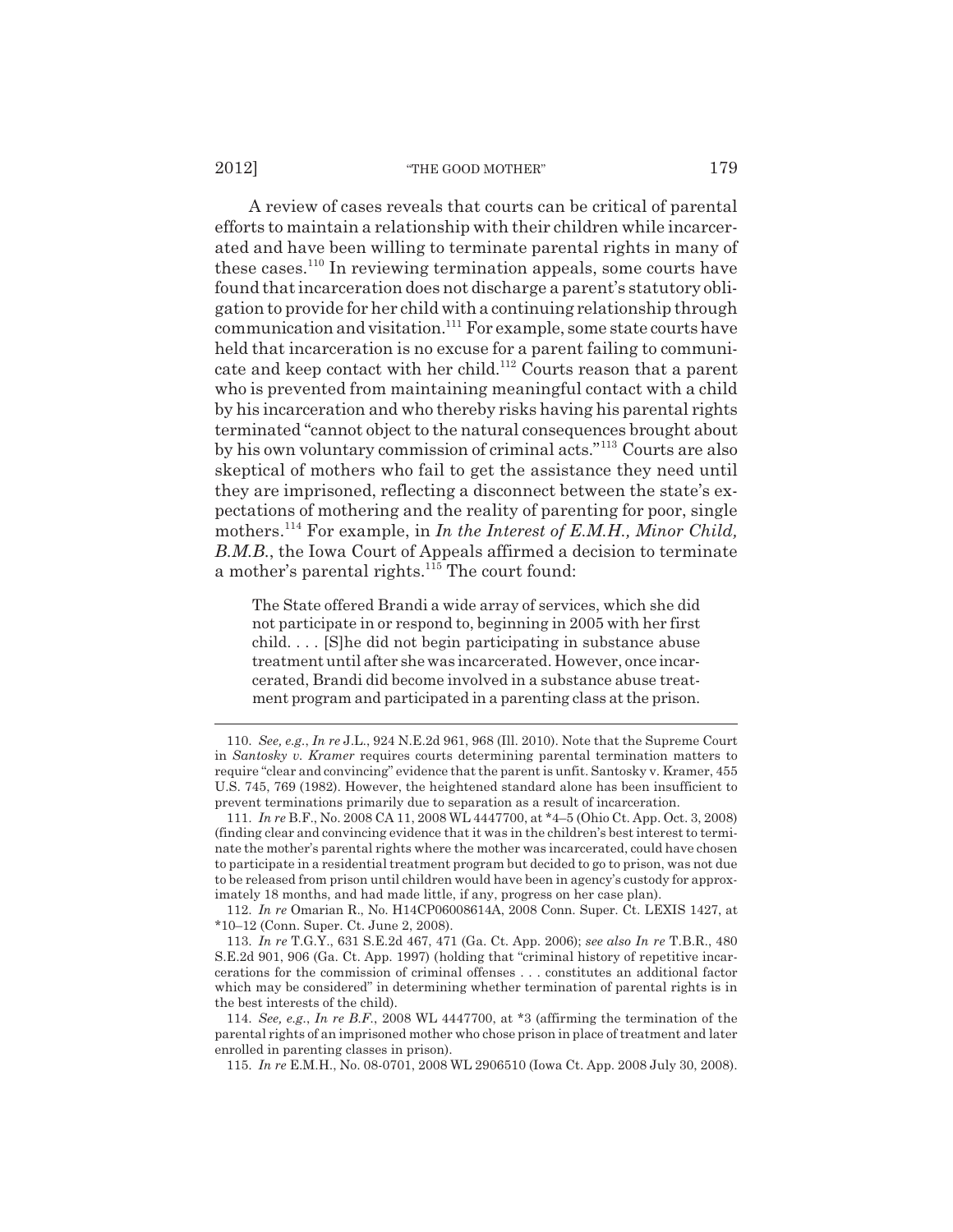A review of cases reveals that courts can be critical of parental efforts to maintain a relationship with their children while incarcerated and have been willing to terminate parental rights in many of these cases.[110] In reviewing termination appeals, some courts have found that incarceration does not discharge a parent's statutory obligation to provide for her child with a continuing relationship through communication and visitation.[111] For example, some state courts have held that incarceration is no excuse for a parent failing to communicate and keep contact with her child.[112] Courts reason that a parent who is prevented from maintaining meaningful contact with a child by his incarceration and who thereby risks having his parental rights terminated "cannot object to the natural consequences brought about by his own voluntary commission of criminal acts."[113] Courts are also skeptical of mothers who fail to get the assistance they need until they are imprisoned, reflecting a disconnect between the state's expectations of mothering and the reality of parenting for poor, single mothers.[114] For example, in *In the Interest of E.M.H., Minor Child, B.M.B.*, the Iowa Court of Appeals affirmed a decision to terminate a mother's parental rights.[115] The court found:

> The State offered Brandi a wide array of services, which she did not participate in or respond to, beginning in 2005 with her first child. . . . [S]he did not begin participating in substance abuse treatment until after she was incarcerated. However, once incarcerated, Brandi did become involved in a substance abuse treatment program and participated in a parenting class at the prison.

---

110. *See, e.g.*, *In re* J.L., 924 N.E.2d 961, 968 (Ill. 2010). Note that the Supreme Court in *Santosky v. Kramer* requires courts determining parental termination matters to require "clear and convincing" evidence that the parent is unfit. Santosky v. Kramer, 455 U.S. 745, 769 (1982). However, the heightened standard alone has been insufficient to prevent terminations primarily due to separation as a result of incarceration.

111. *In re* B.F., No. 2008 CA 11, 2008 WL 4447700, at *4–5 (Ohio Ct. App. Oct. 3, 2008) (finding clear and convincing evidence that it was in the children's best interest to terminate the mother's parental rights where the mother was incarcerated, could have chosen to participate in a residential treatment program but decided to go to prison, was not due to be released from prison until children would have been in agency's custody for approximately 18 months, and had made little, if any, progress on her case plan).

112. *In re* Omarian R., No. H14CP06008614A, 2008 Conn. Super. Ct. LEXIS 1427, at *10–12 (Conn. Super. Ct. June 2, 2008).

113. *In re* T.G.Y., 631 S.E.2d 467, 471 (Ga. Ct. App. 2006); *see also In re* T.B.R., 480 S.E.2d 901, 906 (Ga. Ct. App. 1997) (holding that "criminal history of repetitive incarcerations for the commission of criminal offenses . . . constitutes an additional factor which may be considered" in determining whether termination of parental rights is in the best interests of the child).

114. *See, e.g.*, *In re B.F.*, 2008 WL 4447700, at *3 (affirming the termination of the parental rights of an imprisoned mother who chose prison in place of treatment and later enrolled in parenting classes in prison).

115. *In re* E.M.H., No. 08-0701, 2008 WL 2906510 (Iowa Ct. App. 2008 July 30, 2008).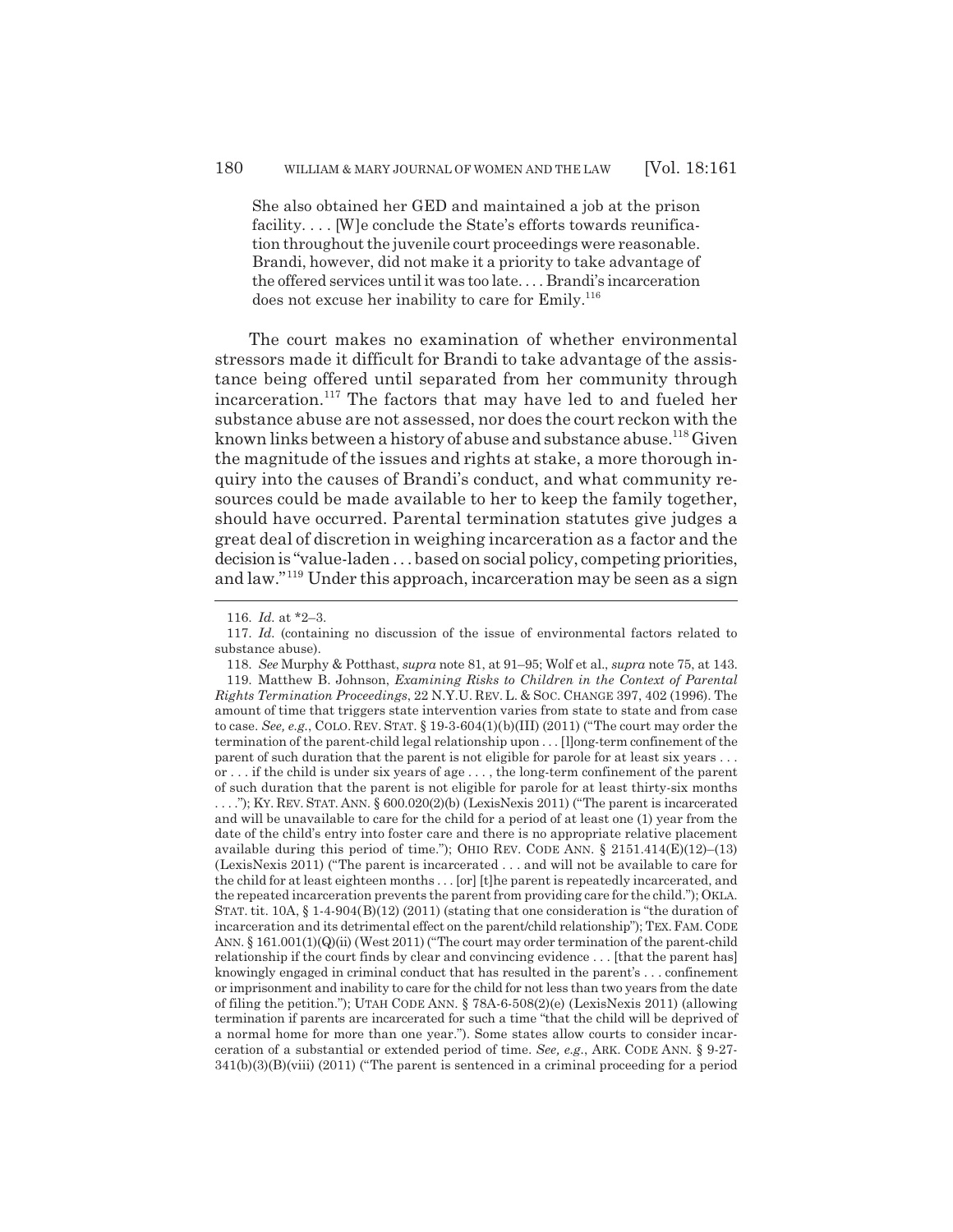> She also obtained her GED and maintained a job at the prison facility. . . . [W]e conclude the State's efforts towards reunification throughout the juvenile court proceedings were reasonable. Brandi, however, did not make it a priority to take advantage of the offered services until it was too late. . . . Brandi's incarceration does not excuse her inability to care for Emily.[116]

The court makes no examination of whether environmental stressors made it difficult for Brandi to take advantage of the assistance being offered until separated from her community through incarceration.[117] The factors that may have led to and fueled her substance abuse are not assessed, nor does the court reckon with the known links between a history of abuse and substance abuse.[118] Given the magnitude of the issues and rights at stake, a more thorough inquiry into the causes of Brandi's conduct, and what community resources could be made available to her to keep the family together, should have occurred. Parental termination statutes give judges a great deal of discretion in weighing incarceration as a factor and the decision is "value-laden . . . based on social policy, competing priorities, and law."[119] Under this approach, incarceration may be seen as a sign

---

116. *Id.* at *2–3.

117. *Id.* (containing no discussion of the issue of environmental factors related to substance abuse).

118. *See* Murphy & Potthast, *supra* note 81, at 91–95; Wolf et al., *supra* note 75, at 143.

119. Matthew B. Johnson, *Examining Risks to Children in the Context of Parental Rights Termination Proceedings*, 22 N.Y.U. REV. L. & SOC. CHANGE 397, 402 (1996). The amount of time that triggers state intervention varies from state to state and from case to case. *See, e.g.*, COLO. REV. STAT. § 19-3-604(1)(b)(III) (2011) ("The court may order the termination of the parent-child legal relationship upon . . . [l]ong-term confinement of the parent of such duration that the parent is not eligible for parole for at least six years . . . or . . . if the child is under six years of age . . . , the long-term confinement of the parent of such duration that the parent is not eligible for parole for at least thirty-six months . . . ."); KY. REV. STAT. ANN. § 600.020(2)(b) (LexisNexis 2011) ("The parent is incarcerated and will be unavailable to care for the child for a period of at least one (1) year from the date of the child's entry into foster care and there is no appropriate relative placement available during this period of time."); OHIO REV. CODE ANN. § 2151.414(E)(12)–(13) (LexisNexis 2011) ("The parent is incarcerated . . . and will not be available to care for the child for at least eighteen months . . . [or] [t]he parent is repeatedly incarcerated, and the repeated incarceration prevents the parent from providing care for the child."); OKLA. STAT. tit. 10A, § 1-4-904(B)(12) (2011) (stating that one consideration is "the duration of incarceration and its detrimental effect on the parent/child relationship"); TEX. FAM. CODE ANN. § 161.001(1)(Q)(ii) (West 2011) ("The court may order termination of the parent-child relationship if the court finds by clear and convincing evidence . . . [that the parent has] knowingly engaged in criminal conduct that has resulted in the parent's . . . confinement or imprisonment and inability to care for the child for not less than two years from the date of filing the petition."); UTAH CODE ANN. § 78A-6-508(2)(e) (LexisNexis 2011) (allowing termination if parents are incarcerated for such a time "that the child will be deprived of a normal home for more than one year."). Some states allow courts to consider incarceration of a substantial or extended period of time. *See, e.g.*, ARK. CODE ANN. § 9-27-341(b)(3)(B)(viii) (2011) ("The parent is sentenced in a criminal proceeding for a period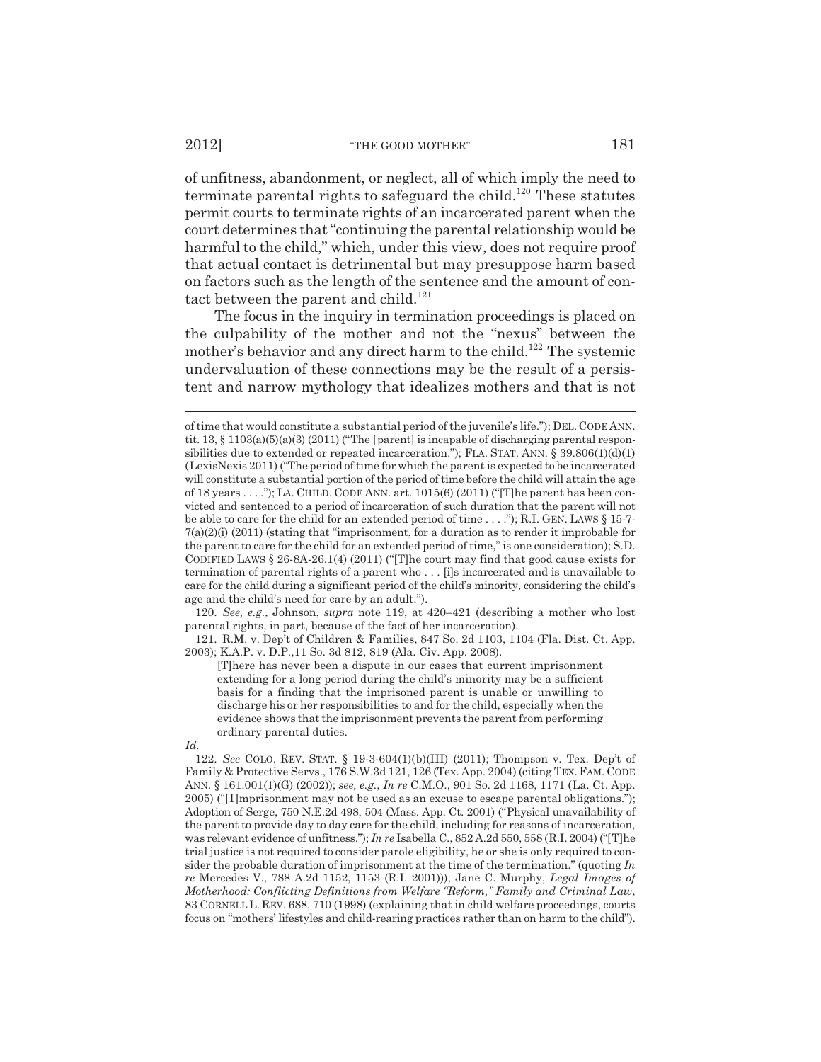of unfitness, abandonment, or neglect, all of which imply the need to terminate parental rights to safeguard the child.[120] These statutes permit courts to terminate rights of an incarcerated parent when the court determines that "continuing the parental relationship would be harmful to the child," which, under this view, does not require proof that actual contact is detrimental but may presuppose harm based on factors such as the length of the sentence and the amount of contact between the parent and child.[121]

The focus in the inquiry in termination proceedings is placed on the culpability of the mother and not the "nexus" between the mother's behavior and any direct harm to the child.[122] The systemic undervaluation of these connections may be the result of a persistent and narrow mythology that idealizes mothers and that is not

---

of time that would constitute a substantial period of the juvenile's life."); DEL. CODE ANN. tit. 13, § 1103(a)(5)(a)(3) (2011) ("The [parent] is incapable of discharging parental responsibilities due to extended or repeated incarceration."); FLA. STAT. ANN. § 39.806(1)(d)(1) (LexisNexis 2011) ("The period of time for which the parent is expected to be incarcerated will constitute a substantial portion of the period of time before the child will attain the age of 18 years . . . ."); LA. CHILD. CODE ANN. art. 1015(6) (2011) ("[T]he parent has been convicted and sentenced to a period of incarceration of such duration that the parent will not be able to care for the child for an extended period of time . . . ."); R.I. GEN. LAWS § 15-7-7(a)(2)(i) (2011) (stating that "imprisonment, for a duration as to render it improbable for the parent to care for the child for an extended period of time," is one consideration); S.D. CODIFIED LAWS § 26-8A-26.1(4) (2011) ("[T]he court may find that good cause exists for termination of parental rights of a parent who . . . [i]s incarcerated and is unavailable to care for the child during a significant period of the child's minority, considering the child's age and the child's need for care by an adult.").

120. *See, e.g.*, Johnson, *supra* note 119, at 420–421 (describing a mother who lost parental rights, in part, because of the fact of her incarceration).

121. R.M. v. Dep't of Children & Families, 847 So. 2d 1103, 1104 (Fla. Dist. Ct. App. 2003); K.A.P. v. D.P.,11 So. 3d 812, 819 (Ala. Civ. App. 2008).

> [T]here has never been a dispute in our cases that current imprisonment extending for a long period during the child's minority may be a sufficient basis for a finding that the imprisoned parent is unable or unwilling to discharge his or her responsibilities to and for the child, especially when the evidence shows that the imprisonment prevents the parent from performing ordinary parental duties.

*Id.*

122. *See* COLO. REV. STAT. § 19-3-604(1)(b)(III) (2011); Thompson v. Tex. Dep't of Family & Protective Servs., 176 S.W.3d 121, 126 (Tex. App. 2004) (citing TEX. FAM. CODE ANN. § 161.001(1)(G) (2002)); *see, e.g.*, *In re* C.M.O., 901 So. 2d 1168, 1171 (La. Ct. App. 2005) ("[I]mprisonment may not be used as an excuse to escape parental obligations."); Adoption of Serge, 750 N.E.2d 498, 504 (Mass. App. Ct. 2001) ("Physical unavailability of the parent to provide day to day care for the child, including for reasons of incarceration, was relevant evidence of unfitness."); *In re* Isabella C., 852 A.2d 550, 558 (R.I. 2004) ("[T]he trial justice is not required to consider parole eligibility, he or she is only required to consider the probable duration of imprisonment at the time of the termination." (quoting *In re* Mercedes V., 788 A.2d 1152, 1153 (R.I. 2001))); Jane C. Murphy, *Legal Images of Motherhood: Conflicting Definitions from Welfare "Reform," Family and Criminal Law*, 83 CORNELL L. REV. 688, 710 (1998) (explaining that in child welfare proceedings, courts focus on "mothers' lifestyles and child-rearing practices rather than on harm to the child").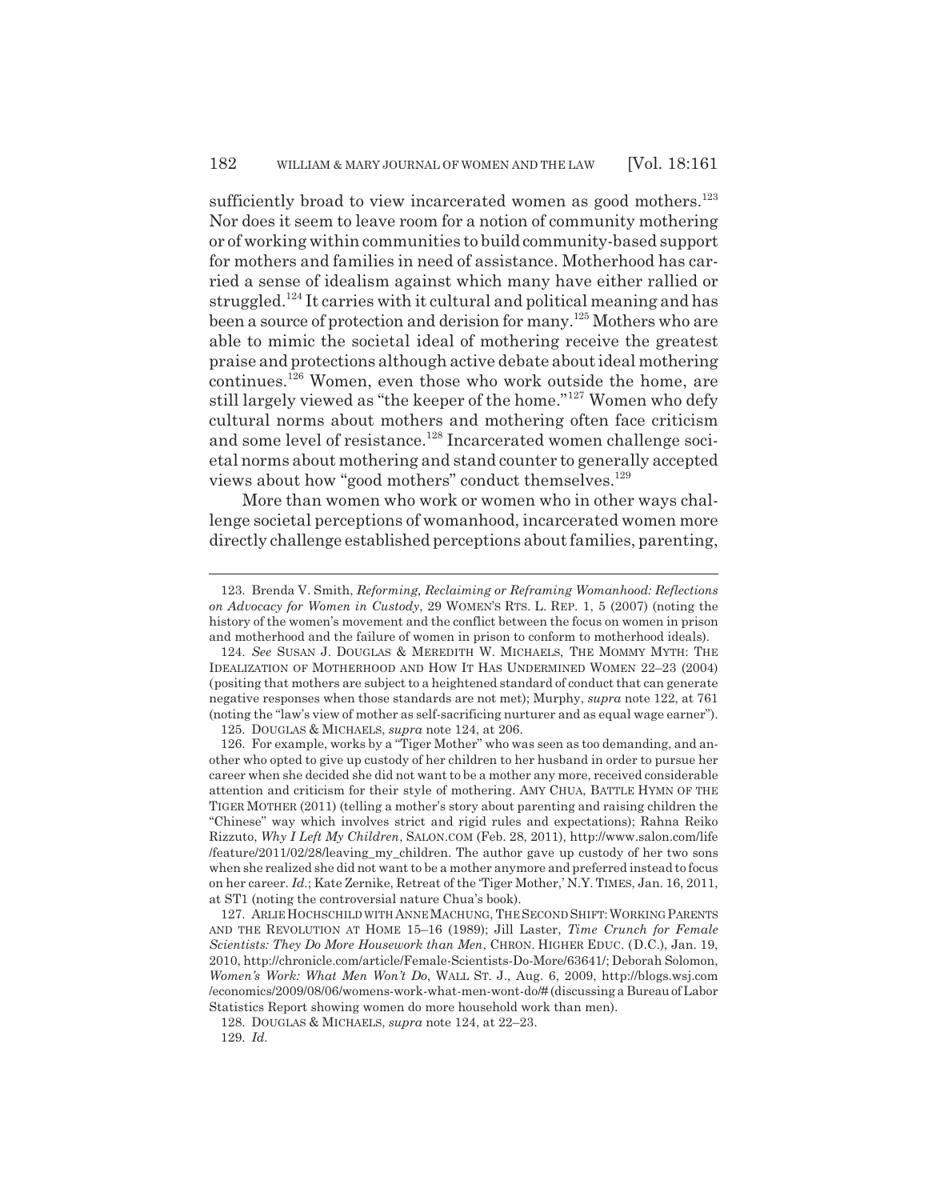sufficiently broad to view incarcerated women as good mothers.[123] Nor does it seem to leave room for a notion of community mothering or of working within communities to build community-based support for mothers and families in need of assistance. Motherhood has carried a sense of idealism against which many have either rallied or struggled.[124] It carries with it cultural and political meaning and has been a source of protection and derision for many.[125] Mothers who are able to mimic the societal ideal of mothering receive the greatest praise and protections although active debate about ideal mothering continues.[126] Women, even those who work outside the home, are still largely viewed as "the keeper of the home."[127] Women who defy cultural norms about mothers and mothering often face criticism and some level of resistance.[128] Incarcerated women challenge societal norms about mothering and stand counter to generally accepted views about how "good mothers" conduct themselves.[129]

More than women who work or women who in other ways challenge societal perceptions of womanhood, incarcerated women more directly challenge established perceptions about families, parenting,

---

123. Brenda V. Smith, *Reforming, Reclaiming or Reframing Womanhood: Reflections on Advocacy for Women in Custody*, 29 WOMEN'S RTS. L. REP. 1, 5 (2007) (noting the history of the women's movement and the conflict between the focus on women in prison and motherhood and the failure of women in prison to conform to motherhood ideals).

124. *See* SUSAN J. DOUGLAS & MEREDITH W. MICHAELS, THE MOMMY MYTH: THE IDEALIZATION OF MOTHERHOOD AND HOW IT HAS UNDERMINED WOMEN 22–23 (2004) (positing that mothers are subject to a heightened standard of conduct that can generate negative responses when those standards are not met); Murphy, *supra* note 122, at 761 (noting the "law's view of mother as self-sacrificing nurturer and as equal wage earner").

125. DOUGLAS & MICHAELS, *supra* note 124, at 206.

126. For example, works by a "Tiger Mother" who was seen as too demanding, and another who opted to give up custody of her children to her husband in order to pursue her career when she decided she did not want to be a mother any more, received considerable attention and criticism for their style of mothering. AMY CHUA, BATTLE HYMN OF THE TIGER MOTHER (2011) (telling a mother's story about parenting and raising children the "Chinese" way which involves strict and rigid rules and expectations); Rahna Reiko Rizzuto, *Why I Left My Children*, SALON.COM (Feb. 28, 2011), http://www.salon.com/life/feature/2011/02/28/leaving_my_children. The author gave up custody of her two sons when she realized she did not want to be a mother anymore and preferred instead to focus on her career. *Id.*; Kate Zernike, Retreat of the 'Tiger Mother,' N.Y. TIMES, Jan. 16, 2011, at ST1 (noting the controversial nature Chua's book).

127. ARLIE HOCHSCHILD WITH ANNE MACHUNG, THE SECOND SHIFT: WORKING PARENTS AND THE REVOLUTION AT HOME 15–16 (1989); Jill Laster, *Time Crunch for Female Scientists: They Do More Housework than Men*, CHRON. HIGHER EDUC. (D.C.), Jan. 19, 2010, http://chronicle.com/article/Female-Scientists-Do-More/63641/; Deborah Solomon, *Women's Work: What Men Won't Do*, WALL ST. J., Aug. 6, 2009, http://blogs.wsj.com/economics/2009/08/06/womens-work-what-men-wont-do/# (discussing a Bureau of Labor Statistics Report showing women do more household work than men).

128. DOUGLAS & MICHAELS, *supra* note 124, at 22–23.

129. *Id.*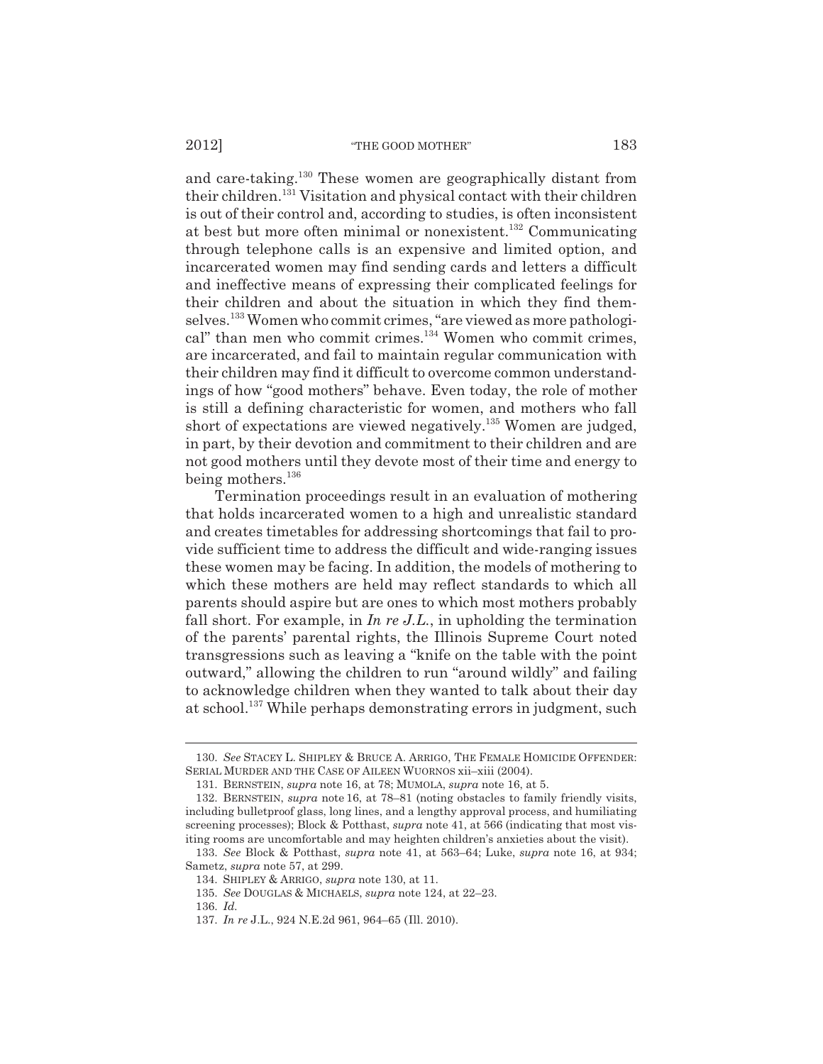and care-taking.[130] These women are geographically distant from their children.[131] Visitation and physical contact with their children is out of their control and, according to studies, is often inconsistent at best but more often minimal or nonexistent.[132] Communicating through telephone calls is an expensive and limited option, and incarcerated women may find sending cards and letters a difficult and ineffective means of expressing their complicated feelings for their children and about the situation in which they find themselves.[133] Women who commit crimes, "are viewed as more pathological" than men who commit crimes.[134] Women who commit crimes, are incarcerated, and fail to maintain regular communication with their children may find it difficult to overcome common understandings of how "good mothers" behave. Even today, the role of mother is still a defining characteristic for women, and mothers who fall short of expectations are viewed negatively.[135] Women are judged, in part, by their devotion and commitment to their children and are not good mothers until they devote most of their time and energy to being mothers.[136]

Termination proceedings result in an evaluation of mothering that holds incarcerated women to a high and unrealistic standard and creates timetables for addressing shortcomings that fail to provide sufficient time to address the difficult and wide-ranging issues these women may be facing. In addition, the models of mothering to which these mothers are held may reflect standards to which all parents should aspire but are ones to which most mothers probably fall short. For example, in *In re J.L.*, in upholding the termination of the parents' parental rights, the Illinois Supreme Court noted transgressions such as leaving a "knife on the table with the point outward," allowing the children to run "around wildly" and failing to acknowledge children when they wanted to talk about their day at school.[137] While perhaps demonstrating errors in judgment, such

---

130. *See* STACEY L. SHIPLEY & BRUCE A. ARRIGO, THE FEMALE HOMICIDE OFFENDER: SERIAL MURDER AND THE CASE OF AILEEN WUORNOS xii–xiii (2004).

131. BERNSTEIN, *supra* note 16, at 78; MUMOLA, *supra* note 16, at 5.

132. BERNSTEIN, *supra* note 16, at 78–81 (noting obstacles to family friendly visits, including bulletproof glass, long lines, and a lengthy approval process, and humiliating screening processes); Block & Potthast, *supra* note 41, at 566 (indicating that most visiting rooms are uncomfortable and may heighten children's anxieties about the visit).

133. *See* Block & Potthast, *supra* note 41, at 563–64; Luke, *supra* note 16, at 934; Sametz, *supra* note 57, at 299.

134. SHIPLEY & ARRIGO, *supra* note 130, at 11.

135. *See* DOUGLAS & MICHAELS, *supra* note 124, at 22–23.

136. *Id.*

137. *In re* J.L., 924 N.E.2d 961, 964–65 (Ill. 2010).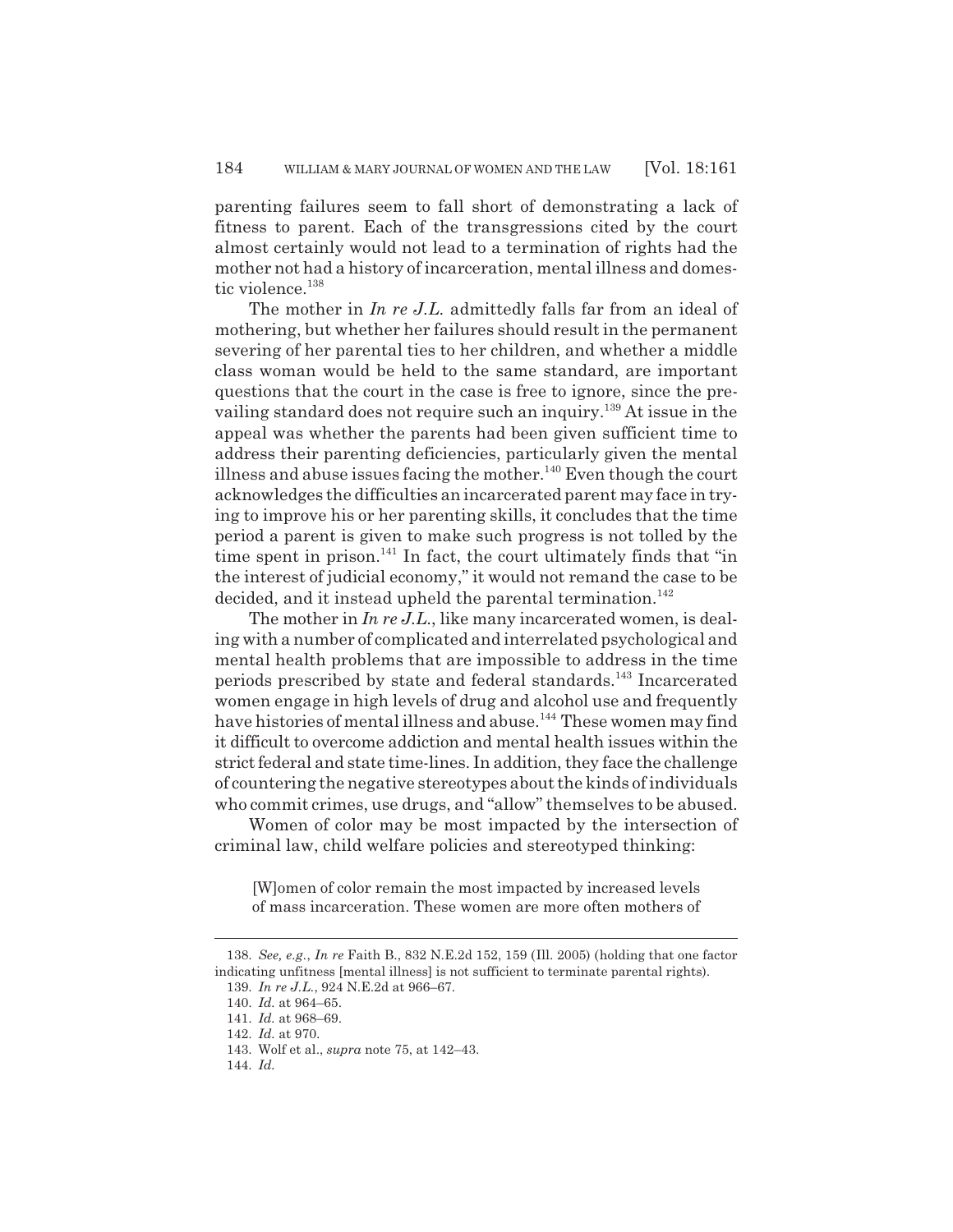parenting failures seem to fall short of demonstrating a lack of fitness to parent. Each of the transgressions cited by the court almost certainly would not lead to a termination of rights had the mother not had a history of incarceration, mental illness and domestic violence.[138]

The mother in *In re J.L.* admittedly falls far from an ideal of mothering, but whether her failures should result in the permanent severing of her parental ties to her children, and whether a middle class woman would be held to the same standard, are important questions that the court in the case is free to ignore, since the prevailing standard does not require such an inquiry.[139] At issue in the appeal was whether the parents had been given sufficient time to address their parenting deficiencies, particularly given the mental illness and abuse issues facing the mother.[140] Even though the court acknowledges the difficulties an incarcerated parent may face in trying to improve his or her parenting skills, it concludes that the time period a parent is given to make such progress is not tolled by the time spent in prison.[141] In fact, the court ultimately finds that "in the interest of judicial economy," it would not remand the case to be decided, and it instead upheld the parental termination.[142]

The mother in *In re J.L.*, like many incarcerated women, is dealing with a number of complicated and interrelated psychological and mental health problems that are impossible to address in the time periods prescribed by state and federal standards.[143] Incarcerated women engage in high levels of drug and alcohol use and frequently have histories of mental illness and abuse.[144] These women may find it difficult to overcome addiction and mental health issues within the strict federal and state time-lines. In addition, they face the challenge of countering the negative stereotypes about the kinds of individuals who commit crimes, use drugs, and "allow" themselves to be abused.

Women of color may be most impacted by the intersection of criminal law, child welfare policies and stereotyped thinking:

> [W]omen of color remain the most impacted by increased levels of mass incarceration. These women are more often mothers of

---

138. *See, e.g.*, *In re* Faith B., 832 N.E.2d 152, 159 (Ill. 2005) (holding that one factor indicating unfitness [mental illness] is not sufficient to terminate parental rights).

139. *In re J.L.*, 924 N.E.2d at 966–67.

140. *Id.* at 964–65.

141. *Id.* at 968–69.

142. *Id.* at 970.

143. Wolf et al., *supra* note 75, at 142–43.

144. *Id.*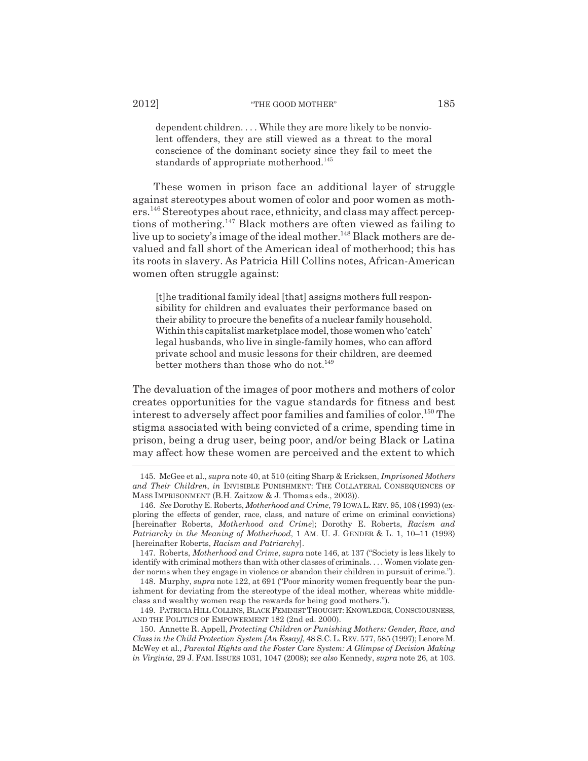> dependent children. . . . While they are more likely to be nonviolent offenders, they are still viewed as a threat to the moral conscience of the dominant society since they fail to meet the standards of appropriate motherhood.[145]

These women in prison face an additional layer of struggle against stereotypes about women of color and poor women as mothers.[146] Stereotypes about race, ethnicity, and class may affect perceptions of mothering.[147] Black mothers are often viewed as failing to live up to society's image of the ideal mother.[148] Black mothers are devalued and fall short of the American ideal of motherhood; this has its roots in slavery. As Patricia Hill Collins notes, African-American women often struggle against:

> [t]he traditional family ideal [that] assigns mothers full responsibility for children and evaluates their performance based on their ability to procure the benefits of a nuclear family household. Within this capitalist marketplace model, those women who 'catch' legal husbands, who live in single-family homes, who can afford private school and music lessons for their children, are deemed better mothers than those who do not.[149]

The devaluation of the images of poor mothers and mothers of color creates opportunities for the vague standards for fitness and best interest to adversely affect poor families and families of color.[150] The stigma associated with being convicted of a crime, spending time in prison, being a drug user, being poor, and/or being Black or Latina may affect how these women are perceived and the extent to which

---

145. McGee et al., *supra* note 40, at 510 (citing Sharp & Ericksen, *Imprisoned Mothers and Their Children*, *in* INVISIBLE PUNISHMENT: THE COLLATERAL CONSEQUENCES OF MASS IMPRISONMENT (B.H. Zaitzow & J. Thomas eds., 2003)).

146. *See* Dorothy E. Roberts, *Motherhood and Crime*, 79 IOWA L. REV. 95, 108 (1993) (exploring the effects of gender, race, class, and nature of crime on criminal convictions) [hereinafter Roberts, *Motherhood and Crime*]; Dorothy E. Roberts, *Racism and Patriarchy in the Meaning of Motherhood*, 1 AM. U. J. GENDER & L. 1, 10–11 (1993) [hereinafter Roberts, *Racism and Patriarchy*].

147. Roberts, *Motherhood and Crime*, *supra* note 146, at 137 ("Society is less likely to identify with criminal mothers than with other classes of criminals. . . . Women violate gender norms when they engage in violence or abandon their children in pursuit of crime.").

148. Murphy, *supra* note 122, at 691 ("Poor minority women frequently bear the punishment for deviating from the stereotype of the ideal mother, whereas white middle-class and wealthy women reap the rewards for being good mothers.").

149. PATRICIA HILL COLLINS, BLACK FEMINIST THOUGHT: KNOWLEDGE, CONSCIOUSNESS, AND THE POLITICS OF EMPOWERMENT 182 (2nd ed. 2000).

150. Annette R. Appell, *Protecting Children or Punishing Mothers: Gender, Race, and Class in the Child Protection System [An Essay]*, 48 S.C. L. REV. 577, 585 (1997); Lenore M. McWey et al., *Parental Rights and the Foster Care System: A Glimpse of Decision Making in Virginia*, 29 J. FAM. ISSUES 1031, 1047 (2008); *see also* Kennedy, *supra* note 26, at 103.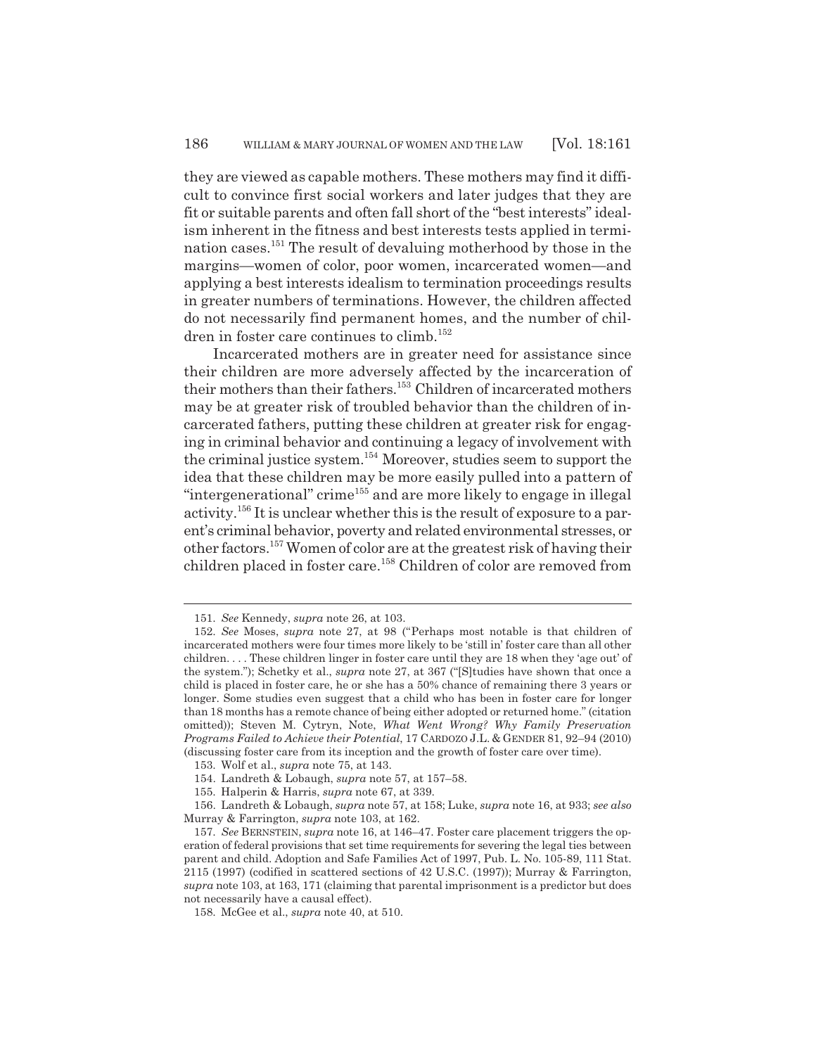they are viewed as capable mothers. These mothers may find it difficult to convince first social workers and later judges that they are fit or suitable parents and often fall short of the "best interests" idealism inherent in the fitness and best interests tests applied in termination cases.[151] The result of devaluing motherhood by those in the margins—women of color, poor women, incarcerated women—and applying a best interests idealism to termination proceedings results in greater numbers of terminations. However, the children affected do not necessarily find permanent homes, and the number of children in foster care continues to climb.[152]

Incarcerated mothers are in greater need for assistance since their children are more adversely affected by the incarceration of their mothers than their fathers.[153] Children of incarcerated mothers may be at greater risk of troubled behavior than the children of incarcerated fathers, putting these children at greater risk for engaging in criminal behavior and continuing a legacy of involvement with the criminal justice system.[154] Moreover, studies seem to support the idea that these children may be more easily pulled into a pattern of "intergenerational" crime[155] and are more likely to engage in illegal activity.[156] It is unclear whether this is the result of exposure to a parent's criminal behavior, poverty and related environmental stresses, or other factors.[157] Women of color are at the greatest risk of having their children placed in foster care.[158] Children of color are removed from

---

151. *See* Kennedy, *supra* note 26, at 103.

152. *See* Moses, *supra* note 27, at 98 ("Perhaps most notable is that children of incarcerated mothers were four times more likely to be 'still in' foster care than all other children. . . . These children linger in foster care until they are 18 when they 'age out' of the system."); Schetky et al., *supra* note 27, at 367 ("[S]tudies have shown that once a child is placed in foster care, he or she has a 50% chance of remaining there 3 years or longer. Some studies even suggest that a child who has been in foster care for longer than 18 months has a remote chance of being either adopted or returned home." (citation omitted)); Steven M. Cytryn, Note, *What Went Wrong? Why Family Preservation Programs Failed to Achieve their Potential*, 17 CARDOZO J.L. & GENDER 81, 92–94 (2010) (discussing foster care from its inception and the growth of foster care over time).

153. Wolf et al., *supra* note 75, at 143.

154. Landreth & Lobaugh, *supra* note 57, at 157–58.

155. Halperin & Harris, *supra* note 67, at 339.

156. Landreth & Lobaugh, *supra* note 57, at 158; Luke, *supra* note 16, at 933; *see also* Murray & Farrington, *supra* note 103, at 162.

157. *See* BERNSTEIN, *supra* note 16, at 146–47. Foster care placement triggers the operation of federal provisions that set time requirements for severing the legal ties between parent and child. Adoption and Safe Families Act of 1997, Pub. L. No. 105-89, 111 Stat. 2115 (1997) (codified in scattered sections of 42 U.S.C. (1997)); Murray & Farrington, *supra* note 103, at 163, 171 (claiming that parental imprisonment is a predictor but does not necessarily have a causal effect).

158. McGee et al., *supra* note 40, at 510.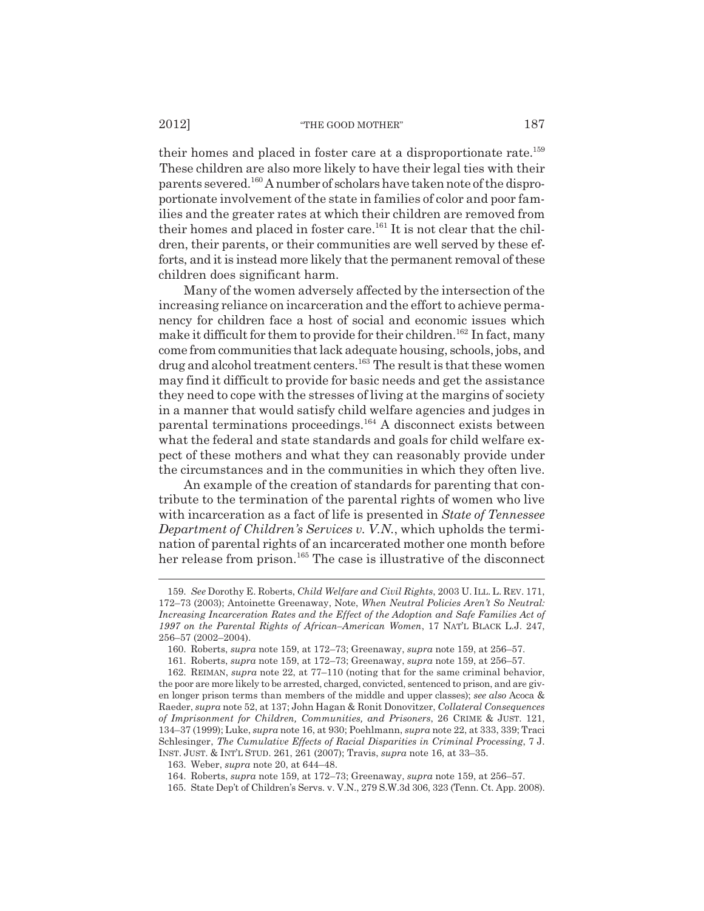their homes and placed in foster care at a disproportionate rate.[159] These children are also more likely to have their legal ties with their parents severed.[160] A number of scholars have taken note of the disproportionate involvement of the state in families of color and poor families and the greater rates at which their children are removed from their homes and placed in foster care.[161] It is not clear that the children, their parents, or their communities are well served by these efforts, and it is instead more likely that the permanent removal of these children does significant harm.

Many of the women adversely affected by the intersection of the increasing reliance on incarceration and the effort to achieve permanency for children face a host of social and economic issues which make it difficult for them to provide for their children.[162] In fact, many come from communities that lack adequate housing, schools, jobs, and drug and alcohol treatment centers.[163] The result is that these women may find it difficult to provide for basic needs and get the assistance they need to cope with the stresses of living at the margins of society in a manner that would satisfy child welfare agencies and judges in parental terminations proceedings.[164] A disconnect exists between what the federal and state standards and goals for child welfare expect of these mothers and what they can reasonably provide under the circumstances and in the communities in which they often live.

An example of the creation of standards for parenting that contribute to the termination of the parental rights of women who live with incarceration as a fact of life is presented in *State of Tennessee Department of Children's Services v. V.N.*, which upholds the termination of parental rights of an incarcerated mother one month before her release from prison.[165] The case is illustrative of the disconnect

---

159. *See* Dorothy E. Roberts, *Child Welfare and Civil Rights*, 2003 U. ILL. L. REV. 171, 172–73 (2003); Antoinette Greenaway, Note, *When Neutral Policies Aren't So Neutral: Increasing Incarceration Rates and the Effect of the Adoption and Safe Families Act of 1997 on the Parental Rights of African–American Women*, 17 NAT'L BLACK L.J. 247, 256–57 (2002–2004).

160. Roberts, *supra* note 159, at 172–73; Greenaway, *supra* note 159, at 256–57.

161. Roberts, *supra* note 159, at 172–73; Greenaway, *supra* note 159, at 256–57.

162. REIMAN, *supra* note 22, at 77–110 (noting that for the same criminal behavior, the poor are more likely to be arrested, charged, convicted, sentenced to prison, and are given longer prison terms than members of the middle and upper classes); *see also* Acoca & Raeder, *supra* note 52, at 137; John Hagan & Ronit Donovitzer, *Collateral Consequences of Imprisonment for Children, Communities, and Prisoners*, 26 CRIME & JUST. 121, 134–37 (1999); Luke, *supra* note 16, at 930; Poehlmann, *supra* note 22, at 333, 339; Traci Schlesinger, *The Cumulative Effects of Racial Disparities in Criminal Processing*, 7 J. INST. JUST. & INT'L STUD. 261, 261 (2007); Travis, *supra* note 16, at 33–35.

163. Weber, *supra* note 20, at 644–48.

164. Roberts, *supra* note 159, at 172–73; Greenaway, *supra* note 159, at 256–57.

165. State Dep't of Children's Servs. v. V.N., 279 S.W.3d 306, 323 (Tenn. Ct. App. 2008).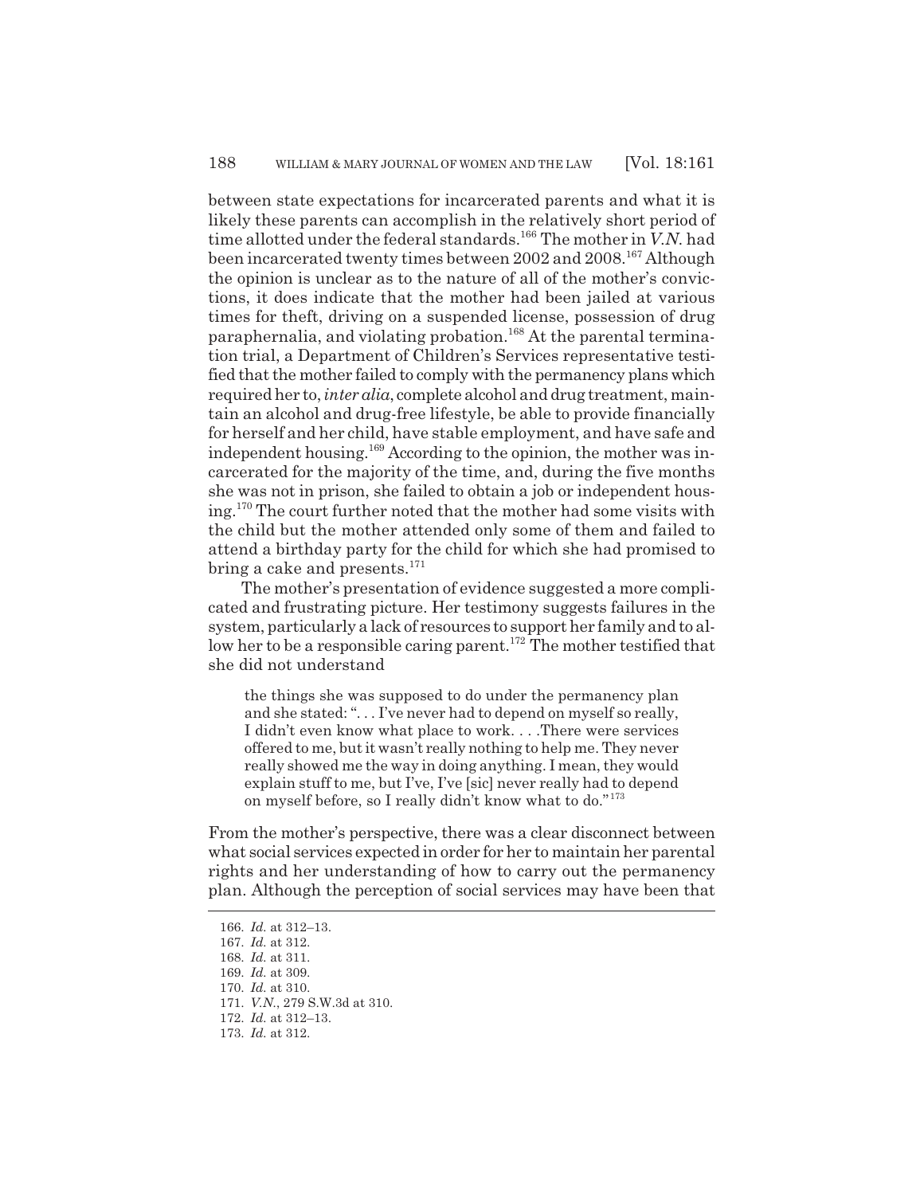between state expectations for incarcerated parents and what it is likely these parents can accomplish in the relatively short period of time allotted under the federal standards.[166] The mother in *V.N.* had been incarcerated twenty times between 2002 and 2008.[167] Although the opinion is unclear as to the nature of all of the mother's convictions, it does indicate that the mother had been jailed at various times for theft, driving on a suspended license, possession of drug paraphernalia, and violating probation.[168] At the parental termination trial, a Department of Children's Services representative testified that the mother failed to comply with the permanency plans which required her to, *inter alia*, complete alcohol and drug treatment, maintain an alcohol and drug-free lifestyle, be able to provide financially for herself and her child, have stable employment, and have safe and independent housing.[169] According to the opinion, the mother was incarcerated for the majority of the time, and, during the five months she was not in prison, she failed to obtain a job or independent housing.[170] The court further noted that the mother had some visits with the child but the mother attended only some of them and failed to attend a birthday party for the child for which she had promised to bring a cake and presents.[171]

The mother's presentation of evidence suggested a more complicated and frustrating picture. Her testimony suggests failures in the system, particularly a lack of resources to support her family and to allow her to be a responsible caring parent.[172] The mother testified that she did not understand

> the things she was supposed to do under the permanency plan and she stated: ". . . I've never had to depend on myself so really, I didn't even know what place to work. . . .There were services offered to me, but it wasn't really nothing to help me. They never really showed me the way in doing anything. I mean, they would explain stuff to me, but I've, I've [sic] never really had to depend on myself before, so I really didn't know what to do."[173]

From the mother's perspective, there was a clear disconnect between what social services expected in order for her to maintain her parental rights and her understanding of how to carry out the permanency plan. Although the perception of social services may have been that

166. *Id.* at 312–13.
167. *Id.* at 312.
168. *Id.* at 311.
169. *Id.* at 309.
170. *Id.* at 310.
171. *V.N.*, 279 S.W.3d at 310.
172. *Id.* at 312–13.
173. *Id.* at 312.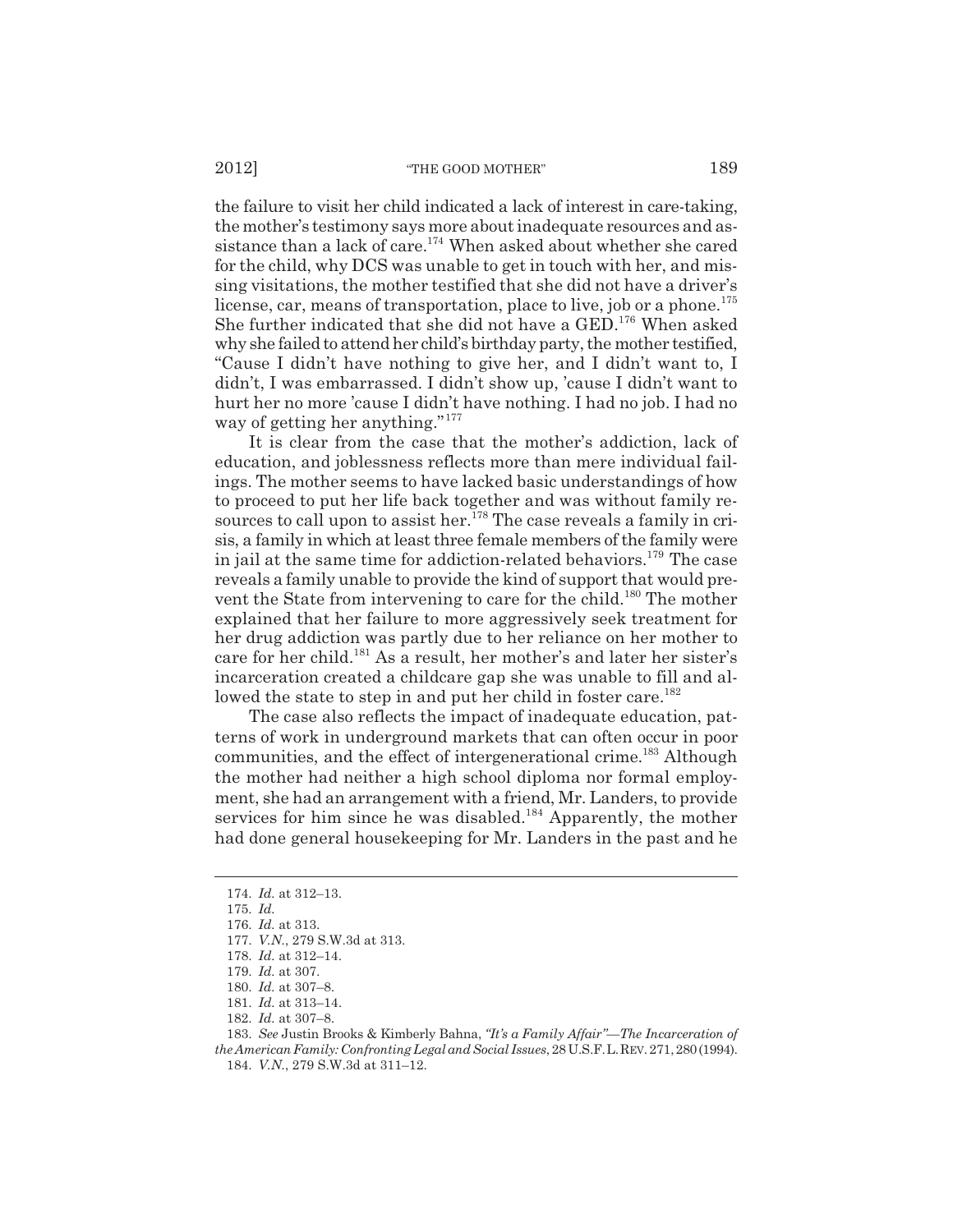the failure to visit her child indicated a lack of interest in care-taking, the mother's testimony says more about inadequate resources and assistance than a lack of care.[174] When asked about whether she cared for the child, why DCS was unable to get in touch with her, and missing visitations, the mother testified that she did not have a driver's license, car, means of transportation, place to live, job or a phone.[175] She further indicated that she did not have a GED.[176] When asked why she failed to attend her child's birthday party, the mother testified, "Cause I didn't have nothing to give her, and I didn't want to, I didn't, I was embarrassed. I didn't show up, 'cause I didn't want to hurt her no more 'cause I didn't have nothing. I had no job. I had no way of getting her anything."[177]

It is clear from the case that the mother's addiction, lack of education, and joblessness reflects more than mere individual failings. The mother seems to have lacked basic understandings of how to proceed to put her life back together and was without family resources to call upon to assist her.[178] The case reveals a family in crisis, a family in which at least three female members of the family were in jail at the same time for addiction-related behaviors.[179] The case reveals a family unable to provide the kind of support that would prevent the State from intervening to care for the child.[180] The mother explained that her failure to more aggressively seek treatment for her drug addiction was partly due to her reliance on her mother to care for her child.[181] As a result, her mother's and later her sister's incarceration created a childcare gap she was unable to fill and allowed the state to step in and put her child in foster care.[182]

The case also reflects the impact of inadequate education, patterns of work in underground markets that can often occur in poor communities, and the effect of intergenerational crime.[183] Although the mother had neither a high school diploma nor formal employment, she had an arrangement with a friend, Mr. Landers, to provide services for him since he was disabled.[184] Apparently, the mother had done general housekeeping for Mr. Landers in the past and he

---

174. *Id.* at 312–13.

175. *Id.*

176. *Id.* at 313.

177. *V.N.*, 279 S.W.3d at 313.

178. *Id.* at 312–14.

179. *Id.* at 307.

180. *Id.* at 307–8.

181. *Id.* at 313–14.

182. *Id.* at 307–8.

183. *See* Justin Brooks & Kimberly Bahna, *"It's a Family Affair"—The Incarceration of the American Family: Confronting Legal and Social Issues*, 28 U.S.F. L. REV. 271, 280 (1994).

184. *V.N.*, 279 S.W.3d at 311–12.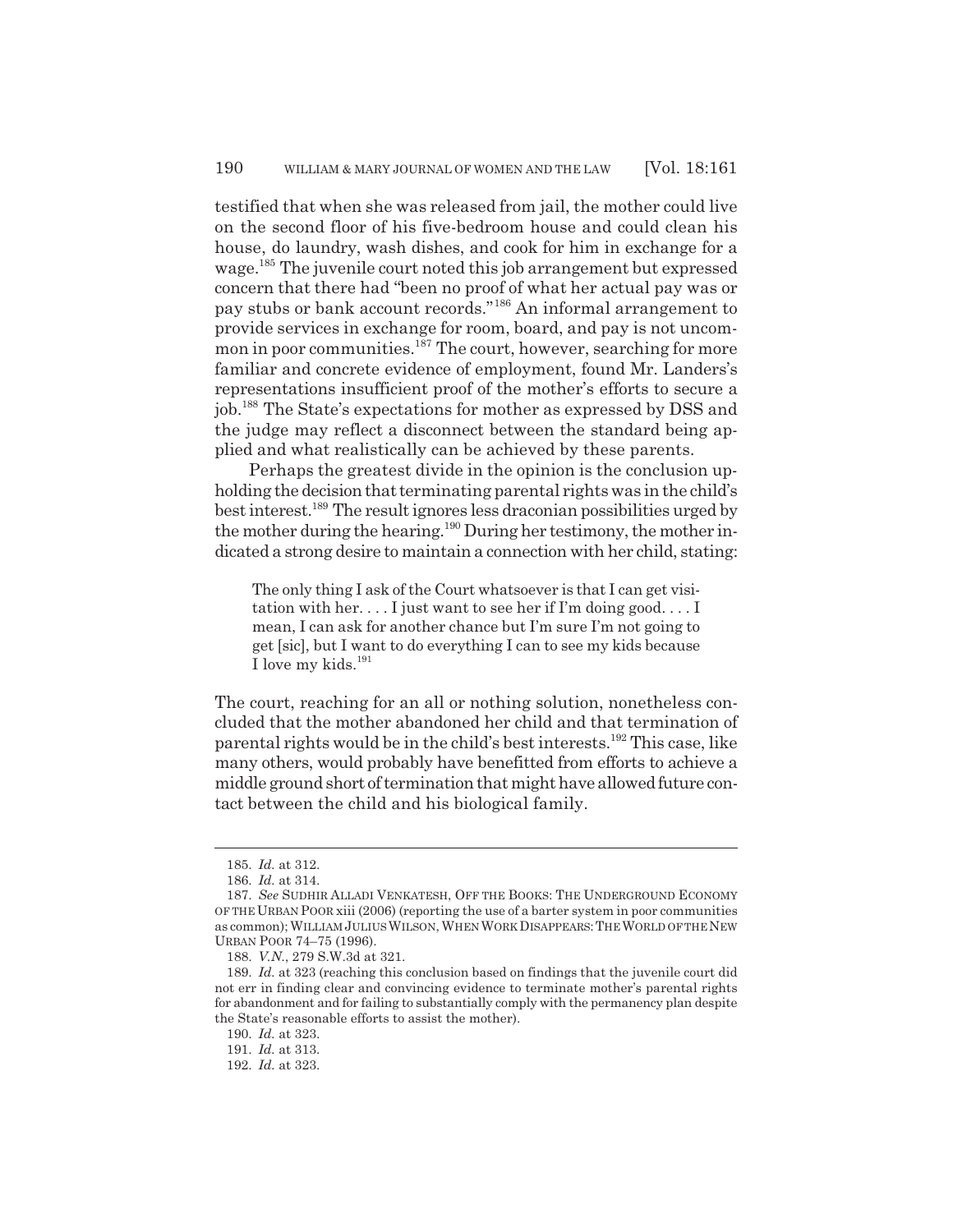testified that when she was released from jail, the mother could live on the second floor of his five-bedroom house and could clean his house, do laundry, wash dishes, and cook for him in exchange for a wage.[185] The juvenile court noted this job arrangement but expressed concern that there had "been no proof of what her actual pay was or pay stubs or bank account records."[186] An informal arrangement to provide services in exchange for room, board, and pay is not uncommon in poor communities.[187] The court, however, searching for more familiar and concrete evidence of employment, found Mr. Landers's representations insufficient proof of the mother's efforts to secure a job.[188] The State's expectations for mother as expressed by DSS and the judge may reflect a disconnect between the standard being applied and what realistically can be achieved by these parents.

Perhaps the greatest divide in the opinion is the conclusion upholding the decision that terminating parental rights was in the child's best interest.[189] The result ignores less draconian possibilities urged by the mother during the hearing.[190] During her testimony, the mother indicated a strong desire to maintain a connection with her child, stating:

> The only thing I ask of the Court whatsoever is that I can get visitation with her. . . . I just want to see her if I'm doing good. . . . I mean, I can ask for another chance but I'm sure I'm not going to get [sic], but I want to do everything I can to see my kids because I love my kids.[191]

The court, reaching for an all or nothing solution, nonetheless concluded that the mother abandoned her child and that termination of parental rights would be in the child's best interests.[192] This case, like many others, would probably have benefitted from efforts to achieve a middle ground short of termination that might have allowed future contact between the child and his biological family.

---

185. *Id.* at 312.

186. *Id.* at 314.

187. *See* SUDHIR ALLADI VENKATESH, OFF THE BOOKS: THE UNDERGROUND ECONOMY OF THE URBAN POOR xiii (2006) (reporting the use of a barter system in poor communities as common); WILLIAM JULIUS WILSON, WHEN WORK DISAPPEARS: THE WORLD OF THE NEW URBAN POOR 74–75 (1996).

188. *V.N.*, 279 S.W.3d at 321.

189. *Id.* at 323 (reaching this conclusion based on findings that the juvenile court did not err in finding clear and convincing evidence to terminate mother's parental rights for abandonment and for failing to substantially comply with the permanency plan despite the State's reasonable efforts to assist the mother).

190. *Id.* at 323.

191. *Id.* at 313.

192. *Id.* at 323.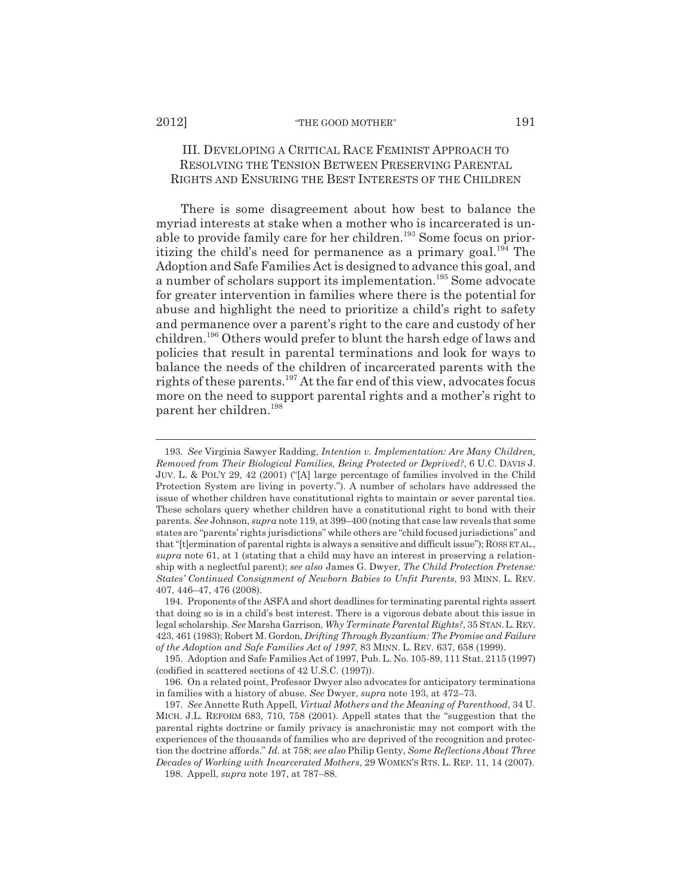## III. Developing a Critical Race Feminist Approach to Resolving the Tension Between Preserving Parental Rights and Ensuring the Best Interests of the Children

There is some disagreement about how best to balance the myriad interests at stake when a mother who is incarcerated is unable to provide family care for her children.[193] Some focus on prioritizing the child's need for permanence as a primary goal.[194] The Adoption and Safe Families Act is designed to advance this goal, and a number of scholars support its implementation.[195] Some advocate for greater intervention in families where there is the potential for abuse and highlight the need to prioritize a child's right to safety and permanence over a parent's right to the care and custody of her children.[196] Others would prefer to blunt the harsh edge of laws and policies that result in parental terminations and look for ways to balance the needs of the children of incarcerated parents with the rights of these parents.[197] At the far end of this view, advocates focus more on the need to support parental rights and a mother's right to parent her children.[198]

---

193. *See* Virginia Sawyer Radding, *Intention v. Implementation: Are Many Children, Removed from Their Biological Families, Being Protected or Deprived?*, 6 U.C. DAVIS J. JUV. L. & POL'Y 29, 42 (2001) ("[A] large percentage of families involved in the Child Protection System are living in poverty."). A number of scholars have addressed the issue of whether children have constitutional rights to maintain or sever parental ties. These scholars query whether children have a constitutional right to bond with their parents. *See* Johnson, *supra* note 119, at 399–400 (noting that case law reveals that some states are "parents' rights jurisdictions" while others are "child focused jurisdictions" and that "[t]ermination of parental rights is always a sensitive and difficult issue"); ROSS ET AL., *supra* note 61, at 1 (stating that a child may have an interest in preserving a relationship with a neglectful parent); *see also* James G. Dwyer, *The Child Protection Pretense: States' Continued Consignment of Newborn Babies to Unfit Parents*, 93 MINN. L. REV. 407, 446–47, 476 (2008).

194. Proponents of the ASFA and short deadlines for terminating parental rights assert that doing so is in a child's best interest. There is a vigorous debate about this issue in legal scholarship. *See* Marsha Garrison, *Why Terminate Parental Rights?*, 35 STAN. L. REV. 423, 461 (1983); Robert M. Gordon, *Drifting Through Byzantium: The Promise and Failure of the Adoption and Safe Families Act of 1997*, 83 MINN. L. REV. 637, 658 (1999).

195. Adoption and Safe Families Act of 1997, Pub. L. No. 105-89, 111 Stat. 2115 (1997) (codified in scattered sections of 42 U.S.C. (1997)).

196. On a related point, Professor Dwyer also advocates for anticipatory terminations in families with a history of abuse. *See* Dwyer, *supra* note 193, at 472–73.

197. *See* Annette Ruth Appell, *Virtual Mothers and the Meaning of Parenthood*, 34 U. MICH. J.L. REFORM 683, 710, 758 (2001). Appell states that the "suggestion that the parental rights doctrine or family privacy is anachronistic may not comport with the experiences of the thousands of families who are deprived of the recognition and protection the doctrine affords." *Id.* at 758; *see also* Philip Genty, *Some Reflections About Three Decades of Working with Incarcerated Mothers*, 29 WOMEN'S RTS. L. REP. 11, 14 (2007).

198. Appell, *supra* note 197, at 787–88.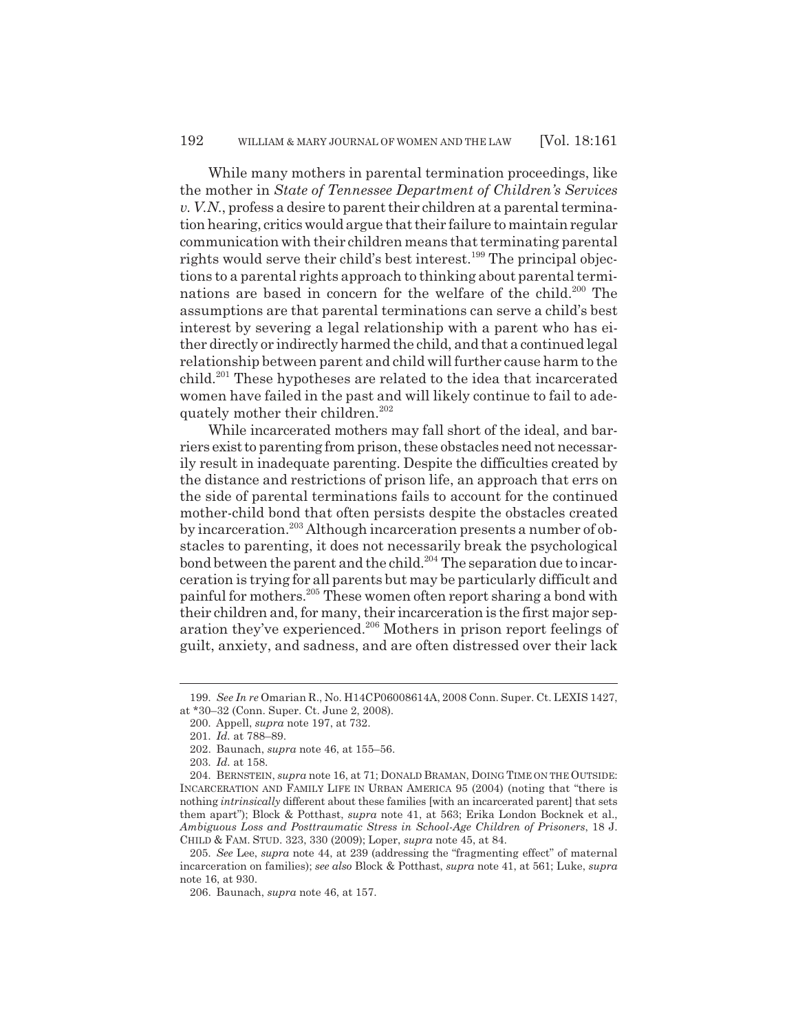While many mothers in parental termination proceedings, like the mother in *State of Tennessee Department of Children's Services v. V.N.*, profess a desire to parent their children at a parental termination hearing, critics would argue that their failure to maintain regular communication with their children means that terminating parental rights would serve their child's best interest.[199] The principal objections to a parental rights approach to thinking about parental terminations are based in concern for the welfare of the child.[200] The assumptions are that parental terminations can serve a child's best interest by severing a legal relationship with a parent who has either directly or indirectly harmed the child, and that a continued legal relationship between parent and child will further cause harm to the child.[201] These hypotheses are related to the idea that incarcerated women have failed in the past and will likely continue to fail to adequately mother their children.[202]

While incarcerated mothers may fall short of the ideal, and barriers exist to parenting from prison, these obstacles need not necessarily result in inadequate parenting. Despite the difficulties created by the distance and restrictions of prison life, an approach that errs on the side of parental terminations fails to account for the continued mother-child bond that often persists despite the obstacles created by incarceration.[203] Although incarceration presents a number of obstacles to parenting, it does not necessarily break the psychological bond between the parent and the child.[204] The separation due to incarceration is trying for all parents but may be particularly difficult and painful for mothers.[205] These women often report sharing a bond with their children and, for many, their incarceration is the first major separation they've experienced.[206] Mothers in prison report feelings of guilt, anxiety, and sadness, and are often distressed over their lack

---

199. *See In re* Omarian R., No. H14CP06008614A, 2008 Conn. Super. Ct. LEXIS 1427, at *30–32 (Conn. Super. Ct. June 2, 2008).

200. Appell, *supra* note 197, at 732.

201. *Id.* at 788–89.

202. Baunach, *supra* note 46, at 155–56.

203. *Id.* at 158.

204. BERNSTEIN, *supra* note 16, at 71; DONALD BRAMAN, DOING TIME ON THE OUTSIDE: INCARCERATION AND FAMILY LIFE IN URBAN AMERICA 95 (2004) (noting that "there is nothing *intrinsically* different about these families [with an incarcerated parent] that sets them apart"); Block & Potthast, *supra* note 41, at 563; Erika London Bocknek et al., *Ambiguous Loss and Posttraumatic Stress in School-Age Children of Prisoners*, 18 J. CHILD & FAM. STUD. 323, 330 (2009); Loper, *supra* note 45, at 84.

205. *See* Lee, *supra* note 44, at 239 (addressing the "fragmenting effect" of maternal incarceration on families); *see also* Block & Potthast, *supra* note 41, at 561; Luke, *supra* note 16, at 930.

206. Baunach, *supra* note 46, at 157.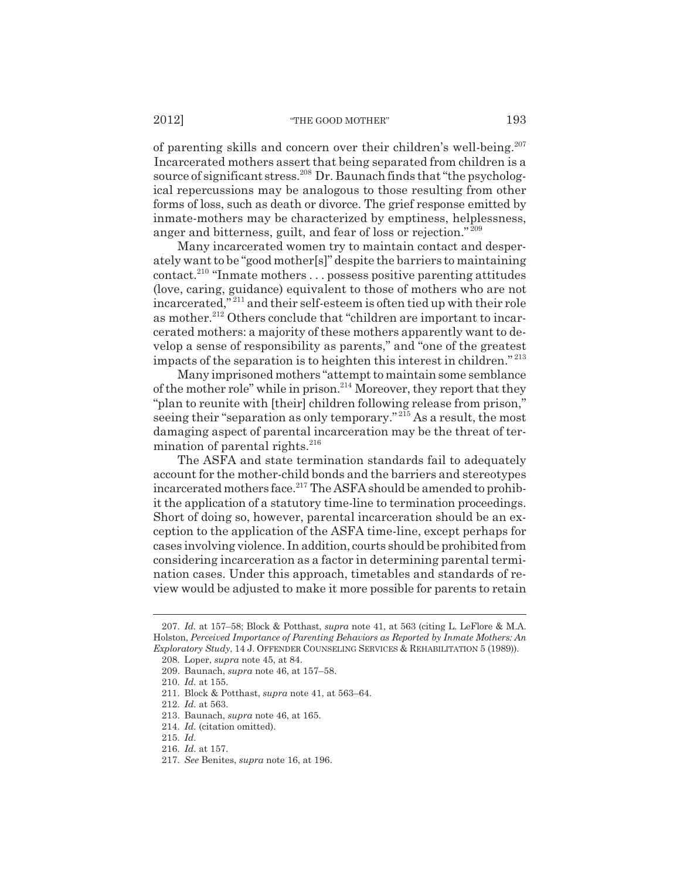of parenting skills and concern over their children's well-being.[207] Incarcerated mothers assert that being separated from children is a source of significant stress.[208] Dr. Baunach finds that "the psychological repercussions may be analogous to those resulting from other forms of loss, such as death or divorce. The grief response emitted by inmate-mothers may be characterized by emptiness, helplessness, anger and bitterness, guilt, and fear of loss or rejection."[209]

Many incarcerated women try to maintain contact and desperately want to be "good mother[s]" despite the barriers to maintaining contact.[210] "Inmate mothers . . . possess positive parenting attitudes (love, caring, guidance) equivalent to those of mothers who are not incarcerated,"[211] and their self-esteem is often tied up with their role as mother.[212] Others conclude that "children are important to incarcerated mothers: a majority of these mothers apparently want to develop a sense of responsibility as parents," and "one of the greatest impacts of the separation is to heighten this interest in children."[213]

Many imprisoned mothers "attempt to maintain some semblance of the mother role" while in prison.[214] Moreover, they report that they "plan to reunite with [their] children following release from prison," seeing their "separation as only temporary."[215] As a result, the most damaging aspect of parental incarceration may be the threat of termination of parental rights.[216]

The ASFA and state termination standards fail to adequately account for the mother-child bonds and the barriers and stereotypes incarcerated mothers face.[217] The ASFA should be amended to prohibit the application of a statutory time-line to termination proceedings. Short of doing so, however, parental incarceration should be an exception to the application of the ASFA time-line, except perhaps for cases involving violence. In addition, courts should be prohibited from considering incarceration as a factor in determining parental termination cases. Under this approach, timetables and standards of review would be adjusted to make it more possible for parents to retain

---

207. *Id.* at 157–58; Block & Potthast, *supra* note 41, at 563 (citing L. LeFlore & M.A. Holston, *Perceived Importance of Parenting Behaviors as Reported by Inmate Mothers: An Exploratory Study*, 14 J. OFFENDER COUNSELING SERVICES & REHABILITATION 5 (1989)).

208. Loper, *supra* note 45, at 84.

209. Baunach, *supra* note 46, at 157–58.

210. *Id.* at 155.

211. Block & Potthast, *supra* note 41, at 563–64.

212. *Id.* at 563.

213. Baunach, *supra* note 46, at 165.

214. *Id.* (citation omitted).

215. *Id.*

216. *Id.* at 157.

217. *See* Benites, *supra* note 16, at 196.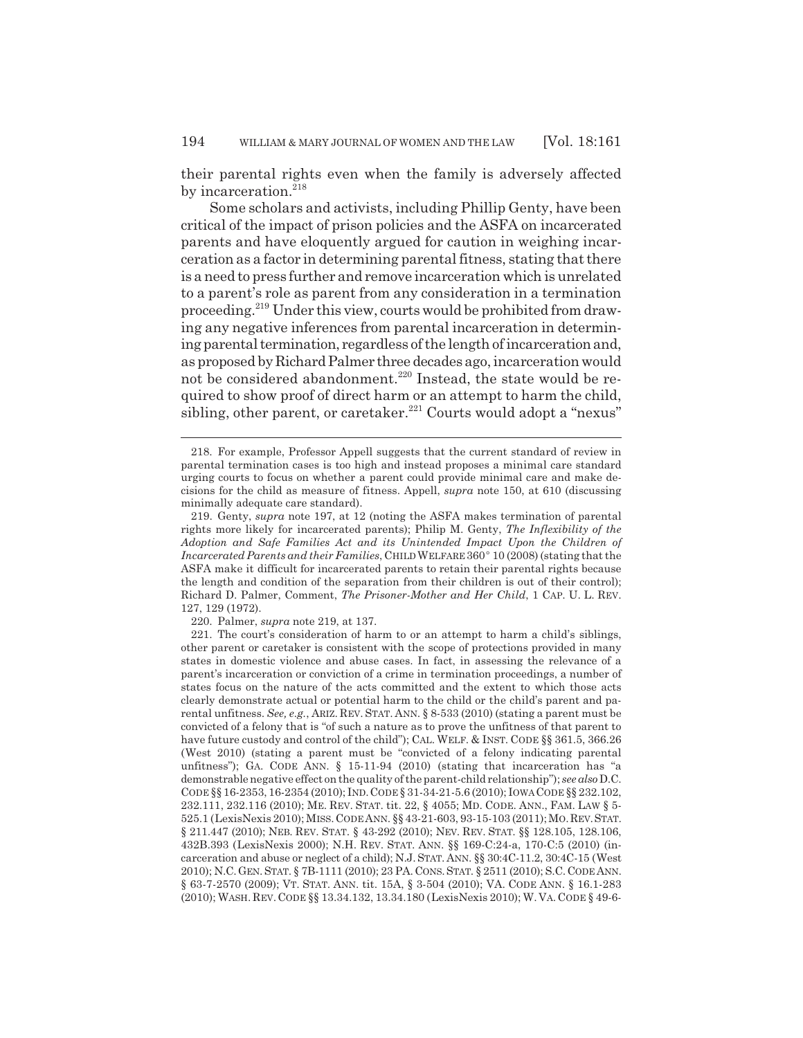their parental rights even when the family is adversely affected by incarceration.[218]

Some scholars and activists, including Phillip Genty, have been critical of the impact of prison policies and the ASFA on incarcerated parents and have eloquently argued for caution in weighing incarceration as a factor in determining parental fitness, stating that there is a need to press further and remove incarceration which is unrelated to a parent's role as parent from any consideration in a termination proceeding.[219] Under this view, courts would be prohibited from drawing any negative inferences from parental incarceration in determining parental termination, regardless of the length of incarceration and, as proposed by Richard Palmer three decades ago, incarceration would not be considered abandonment.[220] Instead, the state would be required to show proof of direct harm or an attempt to harm the child, sibling, other parent, or caretaker.[221] Courts would adopt a "nexus"

---

218. For example, Professor Appell suggests that the current standard of review in parental termination cases is too high and instead proposes a minimal care standard urging courts to focus on whether a parent could provide minimal care and make decisions for the child as measure of fitness. Appell, *supra* note 150, at 610 (discussing minimally adequate care standard).

219. Genty, *supra* note 197, at 12 (noting the ASFA makes termination of parental rights more likely for incarcerated parents); Philip M. Genty, *The Inflexibility of the Adoption and Safe Families Act and its Unintended Impact Upon the Children of Incarcerated Parents and their Families*, CHILD WELFARE 360° 10 (2008) (stating that the ASFA make it difficult for incarcerated parents to retain their parental rights because the length and condition of the separation from their children is out of their control); Richard D. Palmer, Comment, *The Prisoner-Mother and Her Child*, 1 CAP. U. L. REV. 127, 129 (1972).

220. Palmer, *supra* note 219, at 137.

221. The court's consideration of harm to or an attempt to harm a child's siblings, other parent or caretaker is consistent with the scope of protections provided in many states in domestic violence and abuse cases. In fact, in assessing the relevance of a parent's incarceration or conviction of a crime in termination proceedings, a number of states focus on the nature of the acts committed and the extent to which those acts clearly demonstrate actual or potential harm to the child or the child's parent and parental unfitness. *See, e.g.*, ARIZ. REV. STAT. ANN. § 8-533 (2010) (stating a parent must be convicted of a felony that is "of such a nature as to prove the unfitness of that parent to have future custody and control of the child"); CAL. WELF. & INST. CODE §§ 361.5, 366.26 (West 2010) (stating a parent must be "convicted of a felony indicating parental unfitness"); GA. CODE ANN. § 15-11-94 (2010) (stating that incarceration has "a demonstrable negative effect on the quality of the parent-child relationship"); *see also* D.C. CODE §§ 16-2353, 16-2354 (2010); IND. CODE § 31-34-21-5.6 (2010); IOWA CODE §§ 232.102, 232.111, 232.116 (2010); ME. REV. STAT. tit. 22, § 4055; MD. CODE. ANN., FAM. LAW § 5-525.1 (LexisNexis 2010); MISS. CODE ANN. §§ 43-21-603, 93-15-103 (2011); MO. REV. STAT. § 211.447 (2010); NEB. REV. STAT. § 43-292 (2010); NEV. REV. STAT. §§ 128.105, 128.106, 432B.393 (LexisNexis 2000); N.H. REV. STAT. ANN. §§ 169-C:24-a, 170-C:5 (2010) (incarceration and abuse or neglect of a child); N.J. STAT. ANN. §§ 30:4C-11.2, 30:4C-15 (West 2010); N.C. GEN. STAT. § 7B-1111 (2010); 23 PA. CONS. STAT. § 2511 (2010); S.C. CODE ANN. § 63-7-2570 (2009); VT. STAT. ANN. tit. 15A, § 3-504 (2010); VA. CODE ANN. § 16.1-283 (2010); WASH. REV. CODE §§ 13.34.132, 13.34.180 (LexisNexis 2010); W. VA. CODE § 49-6-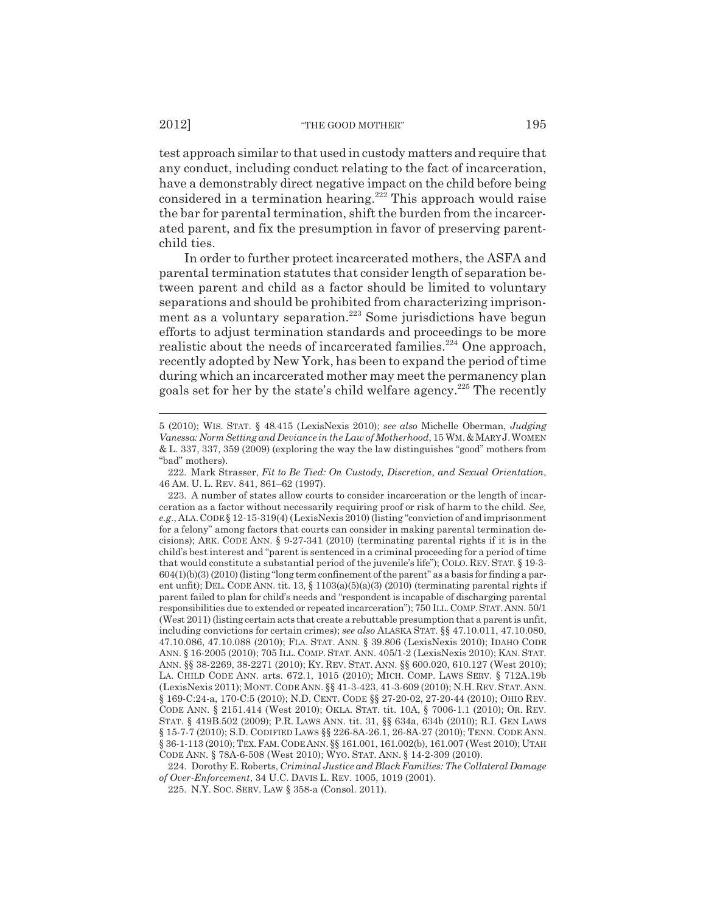test approach similar to that used in custody matters and require that any conduct, including conduct relating to the fact of incarceration, have a demonstrably direct negative impact on the child before being considered in a termination hearing.[222] This approach would raise the bar for parental termination, shift the burden from the incarcerated parent, and fix the presumption in favor of preserving parent-child ties.

In order to further protect incarcerated mothers, the ASFA and parental termination statutes that consider length of separation between parent and child as a factor should be limited to voluntary separations and should be prohibited from characterizing imprisonment as a voluntary separation.[223] Some jurisdictions have begun efforts to adjust termination standards and proceedings to be more realistic about the needs of incarcerated families.[224] One approach, recently adopted by New York, has been to expand the period of time during which an incarcerated mother may meet the permanency plan goals set for her by the state's child welfare agency.[225] The recently

---

5 (2010); WIS. STAT. § 48.415 (LexisNexis 2010); *see also* Michelle Oberman, *Judging Vanessa: Norm Setting and Deviance in the Law of Motherhood*, 15 WM. & MARY J. WOMEN & L. 337, 337, 359 (2009) (exploring the way the law distinguishes "good" mothers from "bad" mothers).

222. Mark Strasser, *Fit to Be Tied: On Custody, Discretion, and Sexual Orientation*, 46 AM. U. L. REV. 841, 861–62 (1997).

223. A number of states allow courts to consider incarceration or the length of incarceration as a factor without necessarily requiring proof or risk of harm to the child. *See, e.g.*, ALA. CODE § 12-15-319(4) (LexisNexis 2010) (listing "conviction of and imprisonment for a felony" among factors that courts can consider in making parental termination decisions); ARK. CODE ANN. § 9-27-341 (2010) (terminating parental rights if it is in the child's best interest and "parent is sentenced in a criminal proceeding for a period of time that would constitute a substantial period of the juvenile's life"); COLO. REV. STAT. § 19-3-604(1)(b)(3) (2010) (listing "long term confinement of the parent" as a basis for finding a parent unfit); DEL. CODE ANN. tit. 13, § 1103(a)(5)(a)(3) (2010) (terminating parental rights if parent failed to plan for child's needs and "respondent is incapable of discharging parental responsibilities due to extended or repeated incarceration"); 750 ILL. COMP. STAT. ANN. 50/1 (West 2011) (listing certain acts that create a rebuttable presumption that a parent is unfit, including convictions for certain crimes); *see also* ALASKA STAT. §§ 47.10.011, 47.10.080, 47.10.086, 47.10.088 (2010); FLA. STAT. ANN. § 39.806 (LexisNexis 2010); IDAHO CODE ANN. § 16-2005 (2010); 705 ILL. COMP. STAT. ANN. 405/1-2 (LexisNexis 2010); KAN. STAT. ANN. §§ 38-2269, 38-2271 (2010); KY. REV. STAT. ANN. §§ 600.020, 610.127 (West 2010); LA. CHILD CODE ANN. arts. 672.1, 1015 (2010); MICH. COMP. LAWS SERV. § 712A.19b (LexisNexis 2011); MONT. CODE ANN. §§ 41-3-423, 41-3-609 (2010); N.H. REV. STAT. ANN. § 169-C:24-a, 170-C:5 (2010); N.D. CENT. CODE §§ 27-20-02, 27-20-44 (2010); OHIO REV. CODE ANN. § 2151.414 (West 2010); OKLA. STAT. tit. 10A, § 7006-1.1 (2010); OR. REV. STAT. § 419B.502 (2009); P.R. LAWS ANN. tit. 31, §§ 634a, 634b (2010); R.I. GEN LAWS § 15-7-7 (2010); S.D. CODIFIED LAWS §§ 226-8A-26.1, 26-8A-27 (2010); TENN. CODE ANN. § 36-1-113 (2010); TEX. FAM. CODE ANN. §§ 161.001, 161.002(b), 161.007 (West 2010); UTAH CODE ANN. § 78A-6-508 (West 2010); WYO. STAT. ANN. § 14-2-309 (2010).

224. Dorothy E. Roberts, *Criminal Justice and Black Families: The Collateral Damage of Over-Enforcement*, 34 U.C. DAVIS L. REV. 1005, 1019 (2001).

225. N.Y. SOC. SERV. LAW § 358-a (Consol. 2011).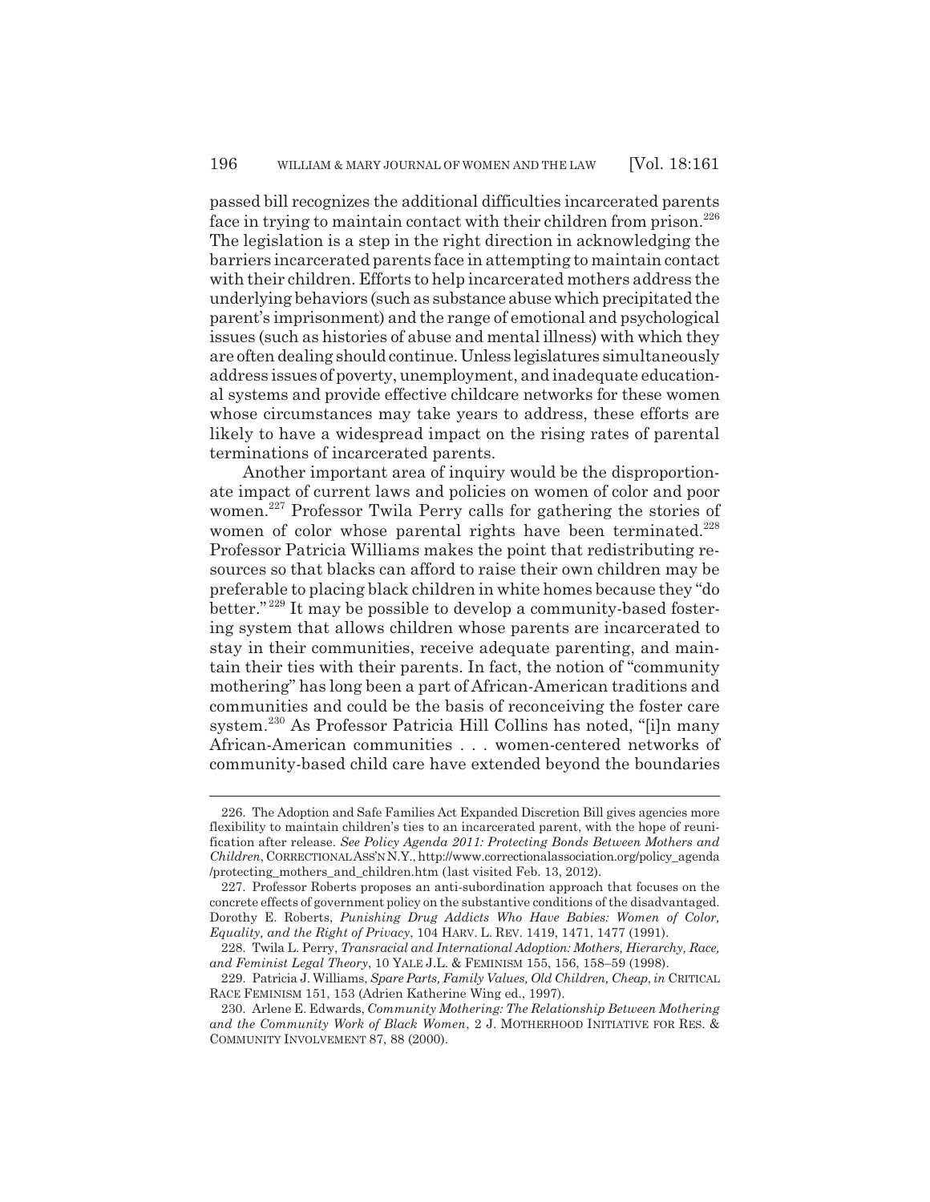passed bill recognizes the additional difficulties incarcerated parents face in trying to maintain contact with their children from prison.[226] The legislation is a step in the right direction in acknowledging the barriers incarcerated parents face in attempting to maintain contact with their children. Efforts to help incarcerated mothers address the underlying behaviors (such as substance abuse which precipitated the parent's imprisonment) and the range of emotional and psychological issues (such as histories of abuse and mental illness) with which they are often dealing should continue. Unless legislatures simultaneously address issues of poverty, unemployment, and inadequate educational systems and provide effective childcare networks for these women whose circumstances may take years to address, these efforts are likely to have a widespread impact on the rising rates of parental terminations of incarcerated parents.

Another important area of inquiry would be the disproportionate impact of current laws and policies on women of color and poor women.[227] Professor Twila Perry calls for gathering the stories of women of color whose parental rights have been terminated.[228] Professor Patricia Williams makes the point that redistributing resources so that blacks can afford to raise their own children may be preferable to placing black children in white homes because they "do better."[229] It may be possible to develop a community-based fostering system that allows children whose parents are incarcerated to stay in their communities, receive adequate parenting, and maintain their ties with their parents. In fact, the notion of "community mothering" has long been a part of African-American traditions and communities and could be the basis of reconceiving the foster care system.[230] As Professor Patricia Hill Collins has noted, "[i]n many African-American communities . . . women-centered networks of community-based child care have extended beyond the boundaries

---

226. The Adoption and Safe Families Act Expanded Discretion Bill gives agencies more flexibility to maintain children's ties to an incarcerated parent, with the hope of reunification after release. *See Policy Agenda 2011: Protecting Bonds Between Mothers and Children*, CORRECTIONAL ASS'N N.Y., http://www.correctionalassociation.org/policy_agenda/protecting_mothers_and_children.htm (last visited Feb. 13, 2012).

227. Professor Roberts proposes an anti-subordination approach that focuses on the concrete effects of government policy on the substantive conditions of the disadvantaged. Dorothy E. Roberts, *Punishing Drug Addicts Who Have Babies: Women of Color, Equality, and the Right of Privacy*, 104 HARV. L. REV. 1419, 1471, 1477 (1991).

228. Twila L. Perry, *Transracial and International Adoption: Mothers, Hierarchy, Race, and Feminist Legal Theory*, 10 YALE J.L. & FEMINISM 155, 156, 158–59 (1998).

229. Patricia J. Williams, *Spare Parts, Family Values, Old Children, Cheap*, *in* CRITICAL RACE FEMINISM 151, 153 (Adrien Katherine Wing ed., 1997).

230. Arlene E. Edwards, *Community Mothering: The Relationship Between Mothering and the Community Work of Black Women*, 2 J. MOTHERHOOD INITIATIVE FOR RES. & COMMUNITY INVOLVEMENT 87, 88 (2000).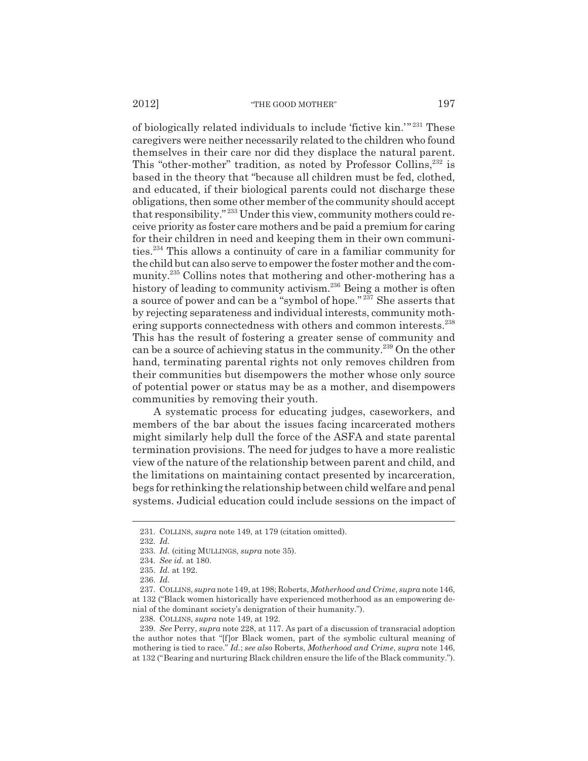of biologically related individuals to include 'fictive kin.'"[231] These caregivers were neither necessarily related to the children who found themselves in their care nor did they displace the natural parent. This "other-mother" tradition, as noted by Professor Collins,[232] is based in the theory that "because all children must be fed, clothed, and educated, if their biological parents could not discharge these obligations, then some other member of the community should accept that responsibility."[233] Under this view, community mothers could receive priority as foster care mothers and be paid a premium for caring for their children in need and keeping them in their own communities.[234] This allows a continuity of care in a familiar community for the child but can also serve to empower the foster mother and the community.[235] Collins notes that mothering and other-mothering has a history of leading to community activism.[236] Being a mother is often a source of power and can be a "symbol of hope."[237] She asserts that by rejecting separateness and individual interests, community mothering supports connectedness with others and common interests.[238] This has the result of fostering a greater sense of community and can be a source of achieving status in the community.[239] On the other hand, terminating parental rights not only removes children from their communities but disempowers the mother whose only source of potential power or status may be as a mother, and disempowers communities by removing their youth.

A systematic process for educating judges, caseworkers, and members of the bar about the issues facing incarcerated mothers might similarly help dull the force of the ASFA and state parental termination provisions. The need for judges to have a more realistic view of the nature of the relationship between parent and child, and the limitations on maintaining contact presented by incarceration, begs for rethinking the relationship between child welfare and penal systems. Judicial education could include sessions on the impact of

---

231. COLLINS, *supra* note 149, at 179 (citation omitted).

232. *Id.*

233. *Id.* (citing MULLINGS, *supra* note 35).

234. *See id.* at 180.

235. *Id.* at 192.

236. *Id.*

237. COLLINS, *supra* note 149, at 198; Roberts, *Motherhood and Crime*, *supra* note 146, at 132 ("Black women historically have experienced motherhood as an empowering denial of the dominant society's denigration of their humanity.").

238. COLLINS, *supra* note 149, at 192.

239. *See* Perry, *supra* note 228, at 117. As part of a discussion of transracial adoption the author notes that "[f]or Black women, part of the symbolic cultural meaning of mothering is tied to race." *Id.*; *see also* Roberts, *Motherhood and Crime*, *supra* note 146, at 132 ("Bearing and nurturing Black children ensure the life of the Black community.").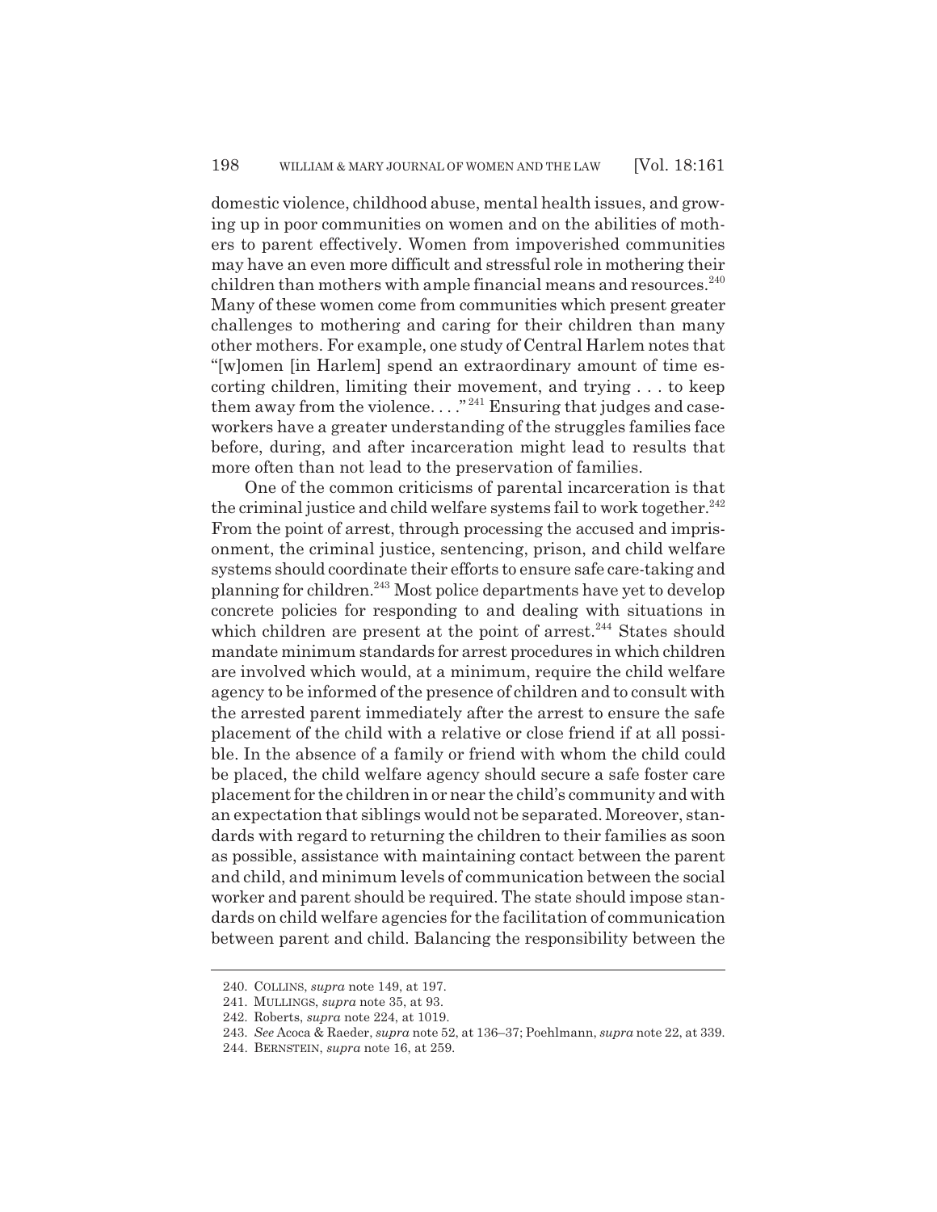domestic violence, childhood abuse, mental health issues, and growing up in poor communities on women and on the abilities of mothers to parent effectively. Women from impoverished communities may have an even more difficult and stressful role in mothering their children than mothers with ample financial means and resources.[240] Many of these women come from communities which present greater challenges to mothering and caring for their children than many other mothers. For example, one study of Central Harlem notes that "[w]omen [in Harlem] spend an extraordinary amount of time escorting children, limiting their movement, and trying . . . to keep them away from the violence. . . ."[241] Ensuring that judges and caseworkers have a greater understanding of the struggles families face before, during, and after incarceration might lead to results that more often than not lead to the preservation of families.

One of the common criticisms of parental incarceration is that the criminal justice and child welfare systems fail to work together.[242] From the point of arrest, through processing the accused and imprisonment, the criminal justice, sentencing, prison, and child welfare systems should coordinate their efforts to ensure safe care-taking and planning for children.[243] Most police departments have yet to develop concrete policies for responding to and dealing with situations in which children are present at the point of arrest.[244] States should mandate minimum standards for arrest procedures in which children are involved which would, at a minimum, require the child welfare agency to be informed of the presence of children and to consult with the arrested parent immediately after the arrest to ensure the safe placement of the child with a relative or close friend if at all possible. In the absence of a family or friend with whom the child could be placed, the child welfare agency should secure a safe foster care placement for the children in or near the child's community and with an expectation that siblings would not be separated. Moreover, standards with regard to returning the children to their families as soon as possible, assistance with maintaining contact between the parent and child, and minimum levels of communication between the social worker and parent should be required. The state should impose standards on child welfare agencies for the facilitation of communication between parent and child. Balancing the responsibility between the

240. COLLINS, *supra* note 149, at 197.

241. MULLINGS, *supra* note 35, at 93.

242. Roberts, *supra* note 224, at 1019.

243. *See* Acoca & Raeder, *supra* note 52, at 136–37; Poehlmann, *supra* note 22, at 339.

244. BERNSTEIN, *supra* note 16, at 259.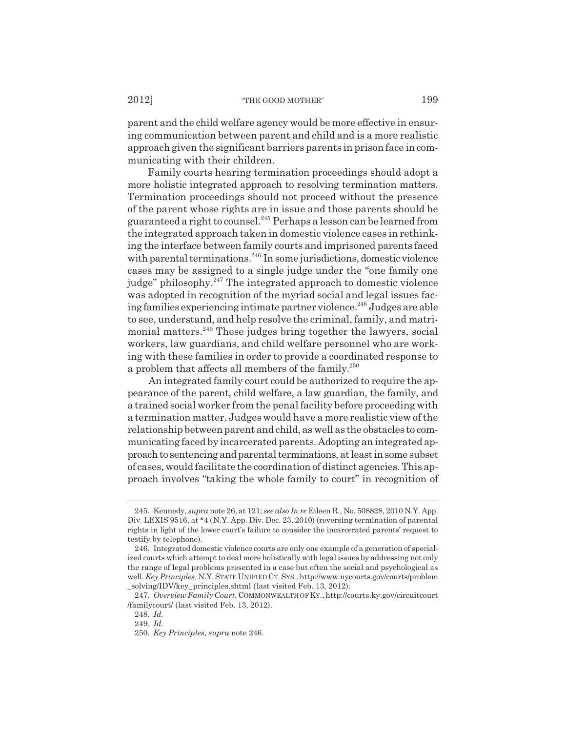parent and the child welfare agency would be more effective in ensuring communication between parent and child and is a more realistic approach given the significant barriers parents in prison face in communicating with their children.

Family courts hearing termination proceedings should adopt a more holistic integrated approach to resolving termination matters. Termination proceedings should not proceed without the presence of the parent whose rights are in issue and those parents should be guaranteed a right to counsel.[245] Perhaps a lesson can be learned from the integrated approach taken in domestic violence cases in rethinking the interface between family courts and imprisoned parents faced with parental terminations.[246] In some jurisdictions, domestic violence cases may be assigned to a single judge under the "one family one judge" philosophy.[247] The integrated approach to domestic violence was adopted in recognition of the myriad social and legal issues facing families experiencing intimate partner violence.[248] Judges are able to see, understand, and help resolve the criminal, family, and matrimonial matters.[249] These judges bring together the lawyers, social workers, law guardians, and child welfare personnel who are working with these families in order to provide a coordinated response to a problem that affects all members of the family.[250]

An integrated family court could be authorized to require the appearance of the parent, child welfare, a law guardian, the family, and a trained social worker from the penal facility before proceeding with a termination matter. Judges would have a more realistic view of the relationship between parent and child, as well as the obstacles to communicating faced by incarcerated parents. Adopting an integrated approach to sentencing and parental terminations, at least in some subset of cases, would facilitate the coordination of distinct agencies. This approach involves "taking the whole family to court" in recognition of

---

245. Kennedy, *supra* note 26, at 121; *see also In re* Eileen R., No. 508828, 2010 N.Y. App. Div. LEXIS 9516, at *4 (N.Y. App. Div. Dec. 23, 2010) (reversing termination of parental rights in light of the lower court's failure to consider the incarcerated parents' request to testify by telephone).

246. Integrated domestic violence courts are only one example of a generation of specialized courts which attempt to deal more holistically with legal issues by addressing not only the range of legal problems presented in a case but often the social and psychological as well. *Key Principles*, N.Y. STATE UNIFIED CT. SYS., http://www.nycourts.gov/courts/problem_solving/IDV/key_principles.shtml (last visited Feb. 13, 2012).

247. *Overview Family Court*, COMMONWEALTH OF KY., http://courts.ky.gov/circuitcourt/familycourt/ (last visited Feb. 13, 2012).

248. *Id.*

249. *Id.*

250. *Key Principles*, *supra* note 246.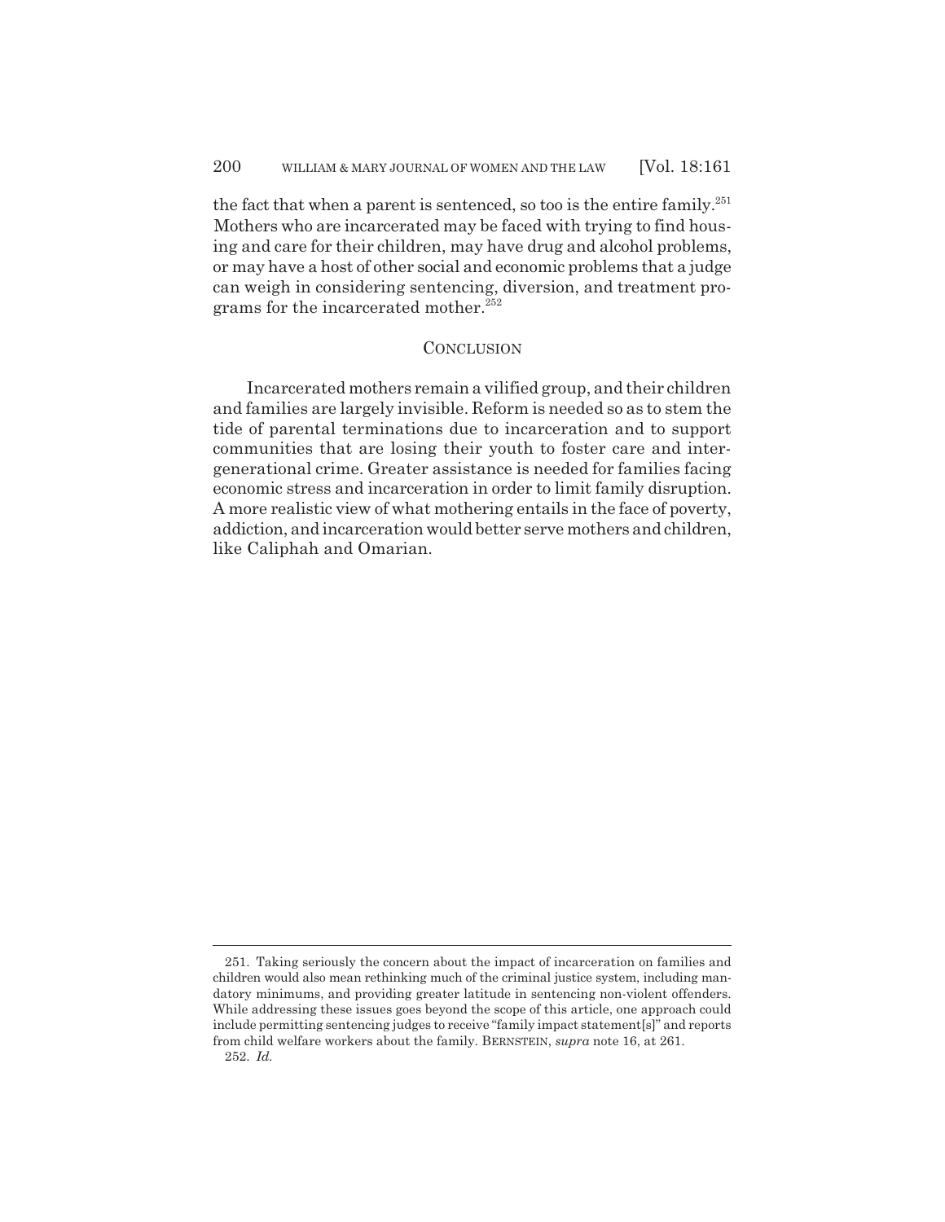the fact that when a parent is sentenced, so too is the entire family.[251] Mothers who are incarcerated may be faced with trying to find housing and care for their children, may have drug and alcohol problems, or may have a host of other social and economic problems that a judge can weigh in considering sentencing, diversion, and treatment programs for the incarcerated mother.[252]

## CONCLUSION

Incarcerated mothers remain a vilified group, and their children and families are largely invisible. Reform is needed so as to stem the tide of parental terminations due to incarceration and to support communities that are losing their youth to foster care and intergenerational crime. Greater assistance is needed for families facing economic stress and incarceration in order to limit family disruption. A more realistic view of what mothering entails in the face of poverty, addiction, and incarceration would better serve mothers and children, like Caliphah and Omarian.

---

251. Taking seriously the concern about the impact of incarceration on families and children would also mean rethinking much of the criminal justice system, including mandatory minimums, and providing greater latitude in sentencing non-violent offenders. While addressing these issues goes beyond the scope of this article, one approach could include permitting sentencing judges to receive "family impact statement[s]" and reports from child welfare workers about the family. BERNSTEIN, *supra* note 16, at 261.

252. *Id.*